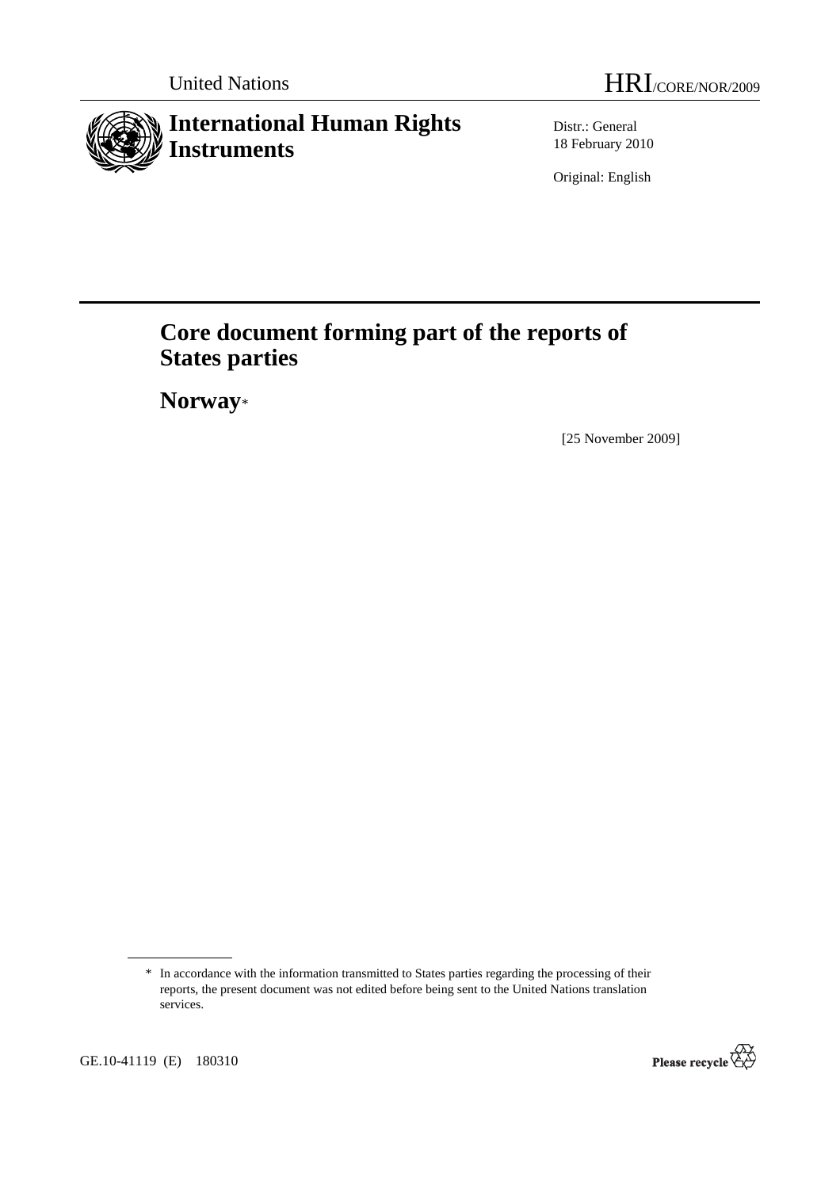United Nations HRI/CORE/NOR/2009

# International Human Rights Instruments

Distr.: General
18 February 2010

Original: English

# Core document forming part of the reports of States parties

## Norway*

[25 November 2009]

\* In accordance with the information transmitted to States parties regarding the processing of their reports, the present document was not edited before being sent to the United Nations translation services.

GE.10-41119 (E) 180310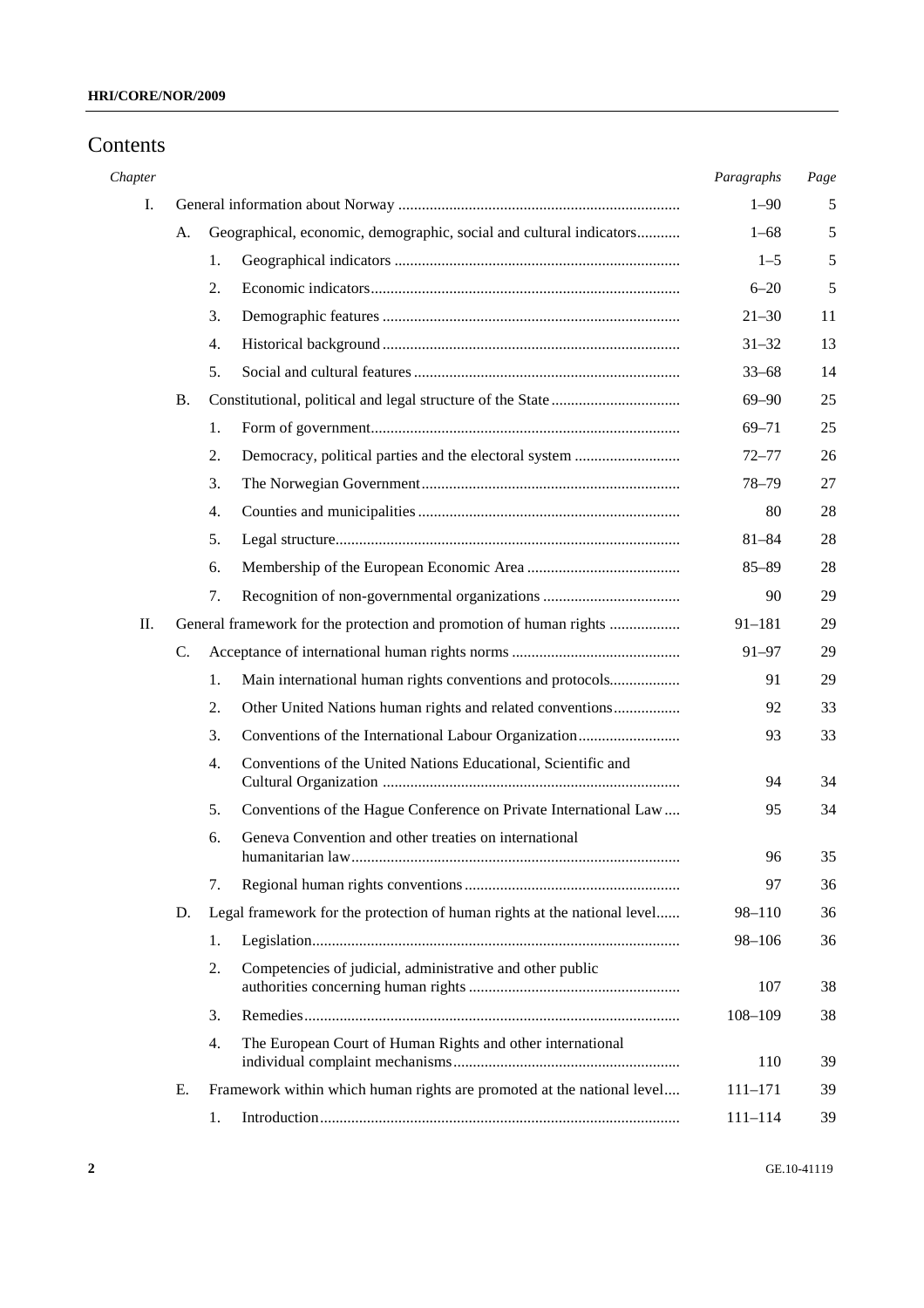# Contents

| Chapter | | | | Paragraphs | Page |
|---|---|---|---|---|---|
| I. | | | General information about Norway | 1–90 | 5 |
| | A. | | Geographical, economic, demographic, social and cultural indicators | 1–68 | 5 |
| | | 1. | Geographical indicators | 1–5 | 5 |
| | | 2. | Economic indicators | 6–20 | 5 |
| | | 3. | Demographic features | 21–30 | 11 |
| | | 4. | Historical background | 31–32 | 13 |
| | | 5. | Social and cultural features | 33–68 | 14 |
| | B. | | Constitutional, political and legal structure of the State | 69–90 | 25 |
| | | 1. | Form of government | 69–71 | 25 |
| | | 2. | Democracy, political parties and the electoral system | 72–77 | 26 |
| | | 3. | The Norwegian Government | 78–79 | 27 |
| | | 4. | Counties and municipalities | 80 | 28 |
| | | 5. | Legal structure | 81–84 | 28 |
| | | 6. | Membership of the European Economic Area | 85–89 | 28 |
| | | 7. | Recognition of non-governmental organizations | 90 | 29 |
| II. | | | General framework for the protection and promotion of human rights | 91–181 | 29 |
| | C. | | Acceptance of international human rights norms | 91–97 | 29 |
| | | 1. | Main international human rights conventions and protocols | 91 | 29 |
| | | 2. | Other United Nations human rights and related conventions | 92 | 33 |
| | | 3. | Conventions of the International Labour Organization | 93 | 33 |
| | | 4. | Conventions of the United Nations Educational, Scientific and Cultural Organization | 94 | 34 |
| | | 5. | Conventions of the Hague Conference on Private International Law | 95 | 34 |
| | | 6. | Geneva Convention and other treaties on international humanitarian law | 96 | 35 |
| | | 7. | Regional human rights conventions | 97 | 36 |
| | D. | | Legal framework for the protection of human rights at the national level | 98–110 | 36 |
| | | 1. | Legislation | 98–106 | 36 |
| | | 2. | Competencies of judicial, administrative and other public authorities concerning human rights | 107 | 38 |
| | | 3. | Remedies | 108–109 | 38 |
| | | 4. | The European Court of Human Rights and other international individual complaint mechanisms | 110 | 39 |
| | E. | | Framework within which human rights are promoted at the national level | 111–171 | 39 |
| | | 1. | Introduction | 111–114 | 39 |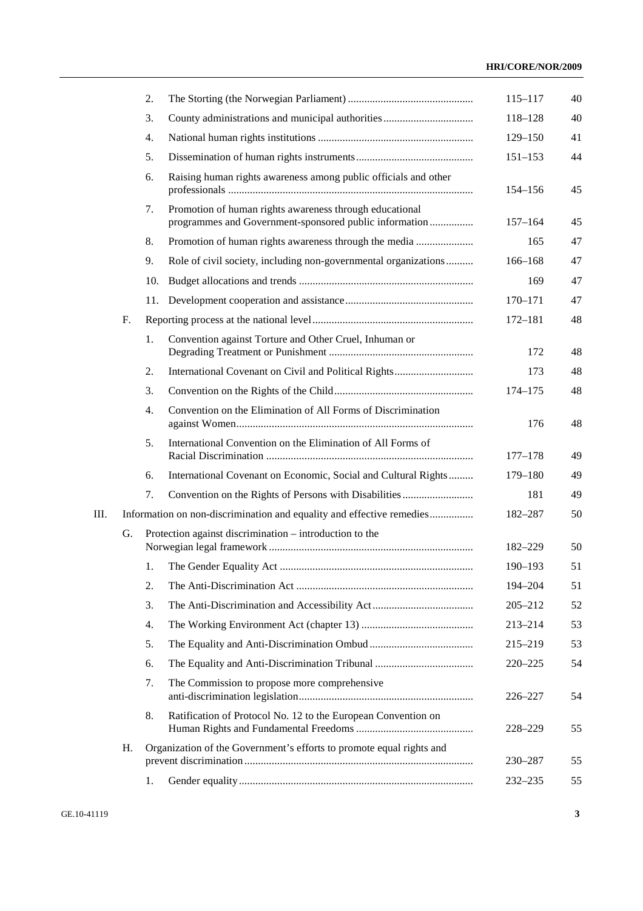| | | | | |
|---|---|---|---|---|
| | 2. | The Storting (the Norwegian Parliament) | 115–117 | 40 |
| | 3. | County administrations and municipal authorities | 118–128 | 40 |
| | 4. | National human rights institutions | 129–150 | 41 |
| | 5. | Dissemination of human rights instruments | 151–153 | 44 |
| | 6. | Raising human rights awareness among public officials and other professionals | 154–156 | 45 |
| | 7. | Promotion of human rights awareness through educational programmes and Government-sponsored public information | 157–164 | 45 |
| | 8. | Promotion of human rights awareness through the media | 165 | 47 |
| | 9. | Role of civil society, including non-governmental organizations | 166–168 | 47 |
| | 10. | Budget allocations and trends | 169 | 47 |
| | 11. | Development cooperation and assistance | 170–171 | 47 |
| F. | | Reporting process at the national level | 172–181 | 48 |
| | 1. | Convention against Torture and Other Cruel, Inhuman or Degrading Treatment or Punishment | 172 | 48 |
| | 2. | International Covenant on Civil and Political Rights | 173 | 48 |
| | 3. | Convention on the Rights of the Child | 174–175 | 48 |
| | 4. | Convention on the Elimination of All Forms of Discrimination against Women | 176 | 48 |
| | 5. | International Convention on the Elimination of All Forms of Racial Discrimination | 177–178 | 49 |
| | 6. | International Covenant on Economic, Social and Cultural Rights | 179–180 | 49 |
| | 7. | Convention on the Rights of Persons with Disabilities | 181 | 49 |
| III. | | Information on non-discrimination and equality and effective remedies | 182–287 | 50 |
| G. | | Protection against discrimination – introduction to the Norwegian legal framework | 182–229 | 50 |
| | 1. | The Gender Equality Act | 190–193 | 51 |
| | 2. | The Anti-Discrimination Act | 194–204 | 51 |
| | 3. | The Anti-Discrimination and Accessibility Act | 205–212 | 52 |
| | 4. | The Working Environment Act (chapter 13) | 213–214 | 53 |
| | 5. | The Equality and Anti-Discrimination Ombud | 215–219 | 53 |
| | 6. | The Equality and Anti-Discrimination Tribunal | 220–225 | 54 |
| | 7. | The Commission to propose more comprehensive anti-discrimination legislation | 226–227 | 54 |
| | 8. | Ratification of Protocol No. 12 to the European Convention on Human Rights and Fundamental Freedoms | 228–229 | 55 |
| H. | | Organization of the Government's efforts to promote equal rights and prevent discrimination | 230–287 | 55 |
| | 1. | Gender equality | 232–235 | 55 |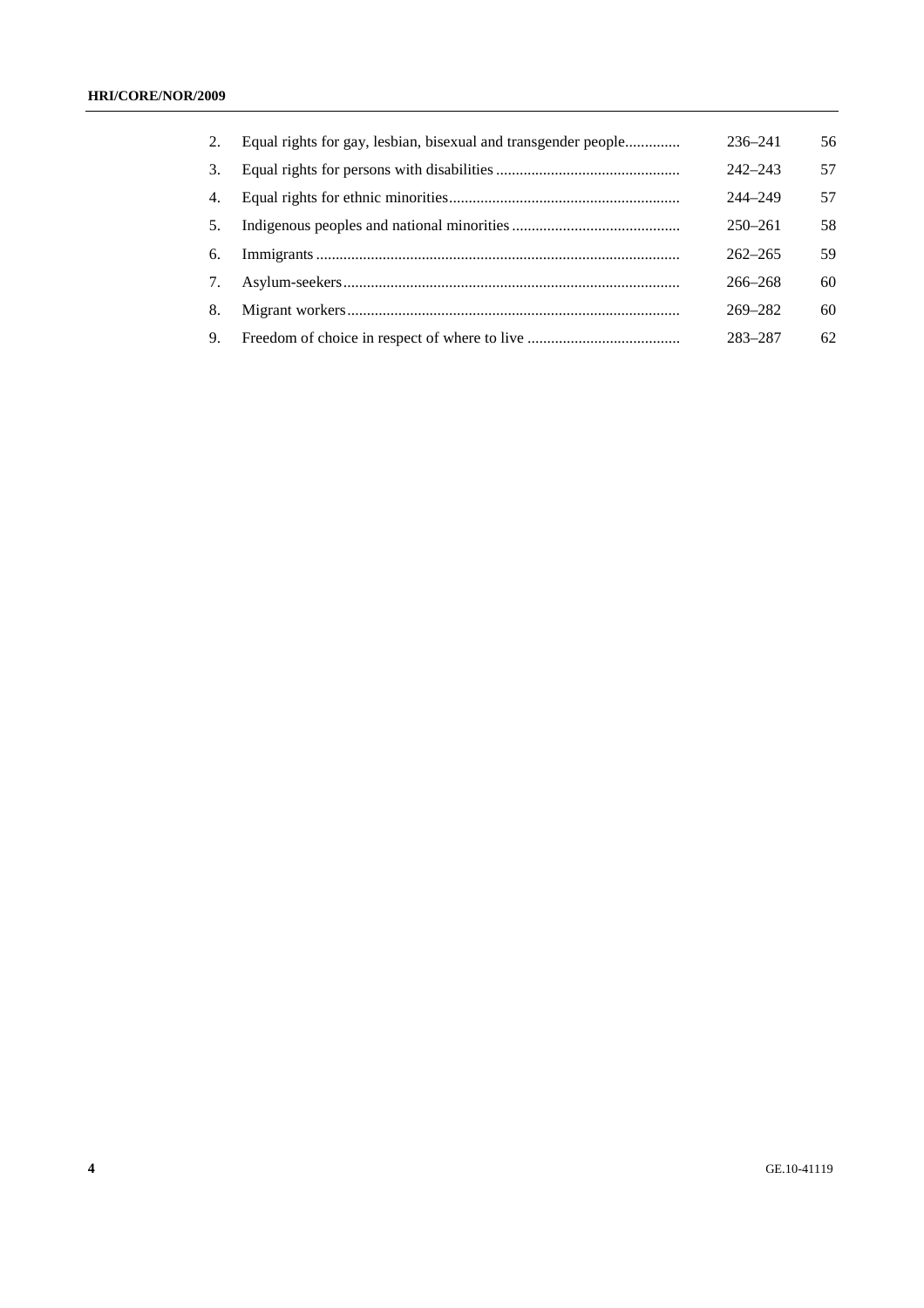| | | Paragraphs | Page |
|---|---|---|---|
| 2. | Equal rights for gay, lesbian, bisexual and transgender people | 236–241 | 56 |
| 3. | Equal rights for persons with disabilities | 242–243 | 57 |
| 4. | Equal rights for ethnic minorities | 244–249 | 57 |
| 5. | Indigenous peoples and national minorities | 250–261 | 58 |
| 6. | Immigrants | 262–265 | 59 |
| 7. | Asylum-seekers | 266–268 | 60 |
| 8. | Migrant workers | 269–282 | 60 |
| 9. | Freedom of choice in respect of where to live | 283–287 | 62 |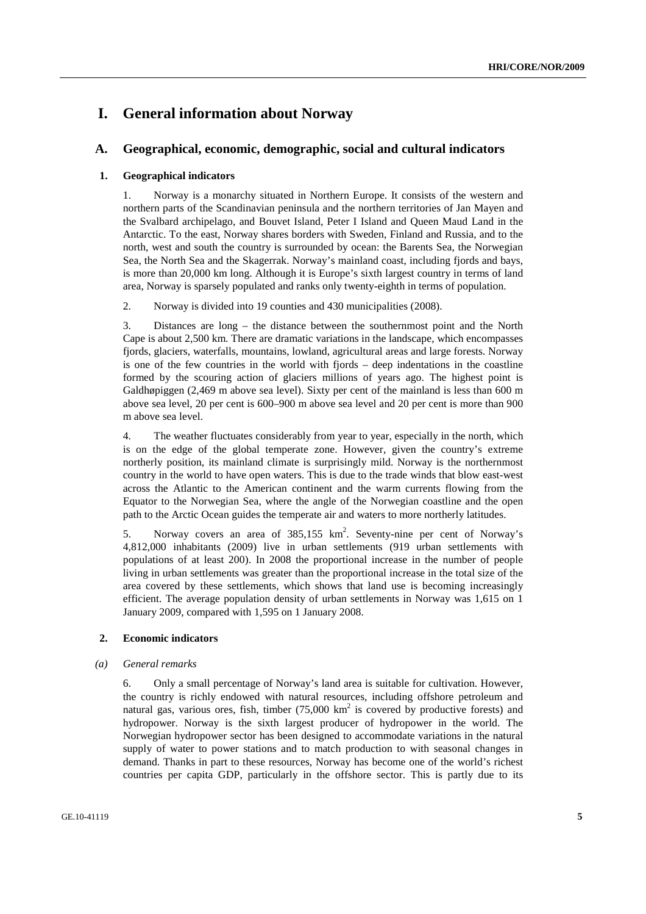# I. General information about Norway

## A. Geographical, economic, demographic, social and cultural indicators

### 1. Geographical indicators

1. Norway is a monarchy situated in Northern Europe. It consists of the western and northern parts of the Scandinavian peninsula and the northern territories of Jan Mayen and the Svalbard archipelago, and Bouvet Island, Peter I Island and Queen Maud Land in the Antarctic. To the east, Norway shares borders with Sweden, Finland and Russia, and to the north, west and south the country is surrounded by ocean: the Barents Sea, the Norwegian Sea, the North Sea and the Skagerrak. Norway's mainland coast, including fjords and bays, is more than 20,000 km long. Although it is Europe's sixth largest country in terms of land area, Norway is sparsely populated and ranks only twenty-eighth in terms of population.

2. Norway is divided into 19 counties and 430 municipalities (2008).

3. Distances are long – the distance between the southernmost point and the North Cape is about 2,500 km. There are dramatic variations in the landscape, which encompasses fjords, glaciers, waterfalls, mountains, lowland, agricultural areas and large forests. Norway is one of the few countries in the world with fjords – deep indentations in the coastline formed by the scouring action of glaciers millions of years ago. The highest point is Galdhøpiggen (2,469 m above sea level). Sixty per cent of the mainland is less than 600 m above sea level, 20 per cent is 600–900 m above sea level and 20 per cent is more than 900 m above sea level.

4. The weather fluctuates considerably from year to year, especially in the north, which is on the edge of the global temperate zone. However, given the country's extreme northerly position, its mainland climate is surprisingly mild. Norway is the northernmost country in the world to have open waters. This is due to the trade winds that blow east-west across the Atlantic to the American continent and the warm currents flowing from the Equator to the Norwegian Sea, where the angle of the Norwegian coastline and the open path to the Arctic Ocean guides the temperate air and waters to more northerly latitudes.

5. Norway covers an area of 385,155 km$^2$. Seventy-nine per cent of Norway's 4,812,000 inhabitants (2009) live in urban settlements (919 urban settlements with populations of at least 200). In 2008 the proportional increase in the number of people living in urban settlements was greater than the proportional increase in the total size of the area covered by these settlements, which shows that land use is becoming increasingly efficient. The average population density of urban settlements in Norway was 1,615 on 1 January 2009, compared with 1,595 on 1 January 2008.

### 2. Economic indicators

*(a) General remarks*

6. Only a small percentage of Norway's land area is suitable for cultivation. However, the country is richly endowed with natural resources, including offshore petroleum and natural gas, various ores, fish, timber (75,000 km$^2$ is covered by productive forests) and hydropower. Norway is the sixth largest producer of hydropower in the world. The Norwegian hydropower sector has been designed to accommodate variations in the natural supply of water to power stations and to match production to with seasonal changes in demand. Thanks in part to these resources, Norway has become one of the world's richest countries per capita GDP, particularly in the offshore sector. This is partly due to its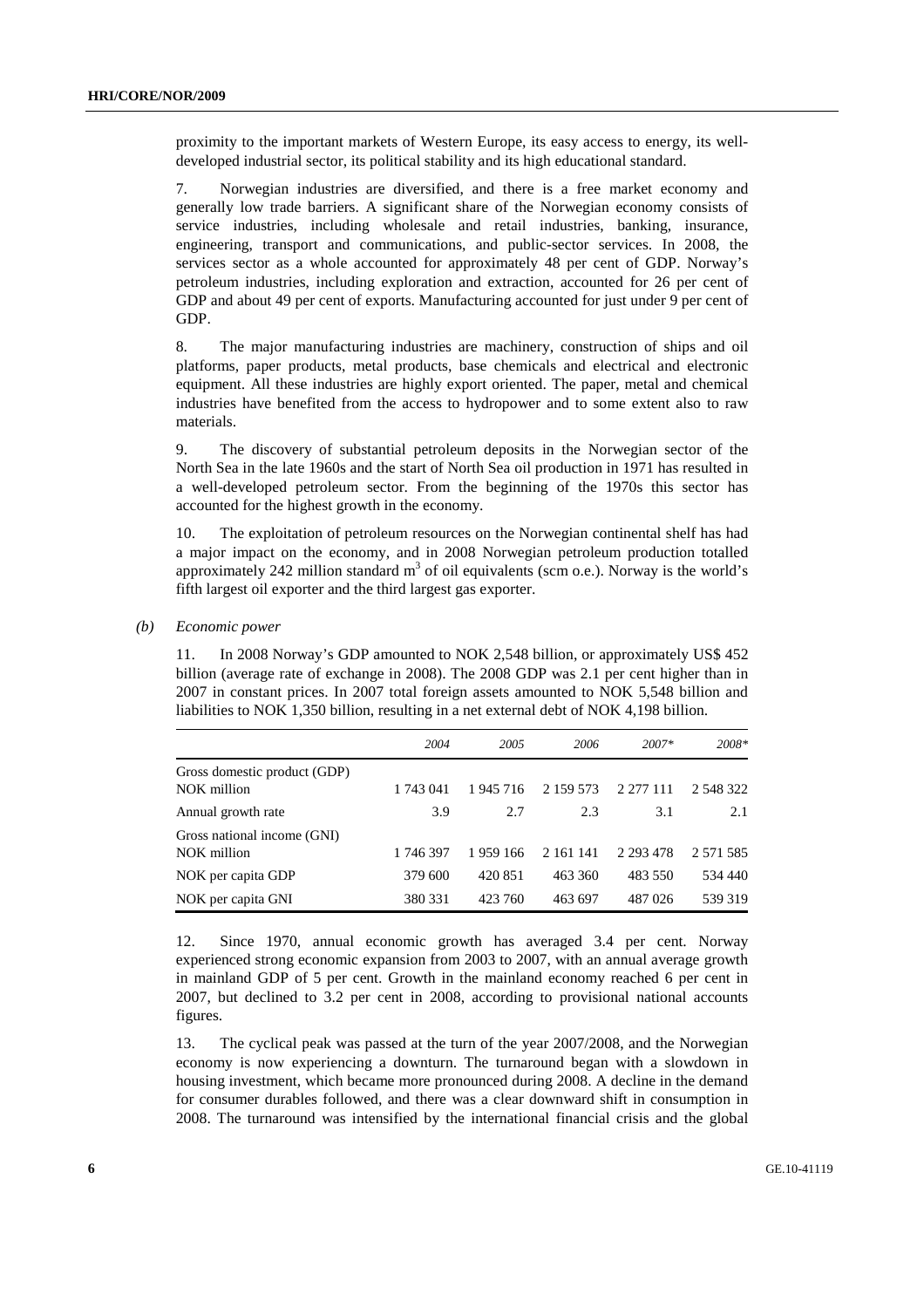proximity to the important markets of Western Europe, its easy access to energy, its well-developed industrial sector, its political stability and its high educational standard.

7. Norwegian industries are diversified, and there is a free market economy and generally low trade barriers. A significant share of the Norwegian economy consists of service industries, including wholesale and retail industries, banking, insurance, engineering, transport and communications, and public-sector services. In 2008, the services sector as a whole accounted for approximately 48 per cent of GDP. Norway's petroleum industries, including exploration and extraction, accounted for 26 per cent of GDP and about 49 per cent of exports. Manufacturing accounted for just under 9 per cent of GDP.

8. The major manufacturing industries are machinery, construction of ships and oil platforms, paper products, metal products, base chemicals and electrical and electronic equipment. All these industries are highly export oriented. The paper, metal and chemical industries have benefited from the access to hydropower and to some extent also to raw materials.

9. The discovery of substantial petroleum deposits in the Norwegian sector of the North Sea in the late 1960s and the start of North Sea oil production in 1971 has resulted in a well-developed petroleum sector. From the beginning of the 1970s this sector has accounted for the highest growth in the economy.

10. The exploitation of petroleum resources on the Norwegian continental shelf has had a major impact on the economy, and in 2008 Norwegian petroleum production totalled approximately 242 million standard $m^3$ of oil equivalents (scm o.e.). Norway is the world's fifth largest oil exporter and the third largest gas exporter.

*(b) Economic power*

11. In 2008 Norway's GDP amounted to NOK 2,548 billion, or approximately US$ 452 billion (average rate of exchange in 2008). The 2008 GDP was 2.1 per cent higher than in 2007 in constant prices. In 2007 total foreign assets amounted to NOK 5,548 billion and liabilities to NOK 1,350 billion, resulting in a net external debt of NOK 4,198 billion.

| | *2004* | *2005* | *2006* | *2007** | *2008** |
|---|---|---|---|---|---|
| Gross domestic product (GDP) NOK million | 1 743 041 | 1 945 716 | 2 159 573 | 2 277 111 | 2 548 322 |
| Annual growth rate | 3.9 | 2.7 | 2.3 | 3.1 | 2.1 |
| Gross national income (GNI) NOK million | 1 746 397 | 1 959 166 | 2 161 141 | 2 293 478 | 2 571 585 |
| NOK per capita GDP | 379 600 | 420 851 | 463 360 | 483 550 | 534 440 |
| NOK per capita GNI | 380 331 | 423 760 | 463 697 | 487 026 | 539 319 |

12. Since 1970, annual economic growth has averaged 3.4 per cent. Norway experienced strong economic expansion from 2003 to 2007, with an annual average growth in mainland GDP of 5 per cent. Growth in the mainland economy reached 6 per cent in 2007, but declined to 3.2 per cent in 2008, according to provisional national accounts figures.

13. The cyclical peak was passed at the turn of the year 2007/2008, and the Norwegian economy is now experiencing a downturn. The turnaround began with a slowdown in housing investment, which became more pronounced during 2008. A decline in the demand for consumer durables followed, and there was a clear downward shift in consumption in 2008. The turnaround was intensified by the international financial crisis and the global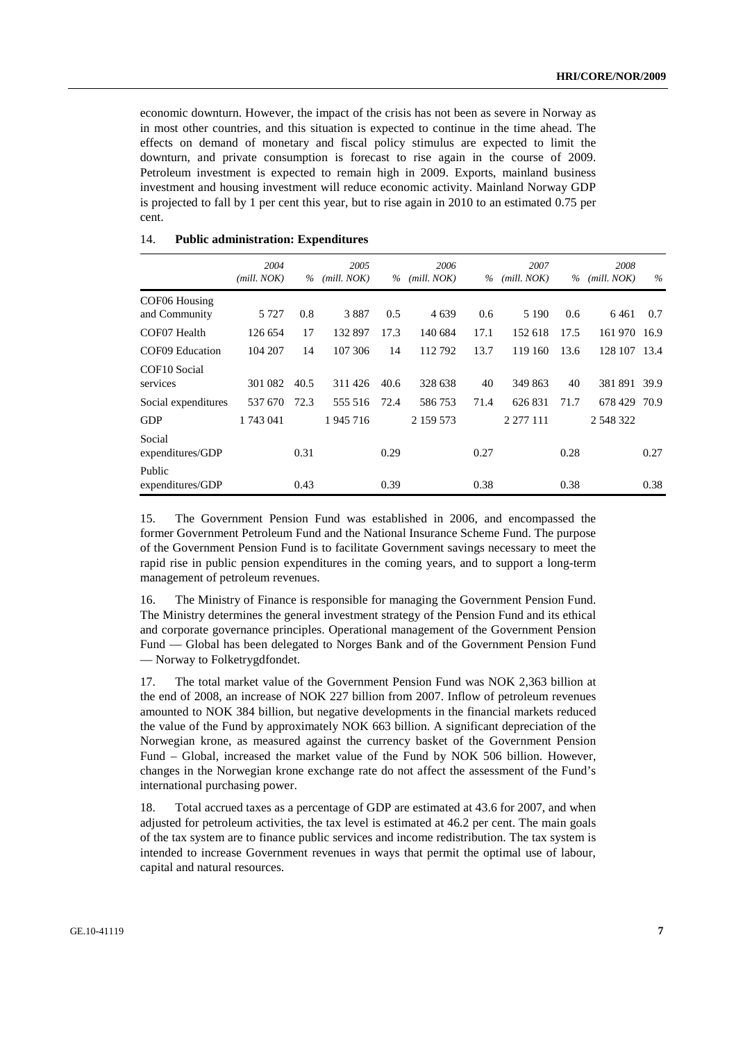economic downturn. However, the impact of the crisis has not been as severe in Norway as in most other countries, and this situation is expected to continue in the time ahead. The effects on demand of monetary and fiscal policy stimulus are expected to limit the downturn, and private consumption is forecast to rise again in the course of 2009. Petroleum investment is expected to remain high in 2009. Exports, mainland business investment and housing investment will reduce economic activity. Mainland Norway GDP is projected to fall by 1 per cent this year, but to rise again in 2010 to an estimated 0.75 per cent.

14. **Public administration: Expenditures**

| | *2004 (mill. NOK)* | *%* | *2005 (mill. NOK)* | *%* | *2006 (mill. NOK)* | *%* | *2007 (mill. NOK)* | *%* | *2008 (mill. NOK)* | *%* |
|---|---|---|---|---|---|---|---|---|---|---|
| COF06 Housing and Community | 5 727 | 0.8 | 3 887 | 0.5 | 4 639 | 0.6 | 5 190 | 0.6 | 6 461 | 0.7 |
| COF07 Health | 126 654 | 17 | 132 897 | 17.3 | 140 684 | 17.1 | 152 618 | 17.5 | 161 970 | 16.9 |
| COF09 Education | 104 207 | 14 | 107 306 | 14 | 112 792 | 13.7 | 119 160 | 13.6 | 128 107 | 13.4 |
| COF10 Social services | 301 082 | 40.5 | 311 426 | 40.6 | 328 638 | 40 | 349 863 | 40 | 381 891 | 39.9 |
| Social expenditures | 537 670 | 72.3 | 555 516 | 72.4 | 586 753 | 71.4 | 626 831 | 71.7 | 678 429 | 70.9 |
| GDP | 1 743 041 | | 1 945 716 | | 2 159 573 | | 2 277 111 | | 2 548 322 | |
| Social expenditures/GDP | | 0.31 | | 0.29 | | 0.27 | | 0.28 | | 0.27 |
| Public expenditures/GDP | | 0.43 | | 0.39 | | 0.38 | | 0.38 | | 0.38 |

15. The Government Pension Fund was established in 2006, and encompassed the former Government Petroleum Fund and the National Insurance Scheme Fund. The purpose of the Government Pension Fund is to facilitate Government savings necessary to meet the rapid rise in public pension expenditures in the coming years, and to support a long-term management of petroleum revenues.

16. The Ministry of Finance is responsible for managing the Government Pension Fund. The Ministry determines the general investment strategy of the Pension Fund and its ethical and corporate governance principles. Operational management of the Government Pension Fund — Global has been delegated to Norges Bank and of the Government Pension Fund — Norway to Folketrygdfondet.

17. The total market value of the Government Pension Fund was NOK 2,363 billion at the end of 2008, an increase of NOK 227 billion from 2007. Inflow of petroleum revenues amounted to NOK 384 billion, but negative developments in the financial markets reduced the value of the Fund by approximately NOK 663 billion. A significant depreciation of the Norwegian krone, as measured against the currency basket of the Government Pension Fund – Global, increased the market value of the Fund by NOK 506 billion. However, changes in the Norwegian krone exchange rate do not affect the assessment of the Fund's international purchasing power.

18. Total accrued taxes as a percentage of GDP are estimated at 43.6 for 2007, and when adjusted for petroleum activities, the tax level is estimated at 46.2 per cent. The main goals of the tax system are to finance public services and income redistribution. The tax system is intended to increase Government revenues in ways that permit the optimal use of labour, capital and natural resources.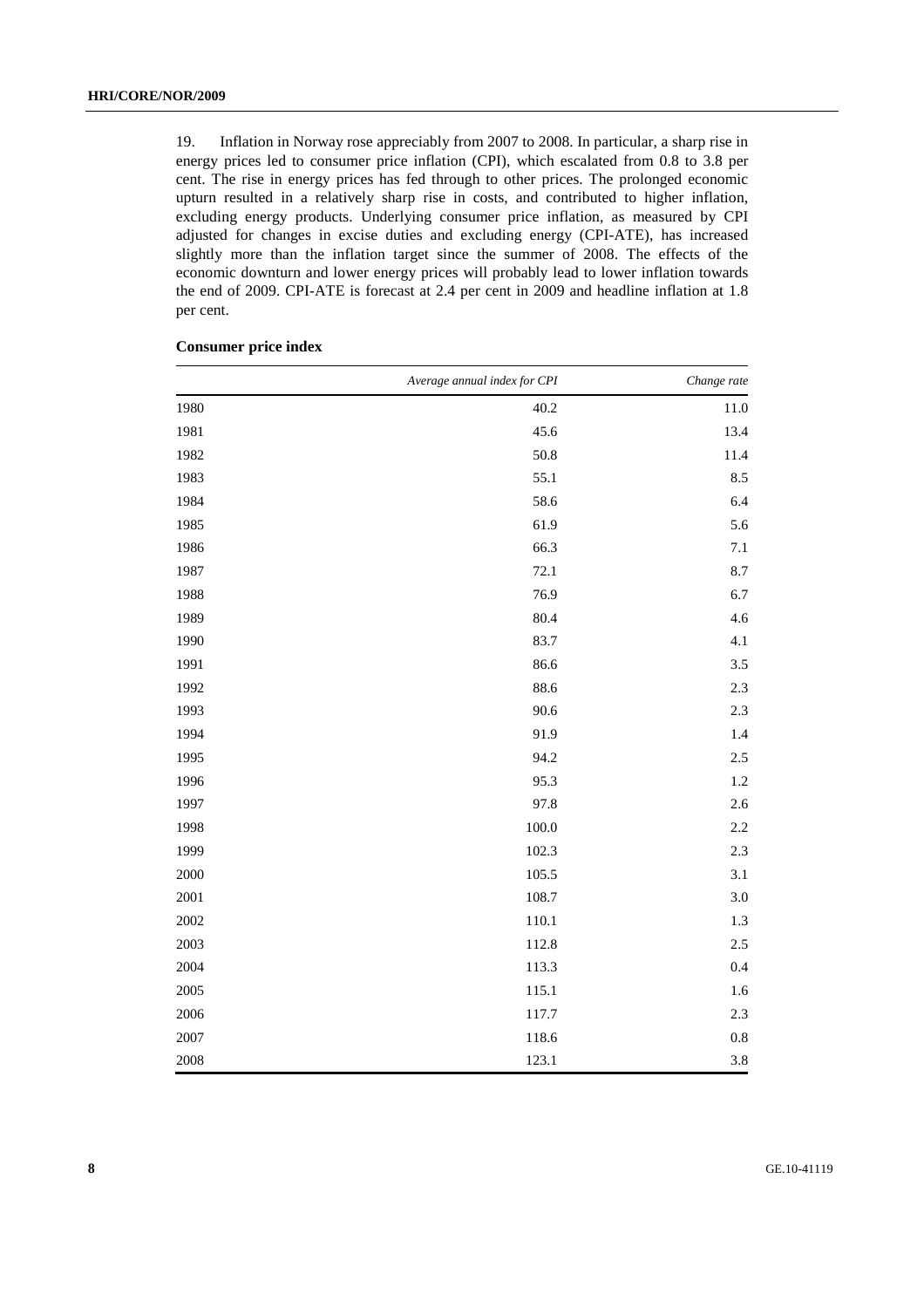19. Inflation in Norway rose appreciably from 2007 to 2008. In particular, a sharp rise in energy prices led to consumer price inflation (CPI), which escalated from 0.8 to 3.8 per cent. The rise in energy prices has fed through to other prices. The prolonged economic upturn resulted in a relatively sharp rise in costs, and contributed to higher inflation, excluding energy products. Underlying consumer price inflation, as measured by CPI adjusted for changes in excise duties and excluding energy (CPI-ATE), has increased slightly more than the inflation target since the summer of 2008. The effects of the economic downturn and lower energy prices will probably lead to lower inflation towards the end of 2009. CPI-ATE is forecast at 2.4 per cent in 2009 and headline inflation at 1.8 per cent.

**Consumer price index**

| | *Average annual index for CPI* | *Change rate* |
|---|---|---|
| 1980 | 40.2 | 11.0 |
| 1981 | 45.6 | 13.4 |
| 1982 | 50.8 | 11.4 |
| 1983 | 55.1 | 8.5 |
| 1984 | 58.6 | 6.4 |
| 1985 | 61.9 | 5.6 |
| 1986 | 66.3 | 7.1 |
| 1987 | 72.1 | 8.7 |
| 1988 | 76.9 | 6.7 |
| 1989 | 80.4 | 4.6 |
| 1990 | 83.7 | 4.1 |
| 1991 | 86.6 | 3.5 |
| 1992 | 88.6 | 2.3 |
| 1993 | 90.6 | 2.3 |
| 1994 | 91.9 | 1.4 |
| 1995 | 94.2 | 2.5 |
| 1996 | 95.3 | 1.2 |
| 1997 | 97.8 | 2.6 |
| 1998 | 100.0 | 2.2 |
| 1999 | 102.3 | 2.3 |
| 2000 | 105.5 | 3.1 |
| 2001 | 108.7 | 3.0 |
| 2002 | 110.1 | 1.3 |
| 2003 | 112.8 | 2.5 |
| 2004 | 113.3 | 0.4 |
| 2005 | 115.1 | 1.6 |
| 2006 | 117.7 | 2.3 |
| 2007 | 118.6 | 0.8 |
| 2008 | 123.1 | 3.8 |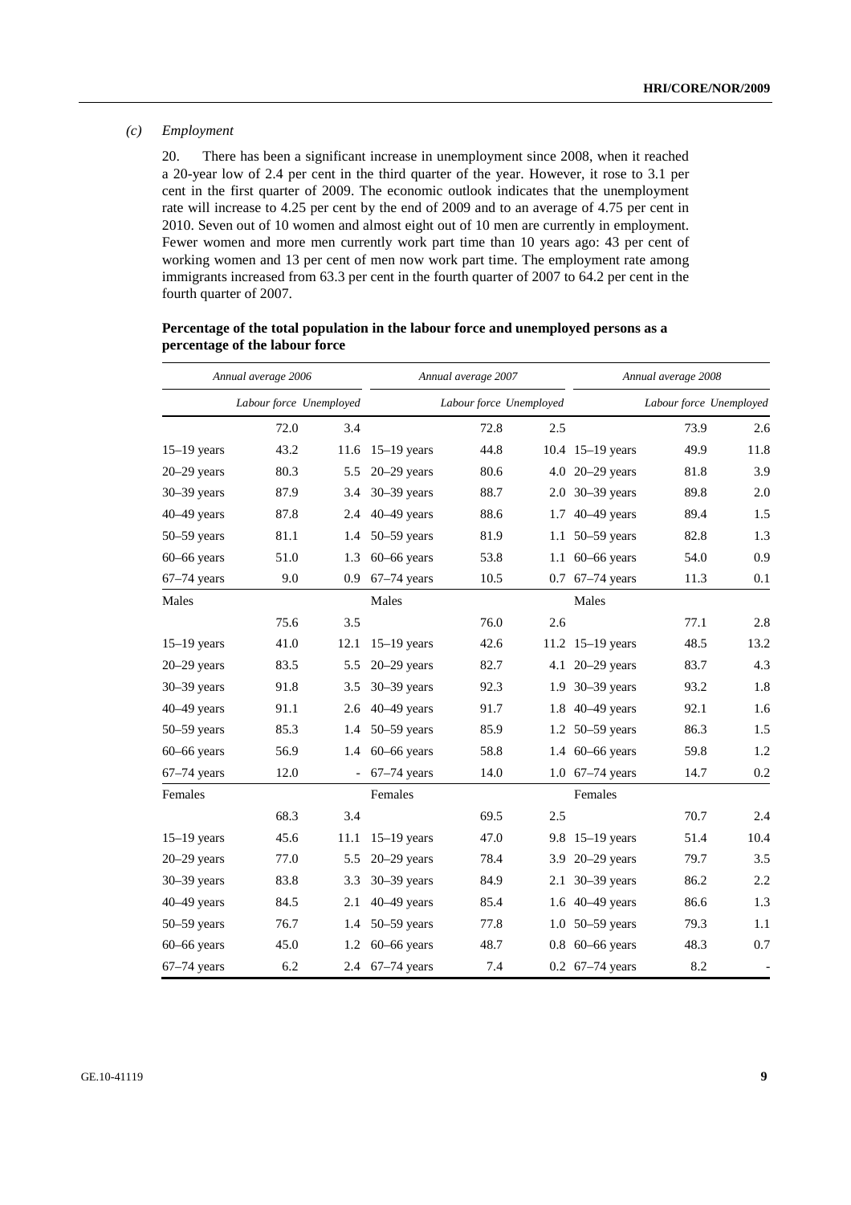*(c)* *Employment*

20. There has been a significant increase in unemployment since 2008, when it reached a 20-year low of 2.4 per cent in the third quarter of the year. However, it rose to 3.1 per cent in the first quarter of 2009. The economic outlook indicates that the unemployment rate will increase to 4.25 per cent by the end of 2009 and to an average of 4.75 per cent in 2010. Seven out of 10 women and almost eight out of 10 men are currently in employment. Fewer women and more men currently work part time than 10 years ago: 43 per cent of working women and 13 per cent of men now work part time. The employment rate among immigrants increased from 63.3 per cent in the fourth quarter of 2007 to 64.2 per cent in the fourth quarter of 2007.

**Percentage of the total population in the labour force and unemployed persons as a percentage of the labour force**

| *Annual average 2006* | | | *Annual average 2007* | | | *Annual average 2008* | | |
|---|---|---|---|---|---|---|---|---|
| | Labour force | Unemployed | | Labour force | Unemployed | | Labour force | Unemployed |
| | 72.0 | 3.4 | | 72.8 | 2.5 | | 73.9 | 2.6 |
| 15–19 years | 43.2 | 11.6 | 15–19 years | 44.8 | 10.4 | 15–19 years | 49.9 | 11.8 |
| 20–29 years | 80.3 | 5.5 | 20–29 years | 80.6 | 4.0 | 20–29 years | 81.8 | 3.9 |
| 30–39 years | 87.9 | 3.4 | 30–39 years | 88.7 | 2.0 | 30–39 years | 89.8 | 2.0 |
| 40–49 years | 87.8 | 2.4 | 40–49 years | 88.6 | 1.7 | 40–49 years | 89.4 | 1.5 |
| 50–59 years | 81.1 | 1.4 | 50–59 years | 81.9 | 1.1 | 50–59 years | 82.8 | 1.3 |
| 60–66 years | 51.0 | 1.3 | 60–66 years | 53.8 | 1.1 | 60–66 years | 54.0 | 0.9 |
| 67–74 years | 9.0 | 0.9 | 67–74 years | 10.5 | 0.7 | 67–74 years | 11.3 | 0.1 |
| Males | | | Males | | | Males | | |
| | 75.6 | 3.5 | | 76.0 | 2.6 | | 77.1 | 2.8 |
| 15–19 years | 41.0 | 12.1 | 15–19 years | 42.6 | 11.2 | 15–19 years | 48.5 | 13.2 |
| 20–29 years | 83.5 | 5.5 | 20–29 years | 82.7 | 4.1 | 20–29 years | 83.7 | 4.3 |
| 30–39 years | 91.8 | 3.5 | 30–39 years | 92.3 | 1.9 | 30–39 years | 93.2 | 1.8 |
| 40–49 years | 91.1 | 2.6 | 40–49 years | 91.7 | 1.8 | 40–49 years | 92.1 | 1.6 |
| 50–59 years | 85.3 | 1.4 | 50–59 years | 85.9 | 1.2 | 50–59 years | 86.3 | 1.5 |
| 60–66 years | 56.9 | 1.4 | 60–66 years | 58.8 | 1.4 | 60–66 years | 59.8 | 1.2 |
| 67–74 years | 12.0 | - | 67–74 years | 14.0 | 1.0 | 67–74 years | 14.7 | 0.2 |
| Females | | | Females | | | Females | | |
| | 68.3 | 3.4 | | 69.5 | 2.5 | | 70.7 | 2.4 |
| 15–19 years | 45.6 | 11.1 | 15–19 years | 47.0 | 9.8 | 15–19 years | 51.4 | 10.4 |
| 20–29 years | 77.0 | 5.5 | 20–29 years | 78.4 | 3.9 | 20–29 years | 79.7 | 3.5 |
| 30–39 years | 83.8 | 3.3 | 30–39 years | 84.9 | 2.1 | 30–39 years | 86.2 | 2.2 |
| 40–49 years | 84.5 | 2.1 | 40–49 years | 85.4 | 1.6 | 40–49 years | 86.6 | 1.3 |
| 50–59 years | 76.7 | 1.4 | 50–59 years | 77.8 | 1.0 | 50–59 years | 79.3 | 1.1 |
| 60–66 years | 45.0 | 1.2 | 60–66 years | 48.7 | 0.8 | 60–66 years | 48.3 | 0.7 |
| 67–74 years | 6.2 | 2.4 | 67–74 years | 7.4 | 0.2 | 67–74 years | 8.2 | - |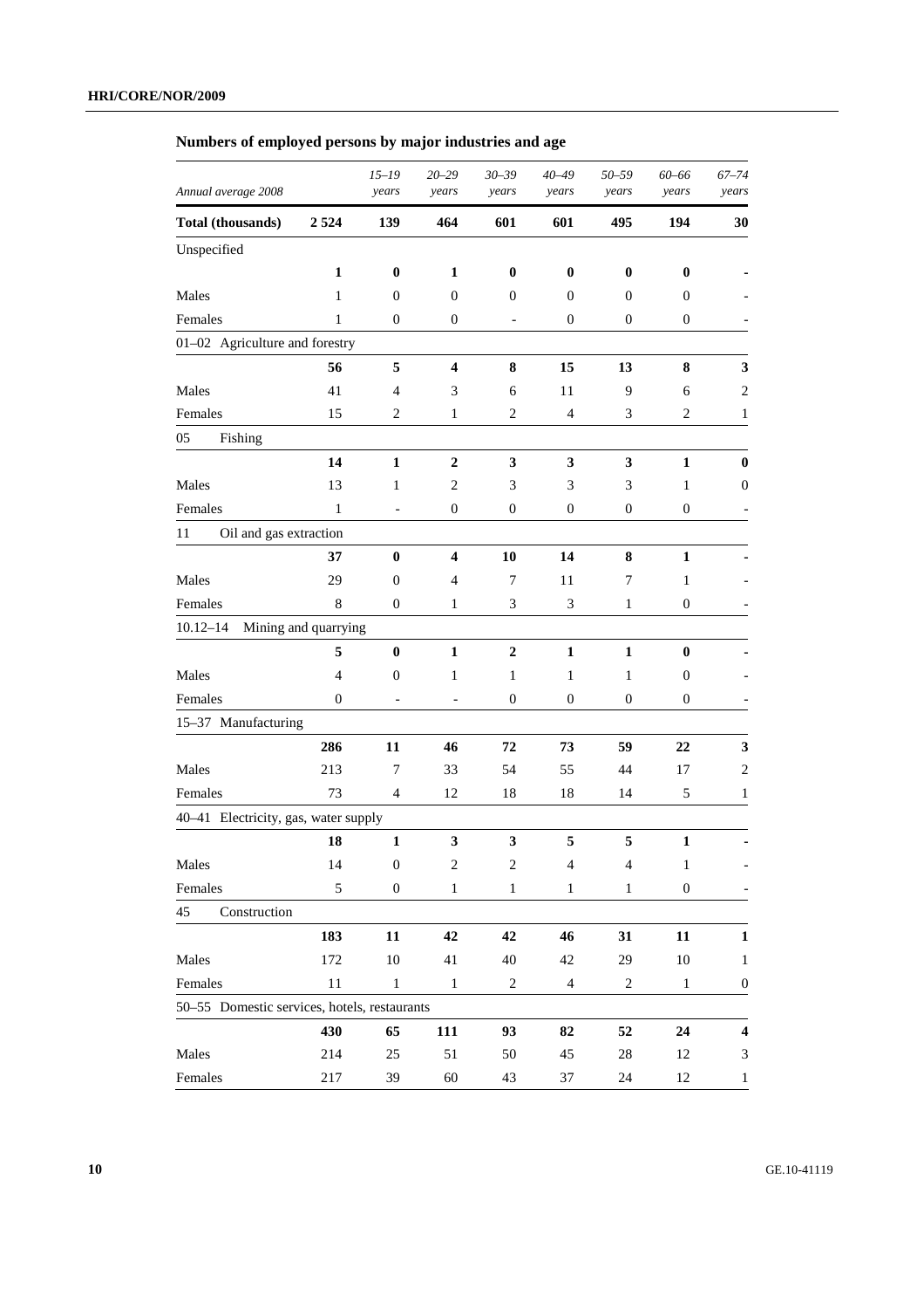**Numbers of employed persons by major industries and age**

| Annual average 2008 | | *15–19 years* | *20–29 years* | *30–39 years* | *40–49 years* | *50–59 years* | *60–66 years* | *67–74 years* |
|---|---|---|---|---|---|---|---|---|
| **Total (thousands)** | **2 524** | **139** | **464** | **601** | **601** | **495** | **194** | **30** |
| Unspecified | | | | | | | | |
| | **1** | **0** | **1** | **0** | **0** | **0** | **0** | **-** |
| Males | 1 | 0 | 0 | 0 | 0 | 0 | 0 | - |
| Females | 1 | 0 | 0 | - | 0 | 0 | 0 | - |
| 01–02 Agriculture and forestry | | | | | | | | |
| | **56** | **5** | **4** | **8** | **15** | **13** | **8** | **3** |
| Males | 41 | 4 | 3 | 6 | 11 | 9 | 6 | 2 |
| Females | 15 | 2 | 1 | 2 | 4 | 3 | 2 | 1 |
| 05 Fishing | | | | | | | | |
| | **14** | **1** | **2** | **3** | **3** | **3** | **1** | **0** |
| Males | 13 | 1 | 2 | 3 | 3 | 3 | 1 | 0 |
| Females | 1 | - | 0 | 0 | 0 | 0 | 0 | - |
| 11 Oil and gas extraction | | | | | | | | |
| | **37** | **0** | **4** | **10** | **14** | **8** | **1** | **-** |
| Males | 29 | 0 | 4 | 7 | 11 | 7 | 1 | - |
| Females | 8 | 0 | 1 | 3 | 3 | 1 | 0 | - |
| 10.12–14 Mining and quarrying | | | | | | | | |
| | **5** | **0** | **1** | **2** | **1** | **1** | **0** | **-** |
| Males | 4 | 0 | 1 | 1 | 1 | 1 | 0 | - |
| Females | 0 | - | - | 0 | 0 | 0 | 0 | - |
| 15–37 Manufacturing | | | | | | | | |
| | **286** | **11** | **46** | **72** | **73** | **59** | **22** | **3** |
| Males | 213 | 7 | 33 | 54 | 55 | 44 | 17 | 2 |
| Females | 73 | 4 | 12 | 18 | 18 | 14 | 5 | 1 |
| 40–41 Electricity, gas, water supply | | | | | | | | |
| | **18** | **1** | **3** | **3** | **5** | **5** | **1** | **-** |
| Males | 14 | 0 | 2 | 2 | 4 | 4 | 1 | - |
| Females | 5 | 0 | 1 | 1 | 1 | 1 | 0 | - |
| 45 Construction | | | | | | | | |
| | **183** | **11** | **42** | **42** | **46** | **31** | **11** | **1** |
| Males | 172 | 10 | 41 | 40 | 42 | 29 | 10 | 1 |
| Females | 11 | 1 | 1 | 2 | 4 | 2 | 1 | 0 |
| 50–55 Domestic services, hotels, restaurants | | | | | | | | |
| | **430** | **65** | **111** | **93** | **82** | **52** | **24** | **4** |
| Males | 214 | 25 | 51 | 50 | 45 | 28 | 12 | 3 |
| Females | 217 | 39 | 60 | 43 | 37 | 24 | 12 | 1 |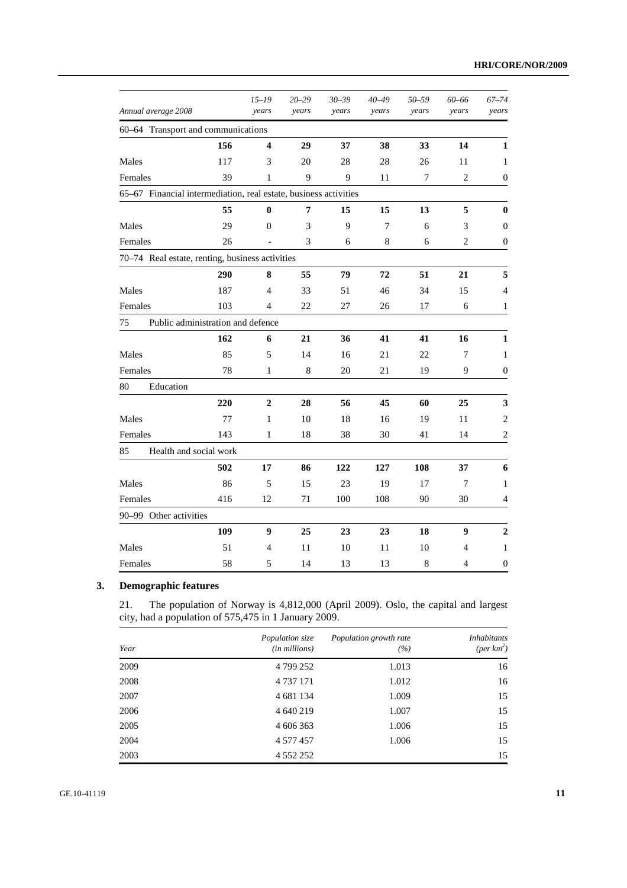| Annual average 2008 | | *15–19 years* | *20–29 years* | *30–39 years* | *40–49 years* | *50–59 years* | *60–66 years* | *67–74 years* |
|---|---|---|---|---|---|---|---|---|
| 60–64 Transport and communications | | | | | | | | |
| | **156** | **4** | **29** | **37** | **38** | **33** | **14** | **1** |
| Males | 117 | 3 | 20 | 28 | 28 | 26 | 11 | 1 |
| Females | 39 | 1 | 9 | 9 | 11 | 7 | 2 | 0 |
| 65–67 Financial intermediation, real estate, business activities | | | | | | | | |
| | **55** | **0** | **7** | **15** | **15** | **13** | **5** | **0** |
| Males | 29 | 0 | 3 | 9 | 7 | 6 | 3 | 0 |
| Females | 26 | - | 3 | 6 | 8 | 6 | 2 | 0 |
| 70–74 Real estate, renting, business activities | | | | | | | | |
| | **290** | **8** | **55** | **79** | **72** | **51** | **21** | **5** |
| Males | 187 | 4 | 33 | 51 | 46 | 34 | 15 | 4 |
| Females | 103 | 4 | 22 | 27 | 26 | 17 | 6 | 1 |
| 75 Public administration and defence | | | | | | | | |
| | **162** | **6** | **21** | **36** | **41** | **41** | **16** | **1** |
| Males | 85 | 5 | 14 | 16 | 21 | 22 | 7 | 1 |
| Females | 78 | 1 | 8 | 20 | 21 | 19 | 9 | 0 |
| 80 Education | | | | | | | | |
| | **220** | **2** | **28** | **56** | **45** | **60** | **25** | **3** |
| Males | 77 | 1 | 10 | 18 | 16 | 19 | 11 | 2 |
| Females | 143 | 1 | 18 | 38 | 30 | 41 | 14 | 2 |
| 85 Health and social work | | | | | | | | |
| | **502** | **17** | **86** | **122** | **127** | **108** | **37** | **6** |
| Males | 86 | 5 | 15 | 23 | 19 | 17 | 7 | 1 |
| Females | 416 | 12 | 71 | 100 | 108 | 90 | 30 | 4 |
| 90–99 Other activities | | | | | | | | |
| | **109** | **9** | **25** | **23** | **23** | **18** | **9** | **2** |
| Males | 51 | 4 | 11 | 10 | 11 | 10 | 4 | 1 |
| Females | 58 | 5 | 14 | 13 | 13 | 8 | 4 | 0 |

## 3. Demographic features

21. The population of Norway is 4,812,000 (April 2009). Oslo, the capital and largest city, had a population of 575,475 in 1 January 2009.

| *Year* | *Population size (in millions)* | *Population growth rate (%)* | *Inhabitants (per km$^2$)* |
|---|---|---|---|
| 2009 | 4 799 252 | 1.013 | 16 |
| 2008 | 4 737 171 | 1.012 | 16 |
| 2007 | 4 681 134 | 1.009 | 15 |
| 2006 | 4 640 219 | 1.007 | 15 |
| 2005 | 4 606 363 | 1.006 | 15 |
| 2004 | 4 577 457 | 1.006 | 15 |
| 2003 | 4 552 252 | | 15 |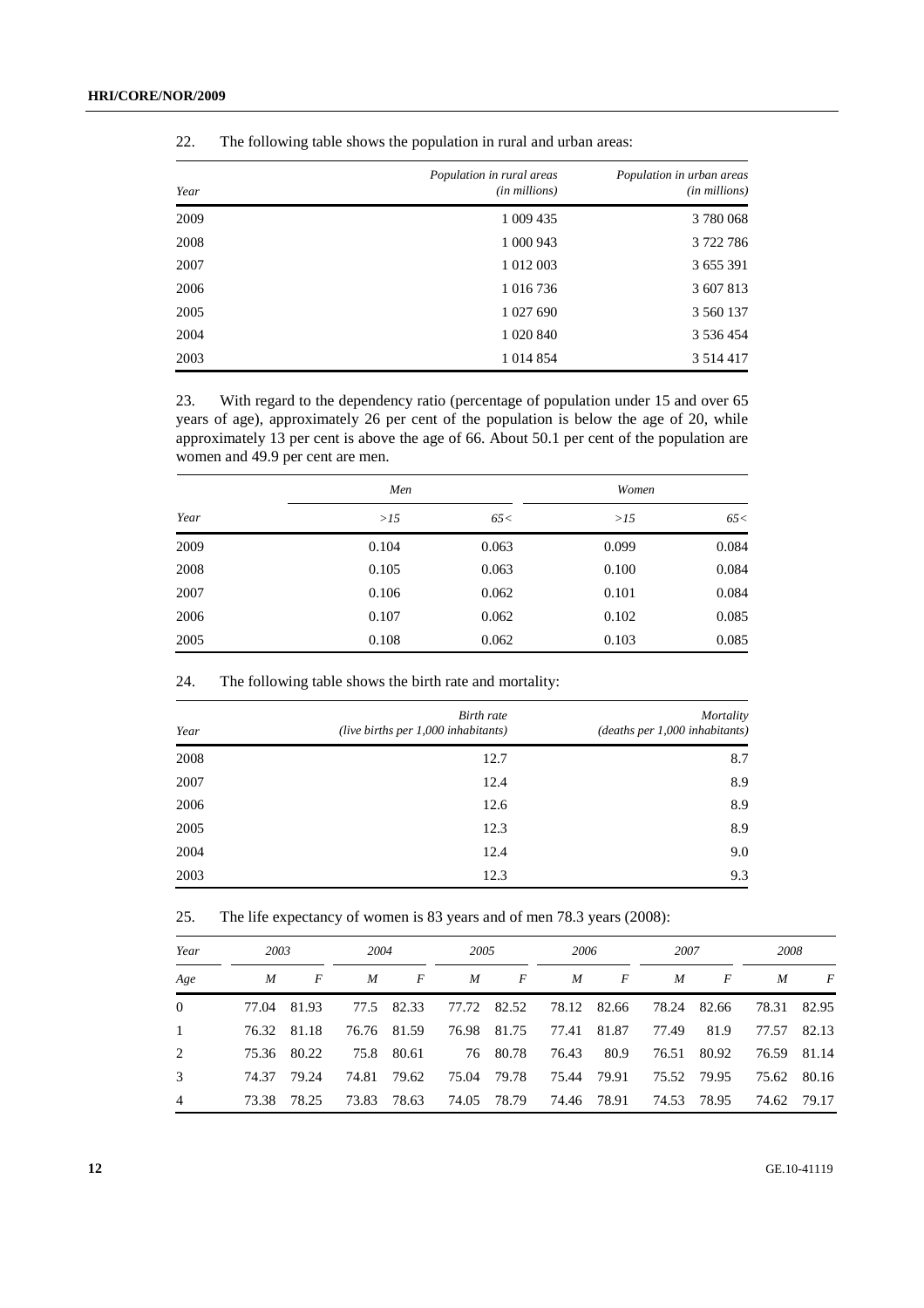22. The following table shows the population in rural and urban areas:

| Year | Population in rural areas (in millions) | Population in urban areas (in millions) |
|---|---|---|
| 2009 | 1 009 435 | 3 780 068 |
| 2008 | 1 000 943 | 3 722 786 |
| 2007 | 1 012 003 | 3 655 391 |
| 2006 | 1 016 736 | 3 607 813 |
| 2005 | 1 027 690 | 3 560 137 |
| 2004 | 1 020 840 | 3 536 454 |
| 2003 | 1 014 854 | 3 514 417 |

23. With regard to the dependency ratio (percentage of population under 15 and over 65 years of age), approximately 26 per cent of the population is below the age of 20, while approximately 13 per cent is above the age of 66. About 50.1 per cent of the population are women and 49.9 per cent are men.

| Year | Men | | Women | |
|---|---|---|---|---|
| | >15 | 65< | >15 | 65< |
| 2009 | 0.104 | 0.063 | 0.099 | 0.084 |
| 2008 | 0.105 | 0.063 | 0.100 | 0.084 |
| 2007 | 0.106 | 0.062 | 0.101 | 0.084 |
| 2006 | 0.107 | 0.062 | 0.102 | 0.085 |
| 2005 | 0.108 | 0.062 | 0.103 | 0.085 |

24. The following table shows the birth rate and mortality:

| Year | Birth rate (live births per 1,000 inhabitants) | Mortality (deaths per 1,000 inhabitants) |
|---|---|---|
| 2008 | 12.7 | 8.7 |
| 2007 | 12.4 | 8.9 |
| 2006 | 12.6 | 8.9 |
| 2005 | 12.3 | 8.9 |
| 2004 | 12.4 | 9.0 |
| 2003 | 12.3 | 9.3 |

25. The life expectancy of women is 83 years and of men 78.3 years (2008):

| Year | 2003 | | 2004 | | 2005 | | 2006 | | 2007 | | 2008 | |
|---|---|---|---|---|---|---|---|---|---|---|---|---|
| Age | M | F | M | F | M | F | M | F | M | F | M | F |
| 0 | 77.04 | 81.93 | 77.5 | 82.33 | 77.72 | 82.52 | 78.12 | 82.66 | 78.24 | 82.66 | 78.31 | 82.95 |
| 1 | 76.32 | 81.18 | 76.76 | 81.59 | 76.98 | 81.75 | 77.41 | 81.87 | 77.49 | 81.9 | 77.57 | 82.13 |
| 2 | 75.36 | 80.22 | 75.8 | 80.61 | 76 | 80.78 | 76.43 | 80.9 | 76.51 | 80.92 | 76.59 | 81.14 |
| 3 | 74.37 | 79.24 | 74.81 | 79.62 | 75.04 | 79.78 | 75.44 | 79.91 | 75.52 | 79.95 | 75.62 | 80.16 |
| 4 | 73.38 | 78.25 | 73.83 | 78.63 | 74.05 | 78.79 | 74.46 | 78.91 | 74.53 | 78.95 | 74.62 | 79.17 |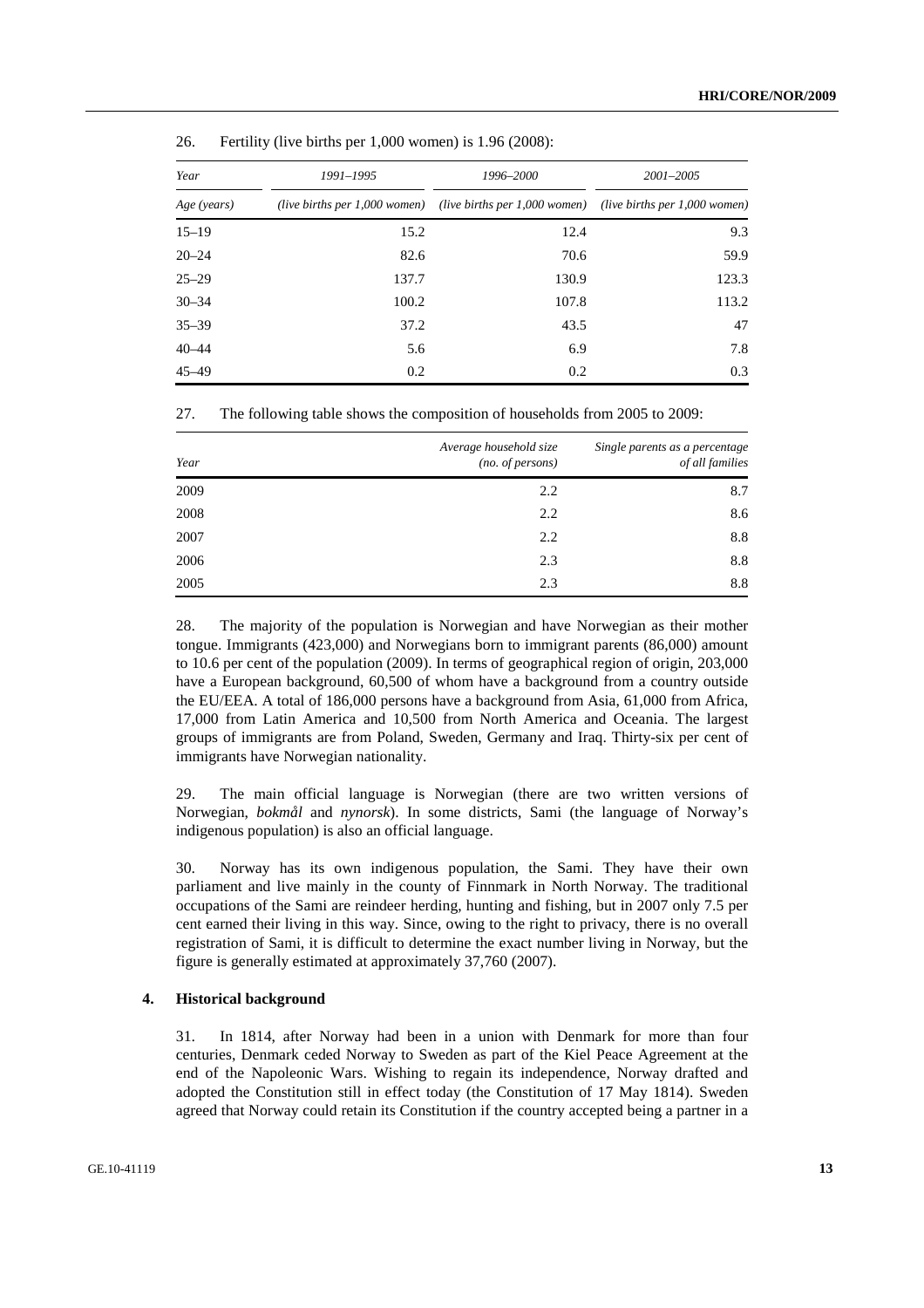26. Fertility (live births per 1,000 women) is 1.96 (2008):

| Year | 1991–1995 | 1996–2000 | 2001–2005 |
|---|---|---|---|
| Age (years) | (live births per 1,000 women) | (live births per 1,000 women) | (live births per 1,000 women) |
| 15–19 | 15.2 | 12.4 | 9.3 |
| 20–24 | 82.6 | 70.6 | 59.9 |
| 25–29 | 137.7 | 130.9 | 123.3 |
| 30–34 | 100.2 | 107.8 | 113.2 |
| 35–39 | 37.2 | 43.5 | 47 |
| 40–44 | 5.6 | 6.9 | 7.8 |
| 45–49 | 0.2 | 0.2 | 0.3 |

27. The following table shows the composition of households from 2005 to 2009:

| Year | Average household size (no. of persons) | Single parents as a percentage of all families |
|---|---|---|
| 2009 | 2.2 | 8.7 |
| 2008 | 2.2 | 8.6 |
| 2007 | 2.2 | 8.8 |
| 2006 | 2.3 | 8.8 |
| 2005 | 2.3 | 8.8 |

28. The majority of the population is Norwegian and have Norwegian as their mother tongue. Immigrants (423,000) and Norwegians born to immigrant parents (86,000) amount to 10.6 per cent of the population (2009). In terms of geographical region of origin, 203,000 have a European background, 60,500 of whom have a background from a country outside the EU/EEA. A total of 186,000 persons have a background from Asia, 61,000 from Africa, 17,000 from Latin America and 10,500 from North America and Oceania. The largest groups of immigrants are from Poland, Sweden, Germany and Iraq. Thirty-six per cent of immigrants have Norwegian nationality.

29. The main official language is Norwegian (there are two written versions of Norwegian, *bokmål* and *nynorsk*). In some districts, Sami (the language of Norway's indigenous population) is also an official language.

30. Norway has its own indigenous population, the Sami. They have their own parliament and live mainly in the county of Finnmark in North Norway. The traditional occupations of the Sami are reindeer herding, hunting and fishing, but in 2007 only 7.5 per cent earned their living in this way. Since, owing to the right to privacy, there is no overall registration of Sami, it is difficult to determine the exact number living in Norway, but the figure is generally estimated at approximately 37,760 (2007).

### 4. Historical background

31. In 1814, after Norway had been in a union with Denmark for more than four centuries, Denmark ceded Norway to Sweden as part of the Kiel Peace Agreement at the end of the Napoleonic Wars. Wishing to regain its independence, Norway drafted and adopted the Constitution still in effect today (the Constitution of 17 May 1814). Sweden agreed that Norway could retain its Constitution if the country accepted being a partner in a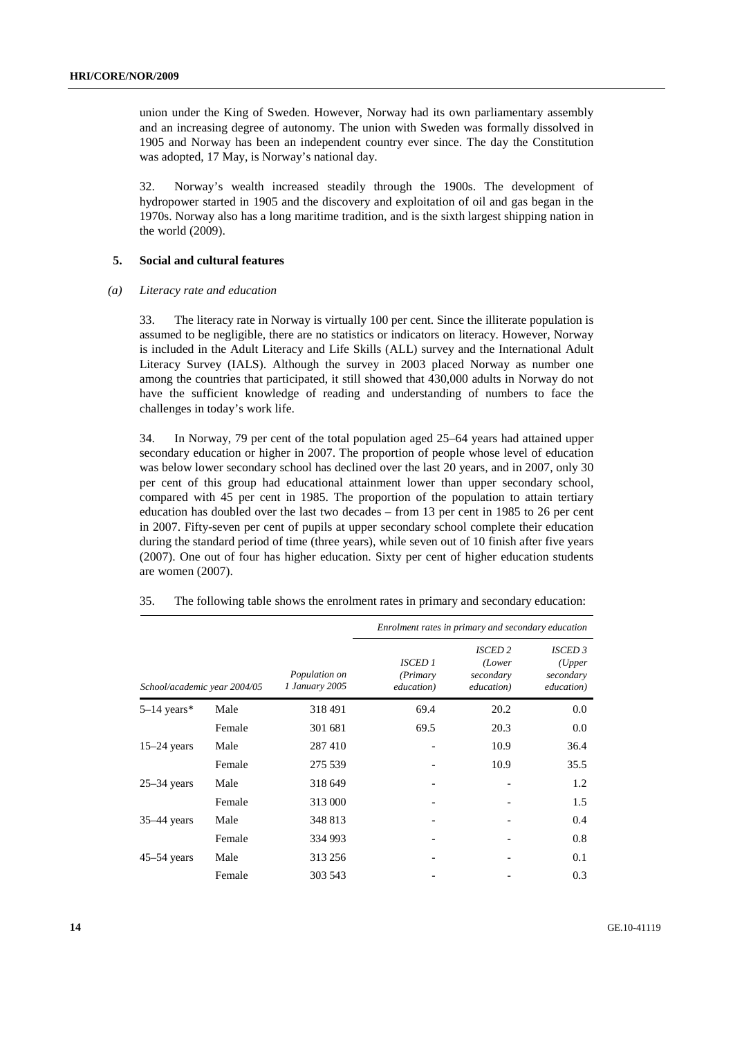union under the King of Sweden. However, Norway had its own parliamentary assembly and an increasing degree of autonomy. The union with Sweden was formally dissolved in 1905 and Norway has been an independent country ever since. The day the Constitution was adopted, 17 May, is Norway's national day.

32. Norway's wealth increased steadily through the 1900s. The development of hydropower started in 1905 and the discovery and exploitation of oil and gas began in the 1970s. Norway also has a long maritime tradition, and is the sixth largest shipping nation in the world (2009).

## 5. Social and cultural features

### *(a) Literacy rate and education*

33. The literacy rate in Norway is virtually 100 per cent. Since the illiterate population is assumed to be negligible, there are no statistics or indicators on literacy. However, Norway is included in the Adult Literacy and Life Skills (ALL) survey and the International Adult Literacy Survey (IALS). Although the survey in 2003 placed Norway as number one among the countries that participated, it still showed that 430,000 adults in Norway do not have the sufficient knowledge of reading and understanding of numbers to face the challenges in today's work life.

34. In Norway, 79 per cent of the total population aged 25–64 years had attained upper secondary education or higher in 2007. The proportion of people whose level of education was below lower secondary school has declined over the last 20 years, and in 2007, only 30 per cent of this group had educational attainment lower than upper secondary school, compared with 45 per cent in 1985. The proportion of the population to attain tertiary education has doubled over the last two decades – from 13 per cent in 1985 to 26 per cent in 2007. Fifty-seven per cent of pupils at upper secondary school complete their education during the standard period of time (three years), while seven out of 10 finish after five years (2007). One out of four has higher education. Sixty per cent of higher education students are women (2007).

35. The following table shows the enrolment rates in primary and secondary education:

| | | | *Enrolment rates in primary and secondary education* | | |
|---|---|---|---|---|---|
| *School/academic year 2004/05* | | *Population on 1 January 2005* | *ISCED 1 (Primary education)* | *ISCED 2 (Lower secondary education)* | *ISCED 3 (Upper secondary education)* |
| 5–14 years* | Male | 318 491 | 69.4 | 20.2 | 0.0 |
| | Female | 301 681 | 69.5 | 20.3 | 0.0 |
| 15–24 years | Male | 287 410 | - | 10.9 | 36.4 |
| | Female | 275 539 | - | 10.9 | 35.5 |
| 25–34 years | Male | 318 649 | - | - | 1.2 |
| | Female | 313 000 | - | - | 1.5 |
| 35–44 years | Male | 348 813 | - | - | 0.4 |
| | Female | 334 993 | - | - | 0.8 |
| 45–54 years | Male | 313 256 | - | - | 0.1 |
| | Female | 303 543 | - | - | 0.3 |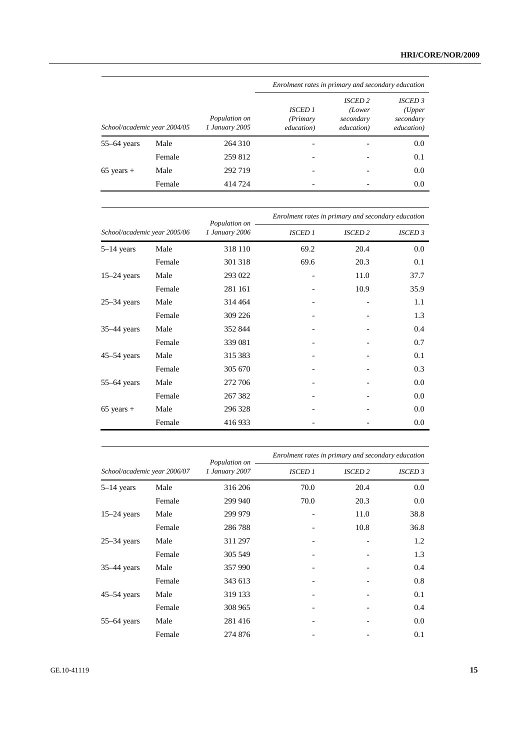| School/academic year 2004/05 | | Population on 1 January 2005 | Enrolment rates in primary and secondary education | | |
|---|---|---|---|---|---|
| | | | *ISCED 1 (Primary education)* | *ISCED 2 (Lower secondary education)* | *ISCED 3 (Upper secondary education)* |
| 55–64 years | Male | 264 310 | - | - | 0.0 |
| | Female | 259 812 | - | - | 0.1 |
| 65 years + | Male | 292 719 | - | - | 0.0 |
| | Female | 414 724 | - | - | 0.0 |

| School/academic year 2005/06 | | Population on 1 January 2006 | Enrolment rates in primary and secondary education | | |
|---|---|---|---|---|---|
| | | | *ISCED 1* | *ISCED 2* | *ISCED 3* |
| 5–14 years | Male | 318 110 | 69.2 | 20.4 | 0.0 |
| | Female | 301 318 | 69.6 | 20.3 | 0.1 |
| 15–24 years | Male | 293 022 | - | 11.0 | 37.7 |
| | Female | 281 161 | - | 10.9 | 35.9 |
| 25–34 years | Male | 314 464 | - | - | 1.1 |
| | Female | 309 226 | - | - | 1.3 |
| 35–44 years | Male | 352 844 | - | - | 0.4 |
| | Female | 339 081 | - | - | 0.7 |
| 45–54 years | Male | 315 383 | - | - | 0.1 |
| | Female | 305 670 | - | - | 0.3 |
| 55–64 years | Male | 272 706 | - | - | 0.0 |
| | Female | 267 382 | - | - | 0.0 |
| 65 years + | Male | 296 328 | - | - | 0.0 |
| | Female | 416 933 | - | - | 0.0 |

| School/academic year 2006/07 | | Population on 1 January 2007 | Enrolment rates in primary and secondary education | | |
|---|---|---|---|---|---|
| | | | *ISCED 1* | *ISCED 2* | *ISCED 3* |
| 5–14 years | Male | 316 206 | 70.0 | 20.4 | 0.0 |
| | Female | 299 940 | 70.0 | 20.3 | 0.0 |
| 15–24 years | Male | 299 979 | - | 11.0 | 38.8 |
| | Female | 286 788 | - | 10.8 | 36.8 |
| 25–34 years | Male | 311 297 | - | - | 1.2 |
| | Female | 305 549 | - | - | 1.3 |
| 35–44 years | Male | 357 990 | - | - | 0.4 |
| | Female | 343 613 | - | - | 0.8 |
| 45–54 years | Male | 319 133 | - | - | 0.1 |
| | Female | 308 965 | - | - | 0.4 |
| 55–64 years | Male | 281 416 | - | - | 0.0 |
| | Female | 274 876 | - | - | 0.1 |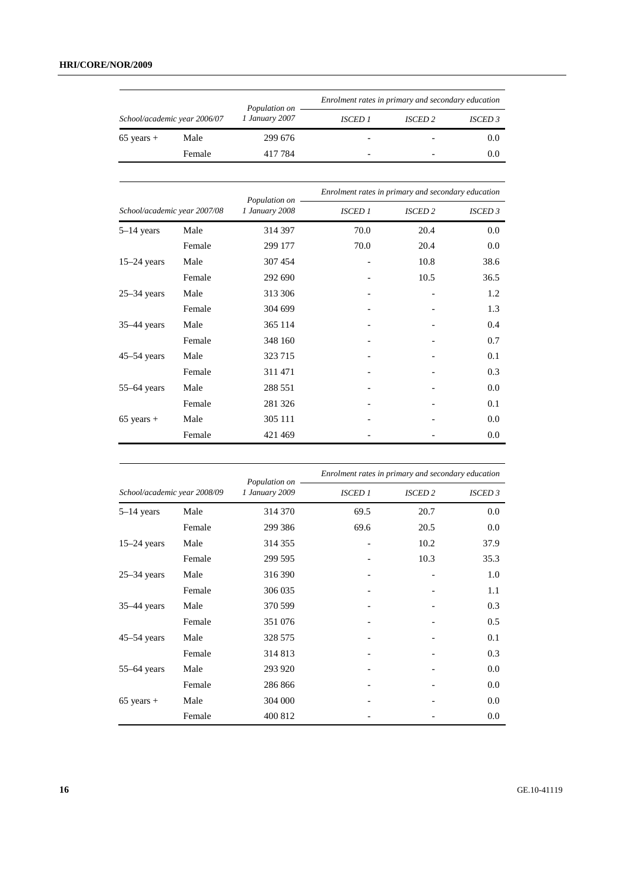| School/academic year 2006/07 | | Population on 1 January 2007 | Enrolment rates in primary and secondary education | | |
|---|---|---|---|---|---|
| | | | ISCED 1 | ISCED 2 | ISCED 3 |
| 65 years + | Male | 299 676 | - | - | 0.0 |
| | Female | 417 784 | - | - | 0.0 |

| School/academic year 2007/08 | | Population on 1 January 2008 | Enrolment rates in primary and secondary education | | |
|---|---|---|---|---|---|
| | | | ISCED 1 | ISCED 2 | ISCED 3 |
| 5–14 years | Male | 314 397 | 70.0 | 20.4 | 0.0 |
| | Female | 299 177 | 70.0 | 20.4 | 0.0 |
| 15–24 years | Male | 307 454 | - | 10.8 | 38.6 |
| | Female | 292 690 | - | 10.5 | 36.5 |
| 25–34 years | Male | 313 306 | - | - | 1.2 |
| | Female | 304 699 | - | - | 1.3 |
| 35–44 years | Male | 365 114 | - | - | 0.4 |
| | Female | 348 160 | - | - | 0.7 |
| 45–54 years | Male | 323 715 | - | - | 0.1 |
| | Female | 311 471 | - | - | 0.3 |
| 55–64 years | Male | 288 551 | - | - | 0.0 |
| | Female | 281 326 | - | - | 0.1 |
| 65 years + | Male | 305 111 | - | - | 0.0 |
| | Female | 421 469 | - | - | 0.0 |

| School/academic year 2008/09 | | Population on 1 January 2009 | Enrolment rates in primary and secondary education | | |
|---|---|---|---|---|---|
| | | | ISCED 1 | ISCED 2 | ISCED 3 |
| 5–14 years | Male | 314 370 | 69.5 | 20.7 | 0.0 |
| | Female | 299 386 | 69.6 | 20.5 | 0.0 |
| 15–24 years | Male | 314 355 | - | 10.2 | 37.9 |
| | Female | 299 595 | - | 10.3 | 35.3 |
| 25–34 years | Male | 316 390 | - | - | 1.0 |
| | Female | 306 035 | - | - | 1.1 |
| 35–44 years | Male | 370 599 | - | - | 0.3 |
| | Female | 351 076 | - | - | 0.5 |
| 45–54 years | Male | 328 575 | - | - | 0.1 |
| | Female | 314 813 | - | - | 0.3 |
| 55–64 years | Male | 293 920 | - | - | 0.0 |
| | Female | 286 866 | - | - | 0.0 |
| 65 years + | Male | 304 000 | - | - | 0.0 |
| | Female | 400 812 | - | - | 0.0 |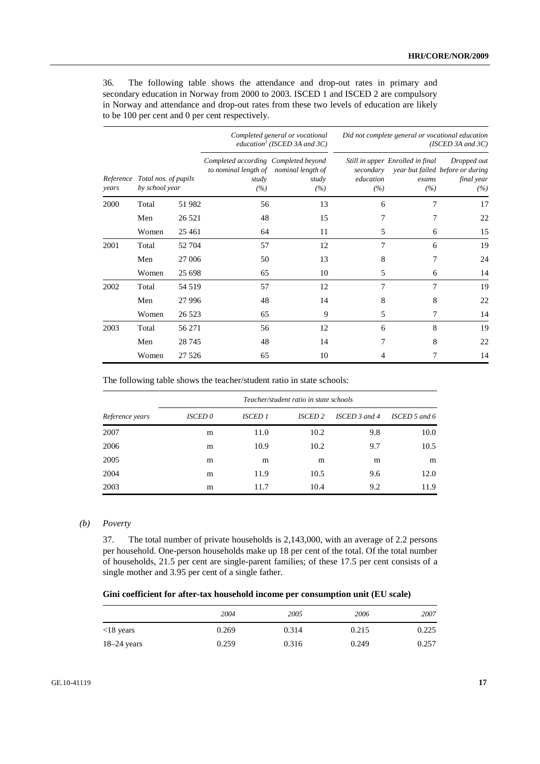36. The following table shows the attendance and drop-out rates in primary and secondary education in Norway from 2000 to 2003. ISCED 1 and ISCED 2 are compulsory in Norway and attendance and drop-out rates from these two levels of education are likely to be 100 per cent and 0 per cent respectively.

| | | | *Completed general or vocational education[1] (ISCED 3A and 3C)* | | *Did not complete general or vocational education (ISCED 3A and 3C)* | | |
|---|---|---|---|---|---|---|---|
| *Reference years* | *Total nos. of pupils by school year* | | *Completed according to nominal length of study (%)* | *Completed beyond nominal length of study (%)* | *Still in upper secondary education (%)* | *Enrolled in final year but failed exams (%)* | *Dropped out before or during final year (%)* |
| 2000 | Total | 51 982 | 56 | 13 | 6 | 7 | 17 |
| | Men | 26 521 | 48 | 15 | 7 | 7 | 22 |
| | Women | 25 461 | 64 | 11 | 5 | 6 | 15 |
| 2001 | Total | 52 704 | 57 | 12 | 7 | 6 | 19 |
| | Men | 27 006 | 50 | 13 | 8 | 7 | 24 |
| | Women | 25 698 | 65 | 10 | 5 | 6 | 14 |
| 2002 | Total | 54 519 | 57 | 12 | 7 | 7 | 19 |
| | Men | 27 996 | 48 | 14 | 8 | 8 | 22 |
| | Women | 26 523 | 65 | 9 | 5 | 7 | 14 |
| 2003 | Total | 56 271 | 56 | 12 | 6 | 8 | 19 |
| | Men | 28 745 | 48 | 14 | 7 | 8 | 22 |
| | Women | 27 526 | 65 | 10 | 4 | 7 | 14 |

The following table shows the teacher/student ratio in state schools:

| | *Teacher/student ratio in state schools* | | | | |
|---|---|---|---|---|---|
| *Reference years* | *ISCED 0* | *ISCED 1* | *ISCED 2* | *ISCED 3 and 4* | *ISCED 5 and 6* |
| 2007 | m | 11.0 | 10.2 | 9.8 | 10.0 |
| 2006 | m | 10.9 | 10.2 | 9.7 | 10.5 |
| 2005 | m | m | m | m | m |
| 2004 | m | 11.9 | 10.5 | 9.6 | 12.0 |
| 2003 | m | 11.7 | 10.4 | 9.2 | 11.9 |

### *(b) Poverty*

37. The total number of private households is 2,143,000, with an average of 2.2 persons per household. One-person households make up 18 per cent of the total. Of the total number of households, 21.5 per cent are single-parent families; of these 17.5 per cent consists of a single mother and 3.95 per cent of a single father.

**Gini coefficient for after-tax household income per consumption unit (EU scale)**

| | *2004* | *2005* | *2006* | *2007* |
|---|---|---|---|---|
| <18 years | 0.269 | 0.314 | 0.215 | 0.225 |
| 18–24 years | 0.259 | 0.316 | 0.249 | 0.257 |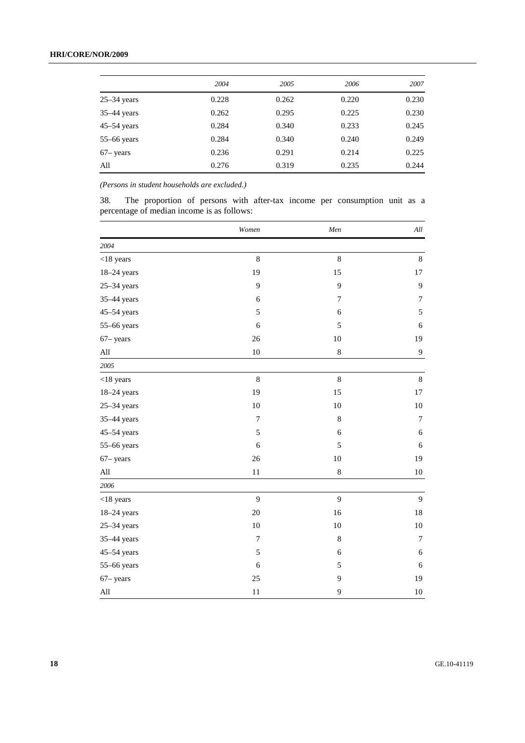|  | 2004 | 2005 | 2006 | 2007 |
|---|---|---|---|---|
| 25–34 years | 0.228 | 0.262 | 0.220 | 0.230 |
| 35–44 years | 0.262 | 0.295 | 0.225 | 0.230 |
| 45–54 years | 0.284 | 0.340 | 0.233 | 0.245 |
| 55–66 years | 0.284 | 0.340 | 0.240 | 0.249 |
| 67– years | 0.236 | 0.291 | 0.214 | 0.225 |
| All | 0.276 | 0.319 | 0.235 | 0.244 |

*(Persons in student households are excluded.)*

38. The proportion of persons with after-tax income per consumption unit as a percentage of median income is as follows:

|  | *Women* | *Men* | *All* |
|---|---|---|---|
| *2004* |  |  |  |
| <18 years | 8 | 8 | 8 |
| 18–24 years | 19 | 15 | 17 |
| 25–34 years | 9 | 9 | 9 |
| 35–44 years | 6 | 7 | 7 |
| 45–54 years | 5 | 6 | 5 |
| 55–66 years | 6 | 5 | 6 |
| 67– years | 26 | 10 | 19 |
| All | 10 | 8 | 9 |
| *2005* |  |  |  |
| <18 years | 8 | 8 | 8 |
| 18–24 years | 19 | 15 | 17 |
| 25–34 years | 10 | 10 | 10 |
| 35–44 years | 7 | 8 | 7 |
| 45–54 years | 5 | 6 | 6 |
| 55–66 years | 6 | 5 | 6 |
| 67– years | 26 | 10 | 19 |
| All | 11 | 8 | 10 |
| *2006* |  |  |  |
| <18 years | 9 | 9 | 9 |
| 18–24 years | 20 | 16 | 18 |
| 25–34 years | 10 | 10 | 10 |
| 35–44 years | 7 | 8 | 7 |
| 45–54 years | 5 | 6 | 6 |
| 55–66 years | 6 | 5 | 6 |
| 67– years | 25 | 9 | 19 |
| All | 11 | 9 | 10 |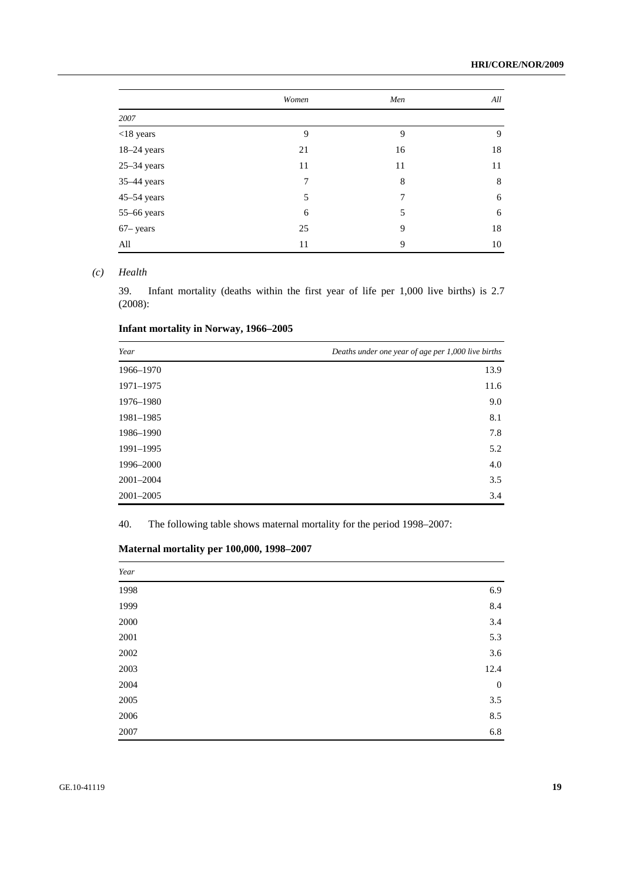|  | *Women* | *Men* | *All* |
|---|---|---|---|
| *2007* |  |  |  |
| <18 years | 9 | 9 | 9 |
| 18–24 years | 21 | 16 | 18 |
| 25–34 years | 11 | 11 | 11 |
| 35–44 years | 7 | 8 | 8 |
| 45–54 years | 5 | 7 | 6 |
| 55–66 years | 6 | 5 | 6 |
| 67– years | 25 | 9 | 18 |
| All | 11 | 9 | 10 |

*(c) Health*

39. Infant mortality (deaths within the first year of life per 1,000 live births) is 2.7 (2008):

**Infant mortality in Norway, 1966–2005**

| *Year* | *Deaths under one year of age per 1,000 live births* |
|---|---|
| 1966–1970 | 13.9 |
| 1971–1975 | 11.6 |
| 1976–1980 | 9.0 |
| 1981–1985 | 8.1 |
| 1986–1990 | 7.8 |
| 1991–1995 | 5.2 |
| 1996–2000 | 4.0 |
| 2001–2004 | 3.5 |
| 2001–2005 | 3.4 |

40. The following table shows maternal mortality for the period 1998–2007:

**Maternal mortality per 100,000, 1998–2007**

| *Year* |  |
|---|---|
| 1998 | 6.9 |
| 1999 | 8.4 |
| 2000 | 3.4 |
| 2001 | 5.3 |
| 2002 | 3.6 |
| 2003 | 12.4 |
| 2004 | 0 |
| 2005 | 3.5 |
| 2006 | 8.5 |
| 2007 | 6.8 |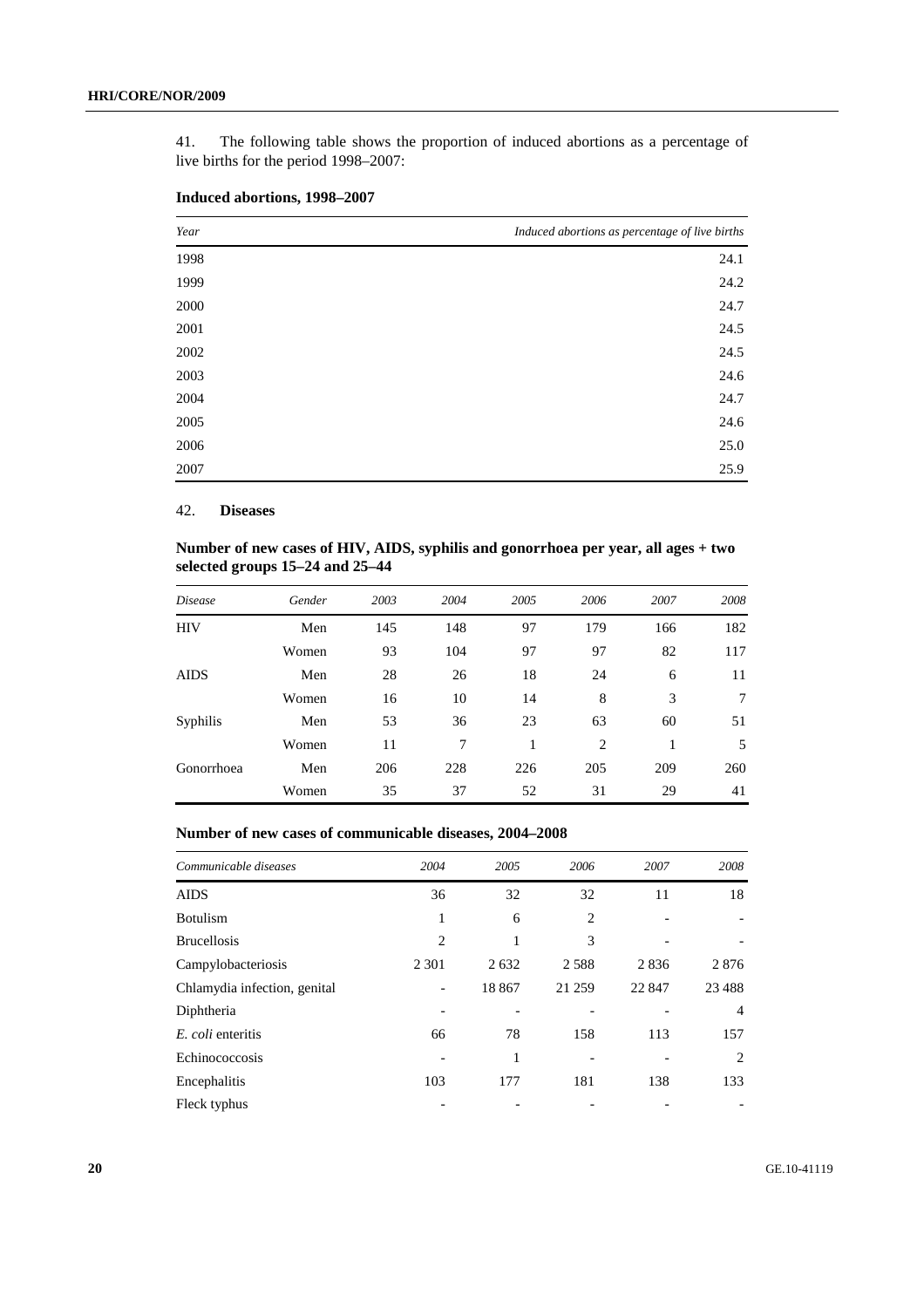41. The following table shows the proportion of induced abortions as a percentage of live births for the period 1998–2007:

**Induced abortions, 1998–2007**

| *Year* | *Induced abortions as percentage of live births* |
|---|---|
| 1998 | 24.1 |
| 1999 | 24.2 |
| 2000 | 24.7 |
| 2001 | 24.5 |
| 2002 | 24.5 |
| 2003 | 24.6 |
| 2004 | 24.7 |
| 2005 | 24.6 |
| 2006 | 25.0 |
| 2007 | 25.9 |

42. **Diseases**

**Number of new cases of HIV, AIDS, syphilis and gonorrhoea per year, all ages + two selected groups 15–24 and 25–44**

| *Disease* | *Gender* | *2003* | *2004* | *2005* | *2006* | *2007* | *2008* |
|---|---|---|---|---|---|---|---|
| HIV | Men | 145 | 148 | 97 | 179 | 166 | 182 |
| | Women | 93 | 104 | 97 | 97 | 82 | 117 |
| AIDS | Men | 28 | 26 | 18 | 24 | 6 | 11 |
| | Women | 16 | 10 | 14 | 8 | 3 | 7 |
| Syphilis | Men | 53 | 36 | 23 | 63 | 60 | 51 |
| | Women | 11 | 7 | 1 | 2 | 1 | 5 |
| Gonorrhoea | Men | 206 | 228 | 226 | 205 | 209 | 260 |
| | Women | 35 | 37 | 52 | 31 | 29 | 41 |

**Number of new cases of communicable diseases, 2004–2008**

| *Communicable diseases* | *2004* | *2005* | *2006* | *2007* | *2008* |
|---|---|---|---|---|---|
| AIDS | 36 | 32 | 32 | 11 | 18 |
| Botulism | 1 | 6 | 2 | - | - |
| Brucellosis | 2 | 1 | 3 | - | - |
| Campylobacteriosis | 2 301 | 2 632 | 2 588 | 2 836 | 2 876 |
| Chlamydia infection, genital | - | 18 867 | 21 259 | 22 847 | 23 488 |
| Diphtheria | - | - | - | - | 4 |
| *E. coli* enteritis | 66 | 78 | 158 | 113 | 157 |
| Echinococcosis | - | 1 | - | - | 2 |
| Encephalitis | 103 | 177 | 181 | 138 | 133 |
| Fleck typhus | - | - | - | - | - |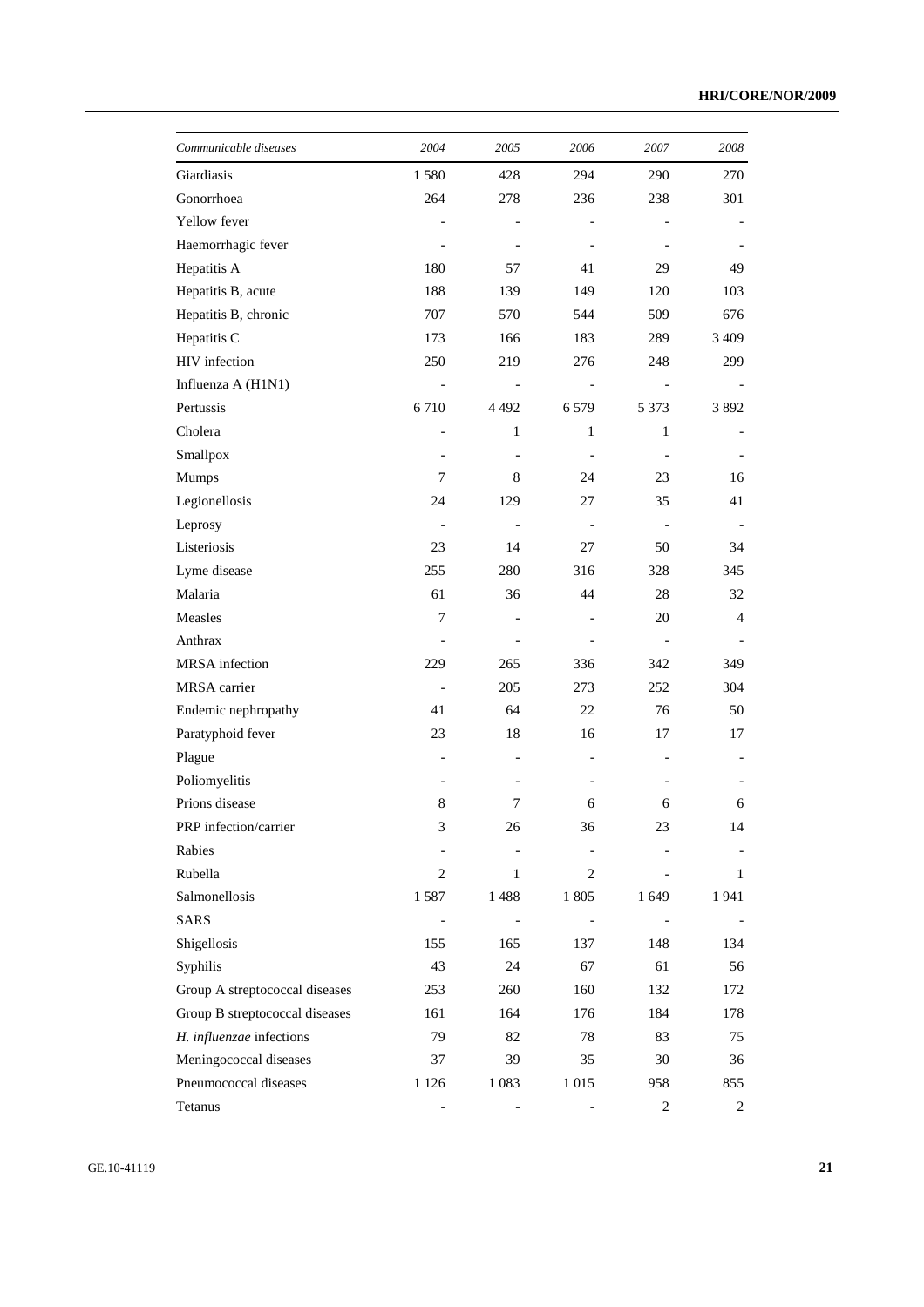| *Communicable diseases* | *2004* | *2005* | *2006* | *2007* | *2008* |
|---|---|---|---|---|---|
| Giardiasis | 1 580 | 428 | 294 | 290 | 270 |
| Gonorrhoea | 264 | 278 | 236 | 238 | 301 |
| Yellow fever | - | - | - | - | - |
| Haemorrhagic fever | - | - | - | - | - |
| Hepatitis A | 180 | 57 | 41 | 29 | 49 |
| Hepatitis B, acute | 188 | 139 | 149 | 120 | 103 |
| Hepatitis B, chronic | 707 | 570 | 544 | 509 | 676 |
| Hepatitis C | 173 | 166 | 183 | 289 | 3 409 |
| HIV infection | 250 | 219 | 276 | 248 | 299 |
| Influenza A (H1N1) | - | - | - | - | - |
| Pertussis | 6 710 | 4 492 | 6 579 | 5 373 | 3 892 |
| Cholera | - | 1 | 1 | 1 | - |
| Smallpox | - | - | - | - | - |
| Mumps | 7 | 8 | 24 | 23 | 16 |
| Legionellosis | 24 | 129 | 27 | 35 | 41 |
| Leprosy | - | - | - | - | - |
| Listeriosis | 23 | 14 | 27 | 50 | 34 |
| Lyme disease | 255 | 280 | 316 | 328 | 345 |
| Malaria | 61 | 36 | 44 | 28 | 32 |
| Measles | 7 | - | - | 20 | 4 |
| Anthrax | - | - | - | - | - |
| MRSA infection | 229 | 265 | 336 | 342 | 349 |
| MRSA carrier | - | 205 | 273 | 252 | 304 |
| Endemic nephropathy | 41 | 64 | 22 | 76 | 50 |
| Paratyphoid fever | 23 | 18 | 16 | 17 | 17 |
| Plague | - | - | - | - | - |
| Poliomyelitis | - | - | - | - | - |
| Prions disease | 8 | 7 | 6 | 6 | 6 |
| PRP infection/carrier | 3 | 26 | 36 | 23 | 14 |
| Rabies | - | - | - | - | - |
| Rubella | 2 | 1 | 2 | - | 1 |
| Salmonellosis | 1 587 | 1 488 | 1 805 | 1 649 | 1 941 |
| SARS | - | - | - | - | - |
| Shigellosis | 155 | 165 | 137 | 148 | 134 |
| Syphilis | 43 | 24 | 67 | 61 | 56 |
| Group A streptococcal diseases | 253 | 260 | 160 | 132 | 172 |
| Group B streptococcal diseases | 161 | 164 | 176 | 184 | 178 |
| *H. influenzae* infections | 79 | 82 | 78 | 83 | 75 |
| Meningococcal diseases | 37 | 39 | 35 | 30 | 36 |
| Pneumococcal diseases | 1 126 | 1 083 | 1 015 | 958 | 855 |
| Tetanus | - | - | - | 2 | 2 |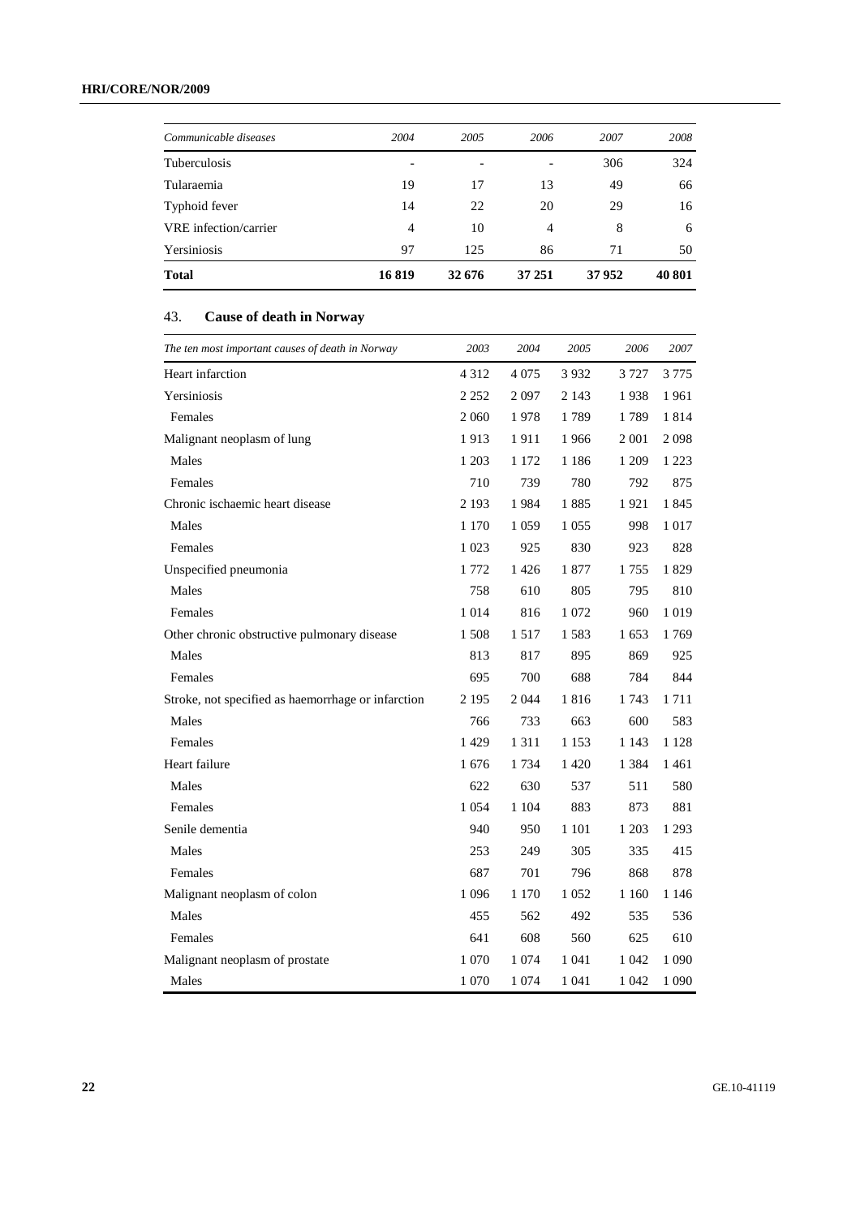| Communicable diseases | 2004 | 2005 | 2006 | 2007 | 2008 |
|---|---|---|---|---|---|
| Tuberculosis | - | - | - | 306 | 324 |
| Tularaemia | 19 | 17 | 13 | 49 | 66 |
| Typhoid fever | 14 | 22 | 20 | 29 | 16 |
| VRE infection/carrier | 4 | 10 | 4 | 8 | 6 |
| Yersiniosis | 97 | 125 | 86 | 71 | 50 |
| **Total** | **16 819** | **32 676** | **37 251** | **37 952** | **40 801** |

## 43. **Cause of death in Norway**

| *The ten most important causes of death in Norway* | *2003* | *2004* | *2005* | *2006* | *2007* |
|---|---|---|---|---|---|
| Heart infarction | 4 312 | 4 075 | 3 932 | 3 727 | 3 775 |
| Yersiniosis | 2 252 | 2 097 | 2 143 | 1 938 | 1 961 |
| Females | 2 060 | 1 978 | 1 789 | 1 789 | 1 814 |
| Malignant neoplasm of lung | 1 913 | 1 911 | 1 966 | 2 001 | 2 098 |
| Males | 1 203 | 1 172 | 1 186 | 1 209 | 1 223 |
| Females | 710 | 739 | 780 | 792 | 875 |
| Chronic ischaemic heart disease | 2 193 | 1 984 | 1 885 | 1 921 | 1 845 |
| Males | 1 170 | 1 059 | 1 055 | 998 | 1 017 |
| Females | 1 023 | 925 | 830 | 923 | 828 |
| Unspecified pneumonia | 1 772 | 1 426 | 1 877 | 1 755 | 1 829 |
| Males | 758 | 610 | 805 | 795 | 810 |
| Females | 1 014 | 816 | 1 072 | 960 | 1 019 |
| Other chronic obstructive pulmonary disease | 1 508 | 1 517 | 1 583 | 1 653 | 1 769 |
| Males | 813 | 817 | 895 | 869 | 925 |
| Females | 695 | 700 | 688 | 784 | 844 |
| Stroke, not specified as haemorrhage or infarction | 2 195 | 2 044 | 1 816 | 1 743 | 1 711 |
| Males | 766 | 733 | 663 | 600 | 583 |
| Females | 1 429 | 1 311 | 1 153 | 1 143 | 1 128 |
| Heart failure | 1 676 | 1 734 | 1 420 | 1 384 | 1 461 |
| Males | 622 | 630 | 537 | 511 | 580 |
| Females | 1 054 | 1 104 | 883 | 873 | 881 |
| Senile dementia | 940 | 950 | 1 101 | 1 203 | 1 293 |
| Males | 253 | 249 | 305 | 335 | 415 |
| Females | 687 | 701 | 796 | 868 | 878 |
| Malignant neoplasm of colon | 1 096 | 1 170 | 1 052 | 1 160 | 1 146 |
| Males | 455 | 562 | 492 | 535 | 536 |
| Females | 641 | 608 | 560 | 625 | 610 |
| Malignant neoplasm of prostate | 1 070 | 1 074 | 1 041 | 1 042 | 1 090 |
| Males | 1 070 | 1 074 | 1 041 | 1 042 | 1 090 |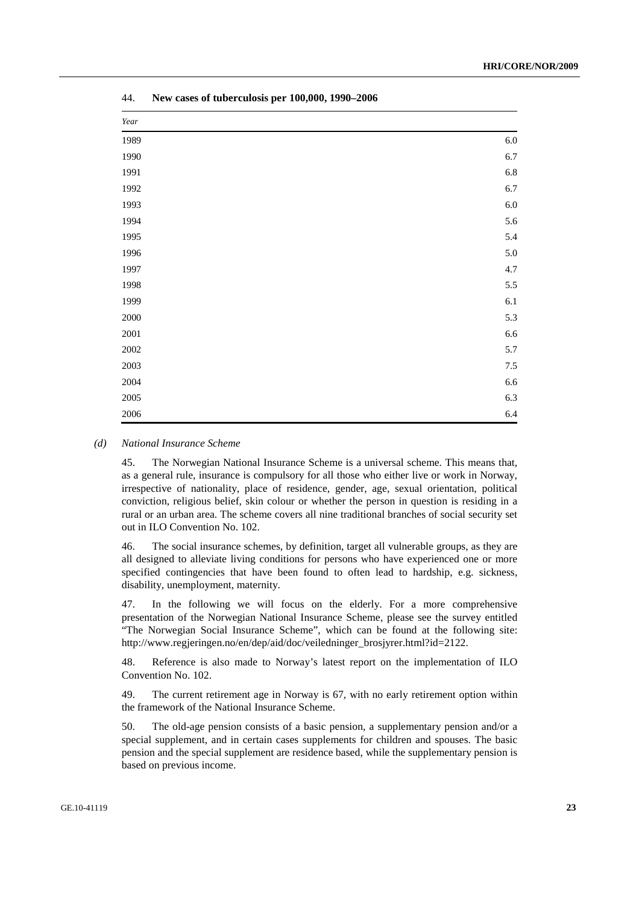44. **New cases of tuberculosis per 100,000, 1990–2006**

| *Year* | |
|---|---|
| 1989 | 6.0 |
| 1990 | 6.7 |
| 1991 | 6.8 |
| 1992 | 6.7 |
| 1993 | 6.0 |
| 1994 | 5.6 |
| 1995 | 5.4 |
| 1996 | 5.0 |
| 1997 | 4.7 |
| 1998 | 5.5 |
| 1999 | 6.1 |
| 2000 | 5.3 |
| 2001 | 6.6 |
| 2002 | 5.7 |
| 2003 | 7.5 |
| 2004 | 6.6 |
| 2005 | 6.3 |
| 2006 | 6.4 |

*(d) National Insurance Scheme*

45. The Norwegian National Insurance Scheme is a universal scheme. This means that, as a general rule, insurance is compulsory for all those who either live or work in Norway, irrespective of nationality, place of residence, gender, age, sexual orientation, political conviction, religious belief, skin colour or whether the person in question is residing in a rural or an urban area. The scheme covers all nine traditional branches of social security set out in ILO Convention No. 102.

46. The social insurance schemes, by definition, target all vulnerable groups, as they are all designed to alleviate living conditions for persons who have experienced one or more specified contingencies that have been found to often lead to hardship, e.g. sickness, disability, unemployment, maternity.

47. In the following we will focus on the elderly. For a more comprehensive presentation of the Norwegian National Insurance Scheme, please see the survey entitled "The Norwegian Social Insurance Scheme", which can be found at the following site: http://www.regjeringen.no/en/dep/aid/doc/veiledninger_brosjyrer.html?id=2122.

48. Reference is also made to Norway's latest report on the implementation of ILO Convention No. 102.

49. The current retirement age in Norway is 67, with no early retirement option within the framework of the National Insurance Scheme.

50. The old-age pension consists of a basic pension, a supplementary pension and/or a special supplement, and in certain cases supplements for children and spouses. The basic pension and the special supplement are residence based, while the supplementary pension is based on previous income.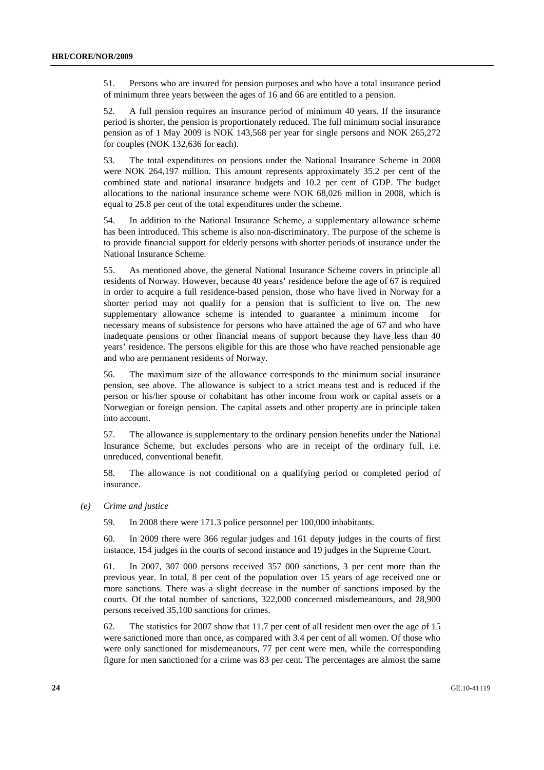51. Persons who are insured for pension purposes and who have a total insurance period of minimum three years between the ages of 16 and 66 are entitled to a pension.

52. A full pension requires an insurance period of minimum 40 years. If the insurance period is shorter, the pension is proportionately reduced. The full minimum social insurance pension as of 1 May 2009 is NOK 143,568 per year for single persons and NOK 265,272 for couples (NOK 132,636 for each).

53. The total expenditures on pensions under the National Insurance Scheme in 2008 were NOK 264,197 million. This amount represents approximately 35.2 per cent of the combined state and national insurance budgets and 10.2 per cent of GDP. The budget allocations to the national insurance scheme were NOK 68,026 million in 2008, which is equal to 25.8 per cent of the total expenditures under the scheme.

54. In addition to the National Insurance Scheme, a supplementary allowance scheme has been introduced. This scheme is also non-discriminatory. The purpose of the scheme is to provide financial support for elderly persons with shorter periods of insurance under the National Insurance Scheme.

55. As mentioned above, the general National Insurance Scheme covers in principle all residents of Norway. However, because 40 years' residence before the age of 67 is required in order to acquire a full residence-based pension, those who have lived in Norway for a shorter period may not qualify for a pension that is sufficient to live on. The new supplementary allowance scheme is intended to guarantee a minimum income for necessary means of subsistence for persons who have attained the age of 67 and who have inadequate pensions or other financial means of support because they have less than 40 years' residence. The persons eligible for this are those who have reached pensionable age and who are permanent residents of Norway.

56. The maximum size of the allowance corresponds to the minimum social insurance pension, see above. The allowance is subject to a strict means test and is reduced if the person or his/her spouse or cohabitant has other income from work or capital assets or a Norwegian or foreign pension. The capital assets and other property are in principle taken into account.

57. The allowance is supplementary to the ordinary pension benefits under the National Insurance Scheme, but excludes persons who are in receipt of the ordinary full, i.e. unreduced, conventional benefit.

58. The allowance is not conditional on a qualifying period or completed period of insurance.

*(e) Crime and justice*

59. In 2008 there were 171.3 police personnel per 100,000 inhabitants.

60. In 2009 there were 366 regular judges and 161 deputy judges in the courts of first instance, 154 judges in the courts of second instance and 19 judges in the Supreme Court.

61. In 2007, 307 000 persons received 357 000 sanctions, 3 per cent more than the previous year. In total, 8 per cent of the population over 15 years of age received one or more sanctions. There was a slight decrease in the number of sanctions imposed by the courts. Of the total number of sanctions, 322,000 concerned misdemeanours, and 28,900 persons received 35,100 sanctions for crimes.

62. The statistics for 2007 show that 11.7 per cent of all resident men over the age of 15 were sanctioned more than once, as compared with 3.4 per cent of all women. Of those who were only sanctioned for misdemeanours, 77 per cent were men, while the corresponding figure for men sanctioned for a crime was 83 per cent. The percentages are almost the same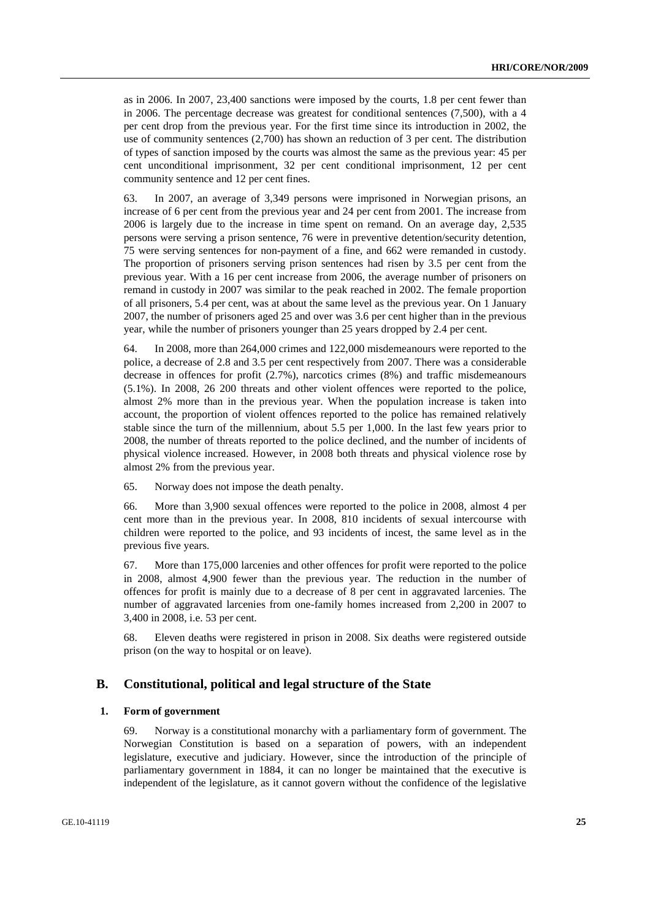as in 2006. In 2007, 23,400 sanctions were imposed by the courts, 1.8 per cent fewer than in 2006. The percentage decrease was greatest for conditional sentences (7,500), with a 4 per cent drop from the previous year. For the first time since its introduction in 2002, the use of community sentences (2,700) has shown an reduction of 3 per cent. The distribution of types of sanction imposed by the courts was almost the same as the previous year: 45 per cent unconditional imprisonment, 32 per cent conditional imprisonment, 12 per cent community sentence and 12 per cent fines.

63. In 2007, an average of 3,349 persons were imprisoned in Norwegian prisons, an increase of 6 per cent from the previous year and 24 per cent from 2001. The increase from 2006 is largely due to the increase in time spent on remand. On an average day, 2,535 persons were serving a prison sentence, 76 were in preventive detention/security detention, 75 were serving sentences for non-payment of a fine, and 662 were remanded in custody. The proportion of prisoners serving prison sentences had risen by 3.5 per cent from the previous year. With a 16 per cent increase from 2006, the average number of prisoners on remand in custody in 2007 was similar to the peak reached in 2002. The female proportion of all prisoners, 5.4 per cent, was at about the same level as the previous year. On 1 January 2007, the number of prisoners aged 25 and over was 3.6 per cent higher than in the previous year, while the number of prisoners younger than 25 years dropped by 2.4 per cent.

64. In 2008, more than 264,000 crimes and 122,000 misdemeanours were reported to the police, a decrease of 2.8 and 3.5 per cent respectively from 2007. There was a considerable decrease in offences for profit (2.7%), narcotics crimes (8%) and traffic misdemeanours (5.1%). In 2008, 26 200 threats and other violent offences were reported to the police, almost 2% more than in the previous year. When the population increase is taken into account, the proportion of violent offences reported to the police has remained relatively stable since the turn of the millennium, about 5.5 per 1,000. In the last few years prior to 2008, the number of threats reported to the police declined, and the number of incidents of physical violence increased. However, in 2008 both threats and physical violence rose by almost 2% from the previous year.

65. Norway does not impose the death penalty.

66. More than 3,900 sexual offences were reported to the police in 2008, almost 4 per cent more than in the previous year. In 2008, 810 incidents of sexual intercourse with children were reported to the police, and 93 incidents of incest, the same level as in the previous five years.

67. More than 175,000 larcenies and other offences for profit were reported to the police in 2008, almost 4,900 fewer than the previous year. The reduction in the number of offences for profit is mainly due to a decrease of 8 per cent in aggravated larcenies. The number of aggravated larcenies from one-family homes increased from 2,200 in 2007 to 3,400 in 2008, i.e. 53 per cent.

68. Eleven deaths were registered in prison in 2008. Six deaths were registered outside prison (on the way to hospital or on leave).

## B. Constitutional, political and legal structure of the State

### 1. Form of government

69. Norway is a constitutional monarchy with a parliamentary form of government. The Norwegian Constitution is based on a separation of powers, with an independent legislature, executive and judiciary. However, since the introduction of the principle of parliamentary government in 1884, it can no longer be maintained that the executive is independent of the legislature, as it cannot govern without the confidence of the legislative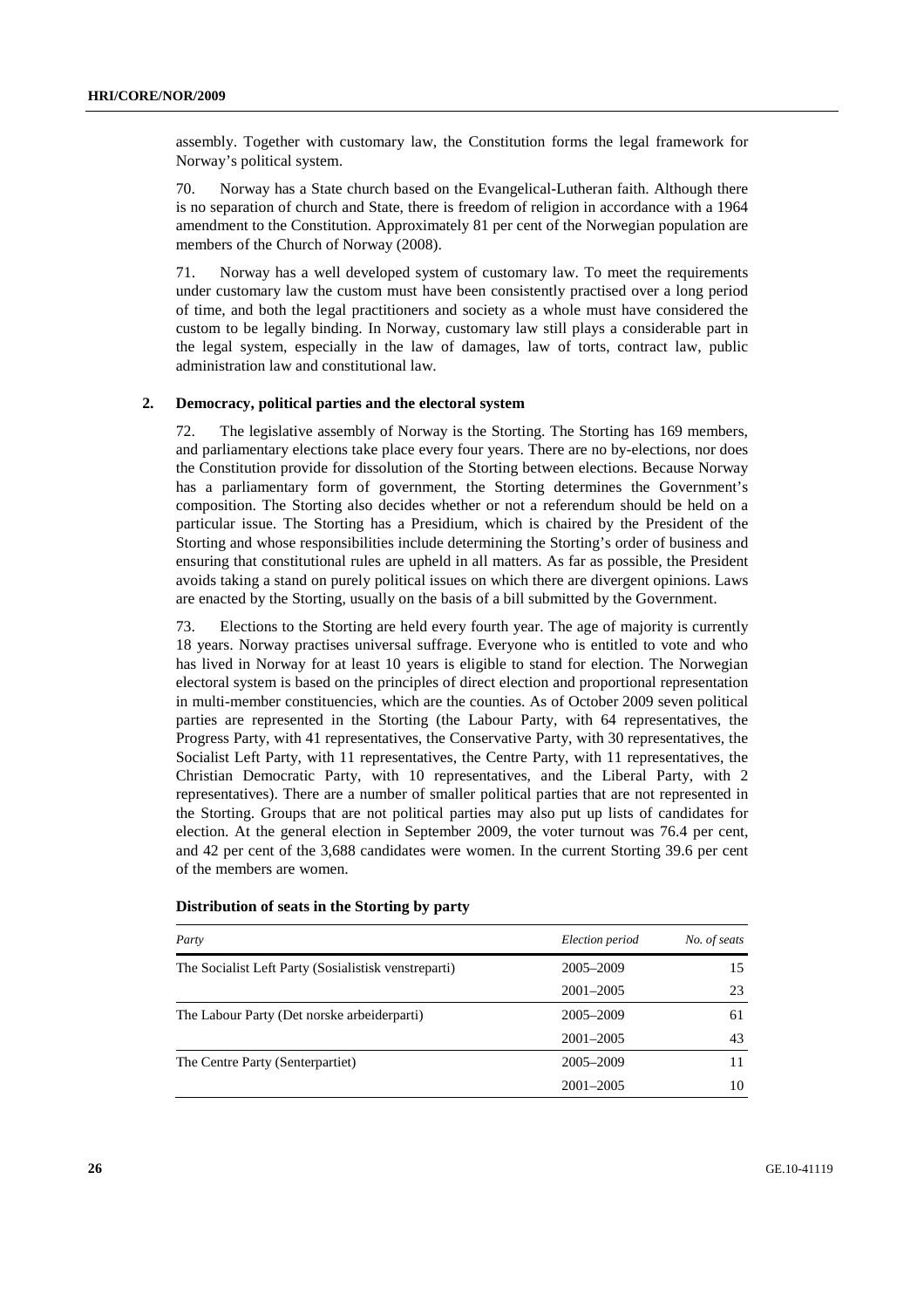assembly. Together with customary law, the Constitution forms the legal framework for Norway's political system.

70. Norway has a State church based on the Evangelical-Lutheran faith. Although there is no separation of church and State, there is freedom of religion in accordance with a 1964 amendment to the Constitution. Approximately 81 per cent of the Norwegian population are members of the Church of Norway (2008).

71. Norway has a well developed system of customary law. To meet the requirements under customary law the custom must have been consistently practised over a long period of time, and both the legal practitioners and society as a whole must have considered the custom to be legally binding. In Norway, customary law still plays a considerable part in the legal system, especially in the law of damages, law of torts, contract law, public administration law and constitutional law.

## 2. Democracy, political parties and the electoral system

72. The legislative assembly of Norway is the Storting. The Storting has 169 members, and parliamentary elections take place every four years. There are no by-elections, nor does the Constitution provide for dissolution of the Storting between elections. Because Norway has a parliamentary form of government, the Storting determines the Government's composition. The Storting also decides whether or not a referendum should be held on a particular issue. The Storting has a Presidium, which is chaired by the President of the Storting and whose responsibilities include determining the Storting's order of business and ensuring that constitutional rules are upheld in all matters. As far as possible, the President avoids taking a stand on purely political issues on which there are divergent opinions. Laws are enacted by the Storting, usually on the basis of a bill submitted by the Government.

73. Elections to the Storting are held every fourth year. The age of majority is currently 18 years. Norway practises universal suffrage. Everyone who is entitled to vote and who has lived in Norway for at least 10 years is eligible to stand for election. The Norwegian electoral system is based on the principles of direct election and proportional representation in multi-member constituencies, which are the counties. As of October 2009 seven political parties are represented in the Storting (the Labour Party, with 64 representatives, the Progress Party, with 41 representatives, the Conservative Party, with 30 representatives, the Socialist Left Party, with 11 representatives, the Centre Party, with 11 representatives, the Christian Democratic Party, with 10 representatives, and the Liberal Party, with 2 representatives). There are a number of smaller political parties that are not represented in the Storting. Groups that are not political parties may also put up lists of candidates for election. At the general election in September 2009, the voter turnout was 76.4 per cent, and 42 per cent of the 3,688 candidates were women. In the current Storting 39.6 per cent of the members are women.

**Distribution of seats in the Storting by party**

| *Party* | *Election period* | *No. of seats* |
|---|---|---|
| The Socialist Left Party (Sosialistisk venstreparti) | 2005–2009 | 15 |
| | 2001–2005 | 23 |
| The Labour Party (Det norske arbeiderparti) | 2005–2009 | 61 |
| | 2001–2005 | 43 |
| The Centre Party (Senterpartiet) | 2005–2009 | 11 |
| | 2001–2005 | 10 |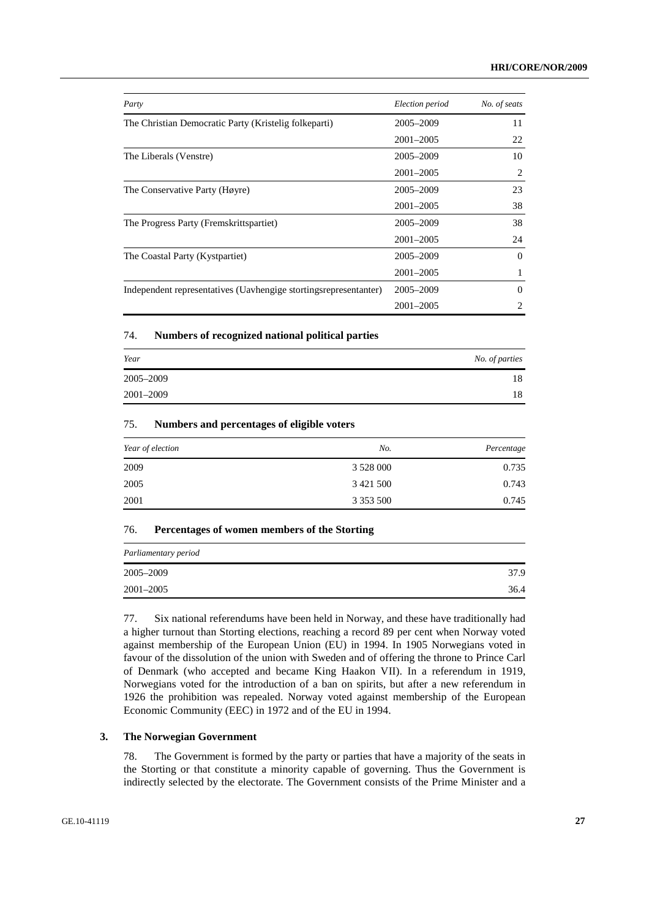| Party | Election period | No. of seats |
|---|---|---|
| The Christian Democratic Party (Kristelig folkeparti) | 2005–2009 | 11 |
| | 2001–2005 | 22 |
| The Liberals (Venstre) | 2005–2009 | 10 |
| | 2001–2005 | 2 |
| The Conservative Party (Høyre) | 2005–2009 | 23 |
| | 2001–2005 | 38 |
| The Progress Party (Fremskrittspartiet) | 2005–2009 | 38 |
| | 2001–2005 | 24 |
| The Coastal Party (Kystpartiet) | 2005–2009 | 0 |
| | 2001–2005 | 1 |
| Independent representatives (Uavhengige stortingsrepresentanter) | 2005–2009 | 0 |
| | 2001–2005 | 2 |

### 74. Numbers of recognized national political parties

| Year | No. of parties |
|---|---|
| 2005–2009 | 18 |
| 2001–2009 | 18 |

### 75. Numbers and percentages of eligible voters

| Year of election | No. | Percentage |
|---|---|---|
| 2009 | 3 528 000 | 0.735 |
| 2005 | 3 421 500 | 0.743 |
| 2001 | 3 353 500 | 0.745 |

### 76. Percentages of women members of the Storting

| Parliamentary period | |
|---|---|
| 2005–2009 | 37.9 |
| 2001–2005 | 36.4 |

77. Six national referendums have been held in Norway, and these have traditionally had a higher turnout than Storting elections, reaching a record 89 per cent when Norway voted against membership of the European Union (EU) in 1994. In 1905 Norwegians voted in favour of the dissolution of the union with Sweden and of offering the throne to Prince Carl of Denmark (who accepted and became King Haakon VII). In a referendum in 1919, Norwegians voted for the introduction of a ban on spirits, but after a new referendum in 1926 the prohibition was repealed. Norway voted against membership of the European Economic Community (EEC) in 1972 and of the EU in 1994.

## 3. The Norwegian Government

78. The Government is formed by the party or parties that have a majority of the seats in the Storting or that constitute a minority capable of governing. Thus the Government is indirectly selected by the electorate. The Government consists of the Prime Minister and a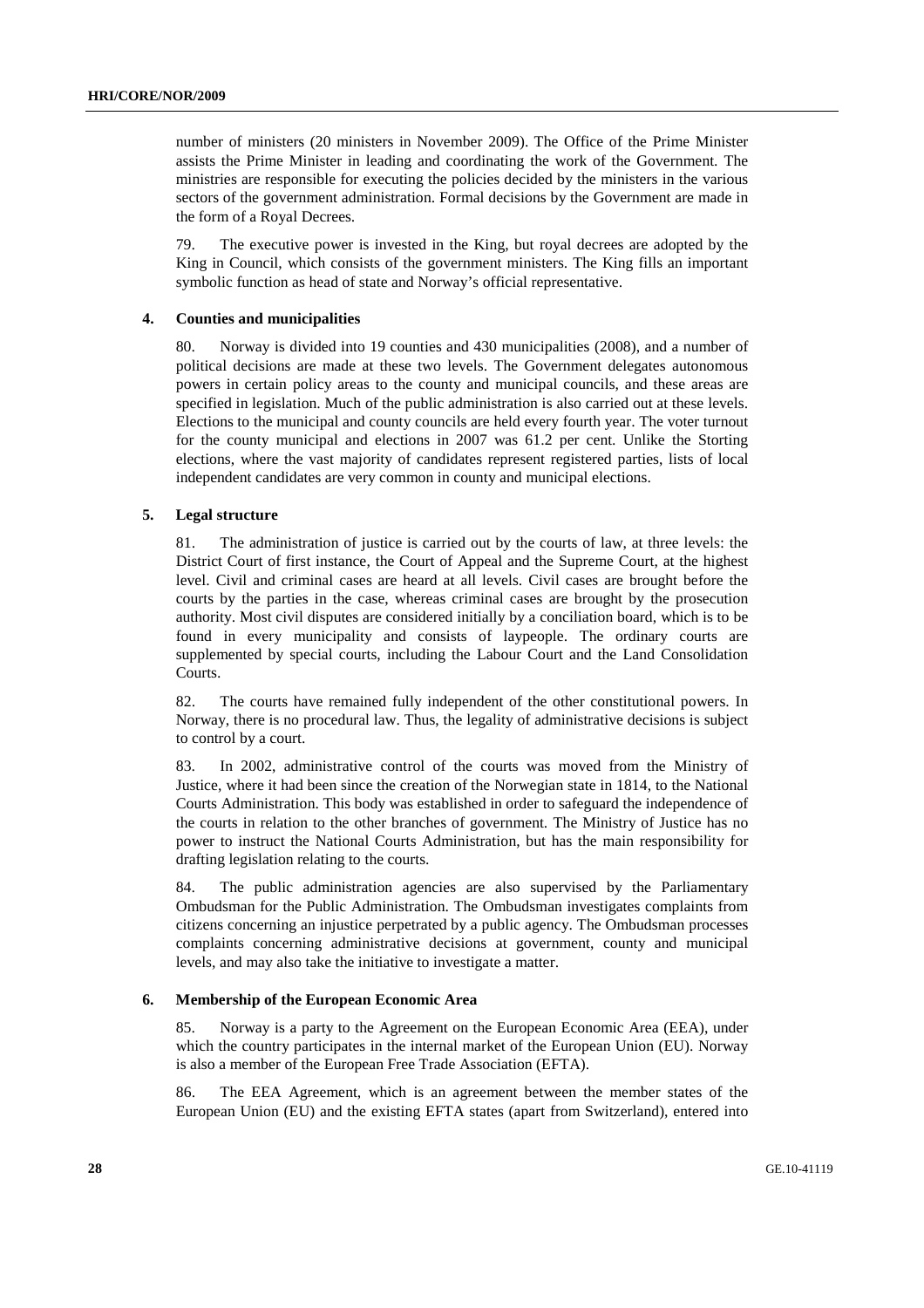number of ministers (20 ministers in November 2009). The Office of the Prime Minister assists the Prime Minister in leading and coordinating the work of the Government. The ministries are responsible for executing the policies decided by the ministers in the various sectors of the government administration. Formal decisions by the Government are made in the form of a Royal Decrees.

79. The executive power is invested in the King, but royal decrees are adopted by the King in Council, which consists of the government ministers. The King fills an important symbolic function as head of state and Norway's official representative.

### 4. Counties and municipalities

80. Norway is divided into 19 counties and 430 municipalities (2008), and a number of political decisions are made at these two levels. The Government delegates autonomous powers in certain policy areas to the county and municipal councils, and these areas are specified in legislation. Much of the public administration is also carried out at these levels. Elections to the municipal and county councils are held every fourth year. The voter turnout for the county municipal and elections in 2007 was 61.2 per cent. Unlike the Storting elections, where the vast majority of candidates represent registered parties, lists of local independent candidates are very common in county and municipal elections.

### 5. Legal structure

81. The administration of justice is carried out by the courts of law, at three levels: the District Court of first instance, the Court of Appeal and the Supreme Court, at the highest level. Civil and criminal cases are heard at all levels. Civil cases are brought before the courts by the parties in the case, whereas criminal cases are brought by the prosecution authority. Most civil disputes are considered initially by a conciliation board, which is to be found in every municipality and consists of laypeople. The ordinary courts are supplemented by special courts, including the Labour Court and the Land Consolidation Courts.

82. The courts have remained fully independent of the other constitutional powers. In Norway, there is no procedural law. Thus, the legality of administrative decisions is subject to control by a court.

83. In 2002, administrative control of the courts was moved from the Ministry of Justice, where it had been since the creation of the Norwegian state in 1814, to the National Courts Administration. This body was established in order to safeguard the independence of the courts in relation to the other branches of government. The Ministry of Justice has no power to instruct the National Courts Administration, but has the main responsibility for drafting legislation relating to the courts.

84. The public administration agencies are also supervised by the Parliamentary Ombudsman for the Public Administration. The Ombudsman investigates complaints from citizens concerning an injustice perpetrated by a public agency. The Ombudsman processes complaints concerning administrative decisions at government, county and municipal levels, and may also take the initiative to investigate a matter.

### 6. Membership of the European Economic Area

85. Norway is a party to the Agreement on the European Economic Area (EEA), under which the country participates in the internal market of the European Union (EU). Norway is also a member of the European Free Trade Association (EFTA).

86. The EEA Agreement, which is an agreement between the member states of the European Union (EU) and the existing EFTA states (apart from Switzerland), entered into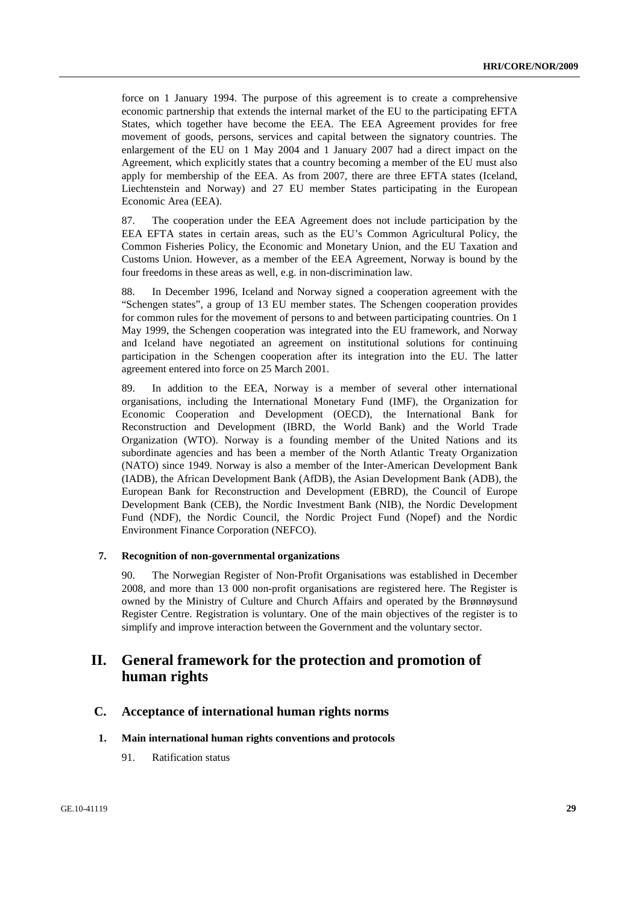force on 1 January 1994. The purpose of this agreement is to create a comprehensive economic partnership that extends the internal market of the EU to the participating EFTA States, which together have become the EEA. The EEA Agreement provides for free movement of goods, persons, services and capital between the signatory countries. The enlargement of the EU on 1 May 2004 and 1 January 2007 had a direct impact on the Agreement, which explicitly states that a country becoming a member of the EU must also apply for membership of the EEA. As from 2007, there are three EFTA states (Iceland, Liechtenstein and Norway) and 27 EU member States participating in the European Economic Area (EEA).

87. The cooperation under the EEA Agreement does not include participation by the EEA EFTA states in certain areas, such as the EU's Common Agricultural Policy, the Common Fisheries Policy, the Economic and Monetary Union, and the EU Taxation and Customs Union. However, as a member of the EEA Agreement, Norway is bound by the four freedoms in these areas as well, e.g. in non-discrimination law.

88. In December 1996, Iceland and Norway signed a cooperation agreement with the "Schengen states", a group of 13 EU member states. The Schengen cooperation provides for common rules for the movement of persons to and between participating countries. On 1 May 1999, the Schengen cooperation was integrated into the EU framework, and Norway and Iceland have negotiated an agreement on institutional solutions for continuing participation in the Schengen cooperation after its integration into the EU. The latter agreement entered into force on 25 March 2001.

89. In addition to the EEA, Norway is a member of several other international organisations, including the International Monetary Fund (IMF), the Organization for Economic Cooperation and Development (OECD), the International Bank for Reconstruction and Development (IBRD, the World Bank) and the World Trade Organization (WTO). Norway is a founding member of the United Nations and its subordinate agencies and has been a member of the North Atlantic Treaty Organization (NATO) since 1949. Norway is also a member of the Inter-American Development Bank (IADB), the African Development Bank (AfDB), the Asian Development Bank (ADB), the European Bank for Reconstruction and Development (EBRD), the Council of Europe Development Bank (CEB), the Nordic Investment Bank (NIB), the Nordic Development Fund (NDF), the Nordic Council, the Nordic Project Fund (Nopef) and the Nordic Environment Finance Corporation (NEFCO).

### 7. Recognition of non-governmental organizations

90. The Norwegian Register of Non-Profit Organisations was established in December 2008, and more than 13 000 non-profit organisations are registered here. The Register is owned by the Ministry of Culture and Church Affairs and operated by the Brønnøysund Register Centre. Registration is voluntary. One of the main objectives of the register is to simplify and improve interaction between the Government and the voluntary sector.

# II. General framework for the protection and promotion of human rights

## C. Acceptance of international human rights norms

### 1. Main international human rights conventions and protocols

91. Ratification status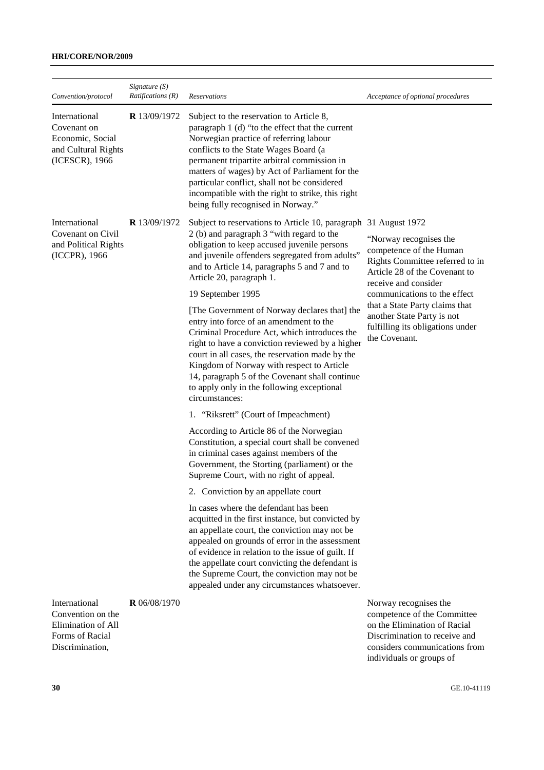| *Convention/protocol* | *Signature (S) Ratifications (R)* | *Reservations* | *Acceptance of optional procedures* |
|---|---|---|---|
| International Covenant on Economic, Social and Cultural Rights (ICESCR), 1966 | **R** 13/09/1972 | Subject to the reservation to Article 8, paragraph 1 (d) "to the effect that the current Norwegian practice of referring labour conflicts to the State Wages Board (a permanent tripartite arbitral commission in matters of wages) by Act of Parliament for the particular conflict, shall not be considered incompatible with the right to strike, this right being fully recognised in Norway." | |
| International Covenant on Civil and Political Rights (ICCPR), 1966 | **R** 13/09/1972 | Subject to reservations to Article 10, paragraph 2 (b) and paragraph 3 "with regard to the obligation to keep accused juvenile persons and juvenile offenders segregated from adults" and to Article 14, paragraphs 5 and 7 and to Article 20, paragraph 1.<br><br>19 September 1995<br><br>[The Government of Norway declares that] the entry into force of an amendment to the Criminal Procedure Act, which introduces the right to have a conviction reviewed by a higher court in all cases, the reservation made by the Kingdom of Norway with respect to Article 14, paragraph 5 of the Covenant shall continue to apply only in the following exceptional circumstances:<br><br>1. "Riksrett" (Court of Impeachment)<br><br>According to Article 86 of the Norwegian Constitution, a special court shall be convened in criminal cases against members of the Government, the Storting (parliament) or the Supreme Court, with no right of appeal.<br><br>2. Conviction by an appellate court<br><br>In cases where the defendant has been acquitted in the first instance, but convicted by an appellate court, the conviction may not be appealed on grounds of error in the assessment of evidence in relation to the issue of guilt. If the appellate court convicting the defendant is the Supreme Court, the conviction may not be appealed under any circumstances whatsoever. | 31 August 1972<br><br>"Norway recognises the competence of the Human Rights Committee referred to in Article 28 of the Covenant to receive and consider communications to the effect that a State Party claims that another State Party is not fulfilling its obligations under the Covenant. |
| International Convention on the Elimination of All Forms of Racial Discrimination, | **R** 06/08/1970 | | Norway recognises the competence of the Committee on the Elimination of Racial Discrimination to receive and considers communications from individuals or groups of |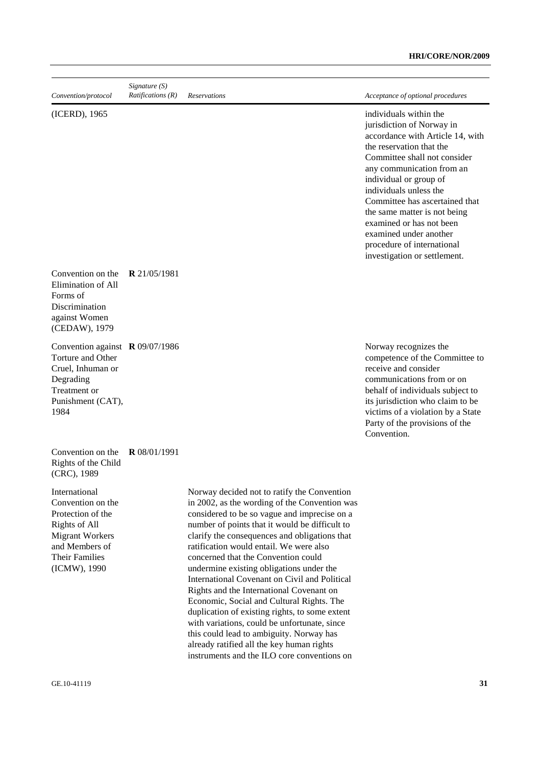| *Convention/protocol* | *Signature (S) Ratifications (R)* | *Reservations* | *Acceptance of optional procedures* |
|---|---|---|---|
| (ICERD), 1965 | | | individuals within the jurisdiction of Norway in accordance with Article 14, with the reservation that the Committee shall not consider any communication from an individual or group of individuals unless the Committee has ascertained that the same matter is not being examined or has not been examined under another procedure of international investigation or settlement. |
| Convention on the Elimination of All Forms of Discrimination against Women (CEDAW), 1979 | **R** 21/05/1981 | | |
| Convention against Torture and Other Cruel, Inhuman or Degrading Treatment or Punishment (CAT), 1984 | **R** 09/07/1986 | | Norway recognizes the competence of the Committee to receive and consider communications from or on behalf of individuals subject to its jurisdiction who claim to be victims of a violation by a State Party of the provisions of the Convention. |
| Convention on the Rights of the Child (CRC), 1989 | **R** 08/01/1991 | | |
| International Convention on the Protection of the Rights of All Migrant Workers and Members of Their Families (ICMW), 1990 | | Norway decided not to ratify the Convention in 2002, as the wording of the Convention was considered to be so vague and imprecise on a number of points that it would be difficult to clarify the consequences and obligations that ratification would entail. We were also concerned that the Convention could undermine existing obligations under the International Covenant on Civil and Political Rights and the International Covenant on Economic, Social and Cultural Rights. The duplication of existing rights, to some extent with variations, could be unfortunate, since this could lead to ambiguity. Norway has already ratified all the key human rights instruments and the ILO core conventions on | |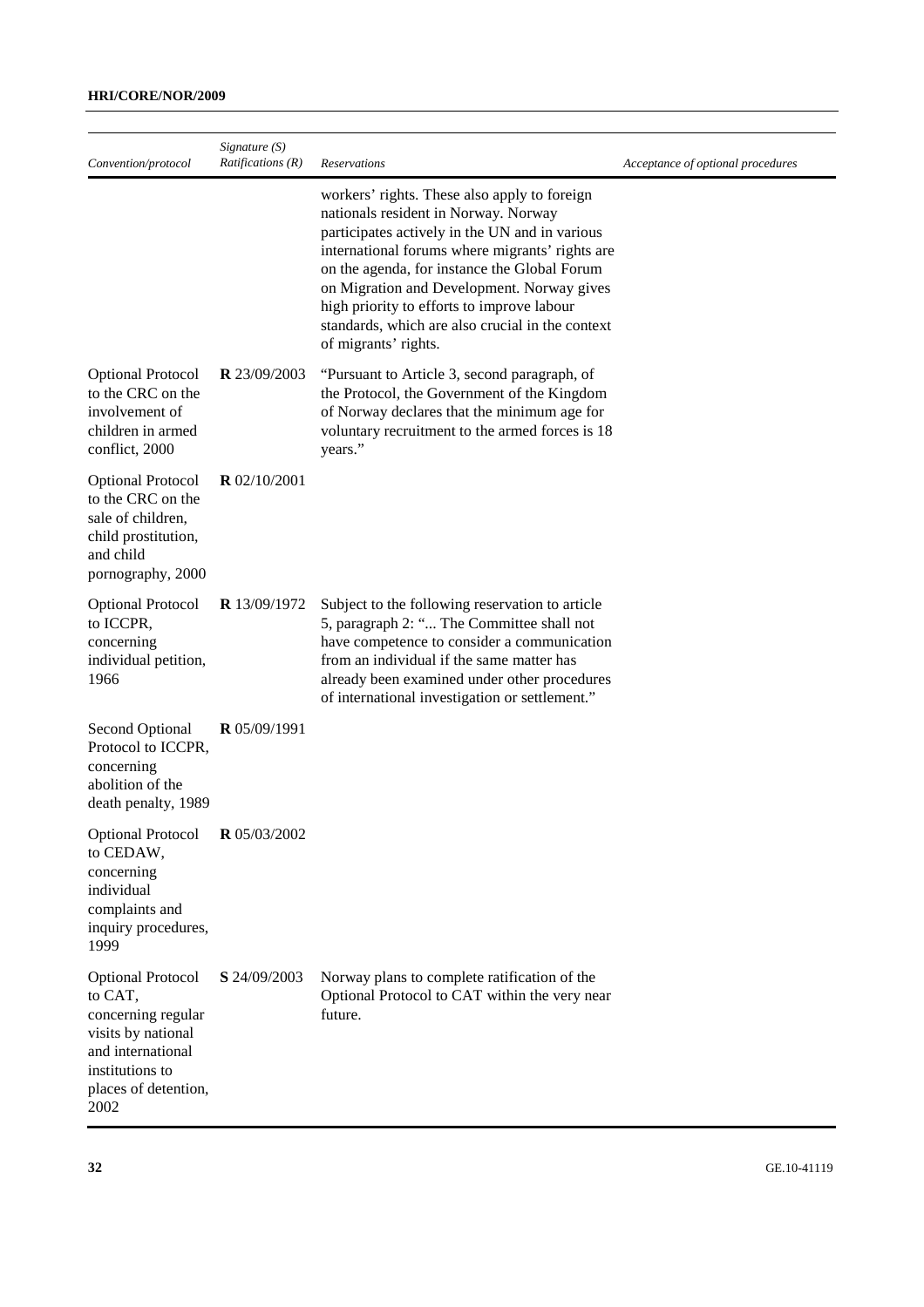| Convention/protocol | Signature (S) Ratifications (R) | Reservations | Acceptance of optional procedures |
|---|---|---|---|
| | | workers' rights. These also apply to foreign nationals resident in Norway. Norway participates actively in the UN and in various international forums where migrants' rights are on the agenda, for instance the Global Forum on Migration and Development. Norway gives high priority to efforts to improve labour standards, which are also crucial in the context of migrants' rights. | |
| Optional Protocol to the CRC on the involvement of children in armed conflict, 2000 | **R** 23/09/2003 | "Pursuant to Article 3, second paragraph, of the Protocol, the Government of the Kingdom of Norway declares that the minimum age for voluntary recruitment to the armed forces is 18 years." | |
| Optional Protocol to the CRC on the sale of children, child prostitution, and child pornography, 2000 | **R** 02/10/2001 | | |
| Optional Protocol to ICCPR, concerning individual petition, 1966 | **R** 13/09/1972 | Subject to the following reservation to article 5, paragraph 2: "... The Committee shall not have competence to consider a communication from an individual if the same matter has already been examined under other procedures of international investigation or settlement." | |
| Second Optional Protocol to ICCPR, concerning abolition of the death penalty, 1989 | **R** 05/09/1991 | | |
| Optional Protocol to CEDAW, concerning individual complaints and inquiry procedures, 1999 | **R** 05/03/2002 | | |
| Optional Protocol to CAT, concerning regular visits by national and international institutions to places of detention, 2002 | **S** 24/09/2003 | Norway plans to complete ratification of the Optional Protocol to CAT within the very near future. | |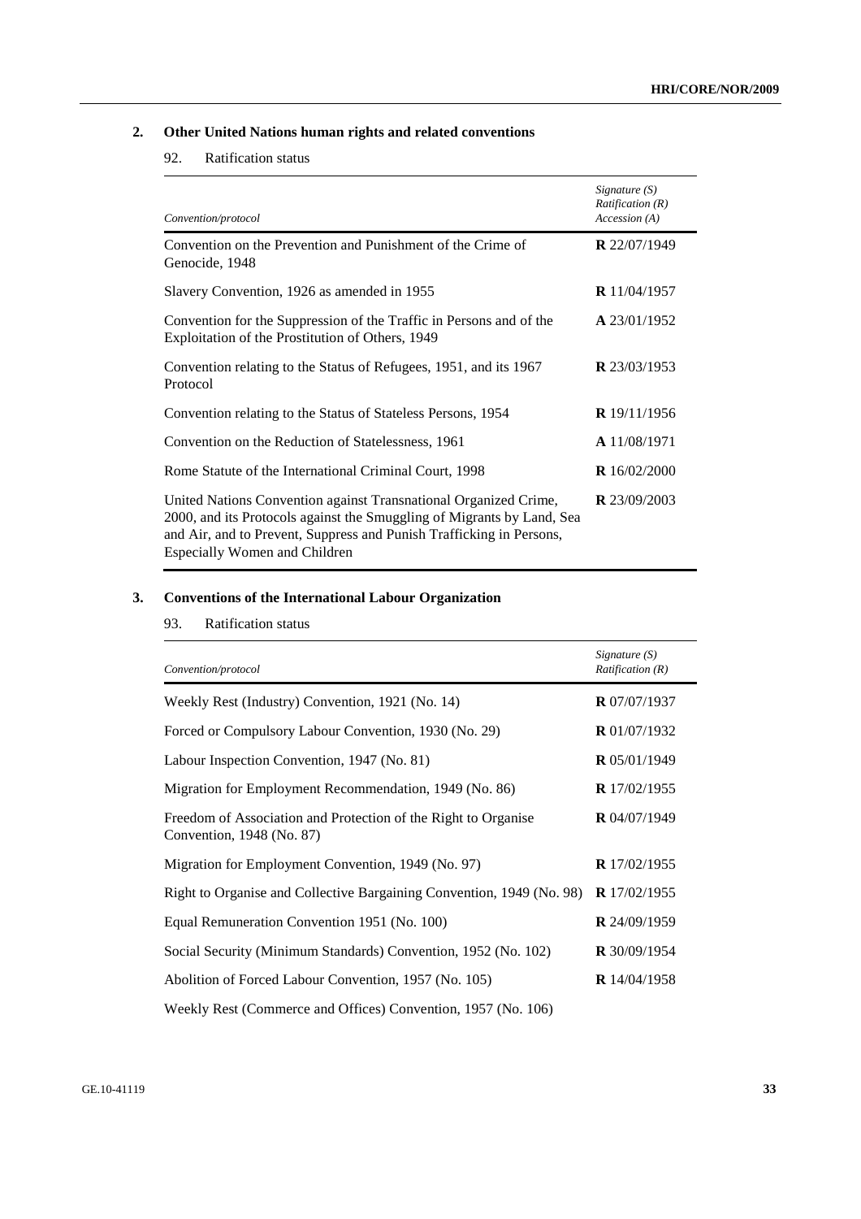## 2. Other United Nations human rights and related conventions

92. Ratification status

| *Convention/protocol* | *Signature (S) Ratification (R) Accession (A)* |
|---|---|
| Convention on the Prevention and Punishment of the Crime of Genocide, 1948 | **R** 22/07/1949 |
| Slavery Convention, 1926 as amended in 1955 | **R** 11/04/1957 |
| Convention for the Suppression of the Traffic in Persons and of the Exploitation of the Prostitution of Others, 1949 | **A** 23/01/1952 |
| Convention relating to the Status of Refugees, 1951, and its 1967 Protocol | **R** 23/03/1953 |
| Convention relating to the Status of Stateless Persons, 1954 | **R** 19/11/1956 |
| Convention on the Reduction of Statelessness, 1961 | **A** 11/08/1971 |
| Rome Statute of the International Criminal Court, 1998 | **R** 16/02/2000 |
| United Nations Convention against Transnational Organized Crime, 2000, and its Protocols against the Smuggling of Migrants by Land, Sea and Air, and to Prevent, Suppress and Punish Trafficking in Persons, Especially Women and Children | **R** 23/09/2003 |

## 3. Conventions of the International Labour Organization

93. Ratification status

| *Convention/protocol* | *Signature (S) Ratification (R)* |
|---|---|
| Weekly Rest (Industry) Convention, 1921 (No. 14) | **R** 07/07/1937 |
| Forced or Compulsory Labour Convention, 1930 (No. 29) | **R** 01/07/1932 |
| Labour Inspection Convention, 1947 (No. 81) | **R** 05/01/1949 |
| Migration for Employment Recommendation, 1949 (No. 86) | **R** 17/02/1955 |
| Freedom of Association and Protection of the Right to Organise Convention, 1948 (No. 87) | **R** 04/07/1949 |
| Migration for Employment Convention, 1949 (No. 97) | **R** 17/02/1955 |
| Right to Organise and Collective Bargaining Convention, 1949 (No. 98) | **R** 17/02/1955 |
| Equal Remuneration Convention 1951 (No. 100) | **R** 24/09/1959 |
| Social Security (Minimum Standards) Convention, 1952 (No. 102) | **R** 30/09/1954 |
| Abolition of Forced Labour Convention, 1957 (No. 105) | **R** 14/04/1958 |
| Weekly Rest (Commerce and Offices) Convention, 1957 (No. 106) | |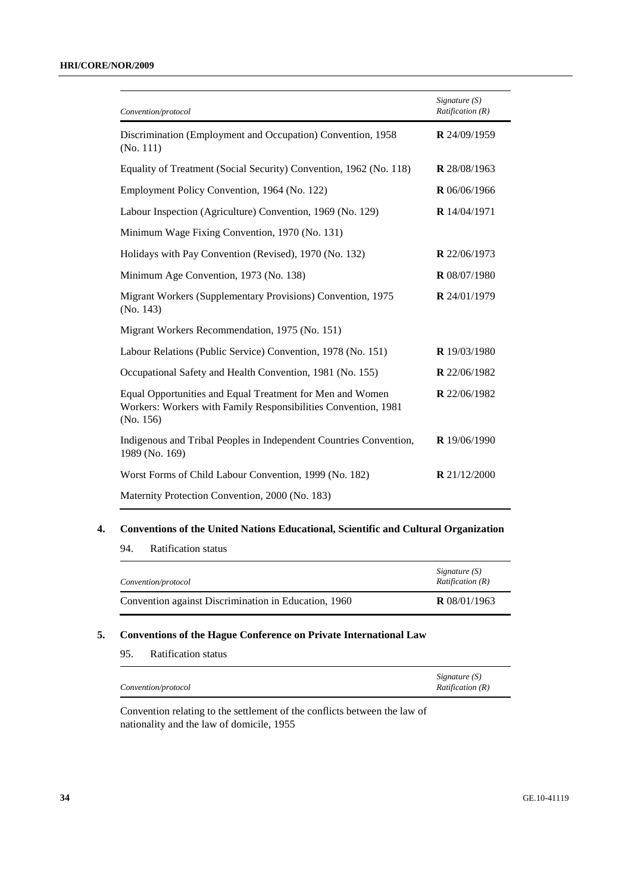| *Convention/protocol* | *Signature (S) Ratification (R)* |
|---|---|
| Discrimination (Employment and Occupation) Convention, 1958 (No. 111) | **R** 24/09/1959 |
| Equality of Treatment (Social Security) Convention, 1962 (No. 118) | **R** 28/08/1963 |
| Employment Policy Convention, 1964 (No. 122) | **R** 06/06/1966 |
| Labour Inspection (Agriculture) Convention, 1969 (No. 129) | **R** 14/04/1971 |
| Minimum Wage Fixing Convention, 1970 (No. 131) | |
| Holidays with Pay Convention (Revised), 1970 (No. 132) | **R** 22/06/1973 |
| Minimum Age Convention, 1973 (No. 138) | **R** 08/07/1980 |
| Migrant Workers (Supplementary Provisions) Convention, 1975 (No. 143) | **R** 24/01/1979 |
| Migrant Workers Recommendation, 1975 (No. 151) | |
| Labour Relations (Public Service) Convention, 1978 (No. 151) | **R** 19/03/1980 |
| Occupational Safety and Health Convention, 1981 (No. 155) | **R** 22/06/1982 |
| Equal Opportunities and Equal Treatment for Men and Women Workers: Workers with Family Responsibilities Convention, 1981 (No. 156) | **R** 22/06/1982 |
| Indigenous and Tribal Peoples in Independent Countries Convention, 1989 (No. 169) | **R** 19/06/1990 |
| Worst Forms of Child Labour Convention, 1999 (No. 182) | **R** 21/12/2000 |
| Maternity Protection Convention, 2000 (No. 183) | |

## 4. Conventions of the United Nations Educational, Scientific and Cultural Organization

94. Ratification status

| *Convention/protocol* | *Signature (S) Ratification (R)* |
|---|---|
| Convention against Discrimination in Education, 1960 | **R** 08/01/1963 |

## 5. Conventions of the Hague Conference on Private International Law

95. Ratification status

| *Convention/protocol* | *Signature (S) Ratification (R)* |
|---|---|
| Convention relating to the settlement of the conflicts between the law of nationality and the law of domicile, 1955 | |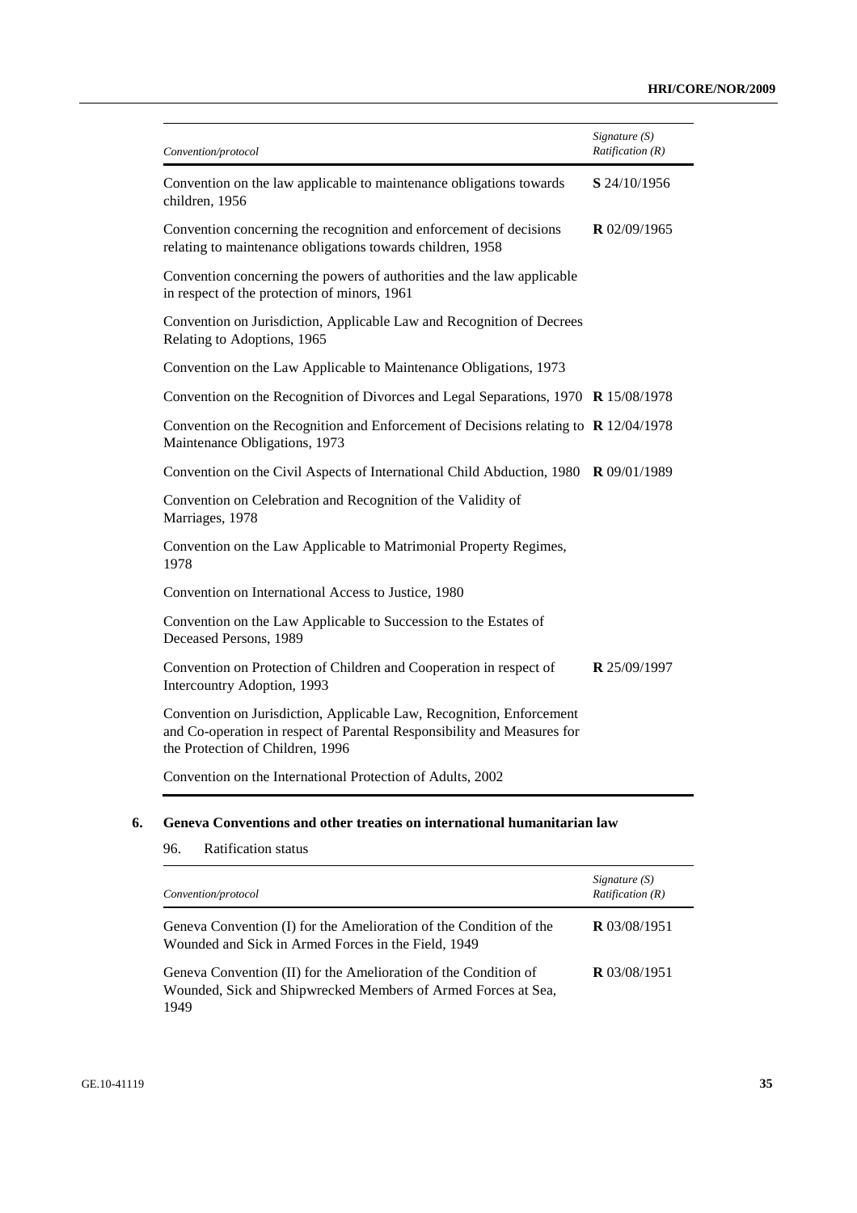| *Convention/protocol* | *Signature (S) Ratification (R)* |
|---|---|
| Convention on the law applicable to maintenance obligations towards children, 1956 | **S** 24/10/1956 |
| Convention concerning the recognition and enforcement of decisions relating to maintenance obligations towards children, 1958 | **R** 02/09/1965 |
| Convention concerning the powers of authorities and the law applicable in respect of the protection of minors, 1961 | |
| Convention on Jurisdiction, Applicable Law and Recognition of Decrees Relating to Adoptions, 1965 | |
| Convention on the Law Applicable to Maintenance Obligations, 1973 | |
| Convention on the Recognition of Divorces and Legal Separations, 1970 | **R** 15/08/1978 |
| Convention on the Recognition and Enforcement of Decisions relating to Maintenance Obligations, 1973 | **R** 12/04/1978 |
| Convention on the Civil Aspects of International Child Abduction, 1980 | **R** 09/01/1989 |
| Convention on Celebration and Recognition of the Validity of Marriages, 1978 | |
| Convention on the Law Applicable to Matrimonial Property Regimes, 1978 | |
| Convention on International Access to Justice, 1980 | |
| Convention on the Law Applicable to Succession to the Estates of Deceased Persons, 1989 | |
| Convention on Protection of Children and Cooperation in respect of Intercountry Adoption, 1993 | **R** 25/09/1997 |
| Convention on Jurisdiction, Applicable Law, Recognition, Enforcement and Co-operation in respect of Parental Responsibility and Measures for the Protection of Children, 1996 | |
| Convention on the International Protection of Adults, 2002 | |

### 6. Geneva Conventions and other treaties on international humanitarian law

96. Ratification status

| *Convention/protocol* | *Signature (S) Ratification (R)* |
|---|---|
| Geneva Convention (I) for the Amelioration of the Condition of the Wounded and Sick in Armed Forces in the Field, 1949 | **R** 03/08/1951 |
| Geneva Convention (II) for the Amelioration of the Condition of Wounded, Sick and Shipwrecked Members of Armed Forces at Sea, 1949 | **R** 03/08/1951 |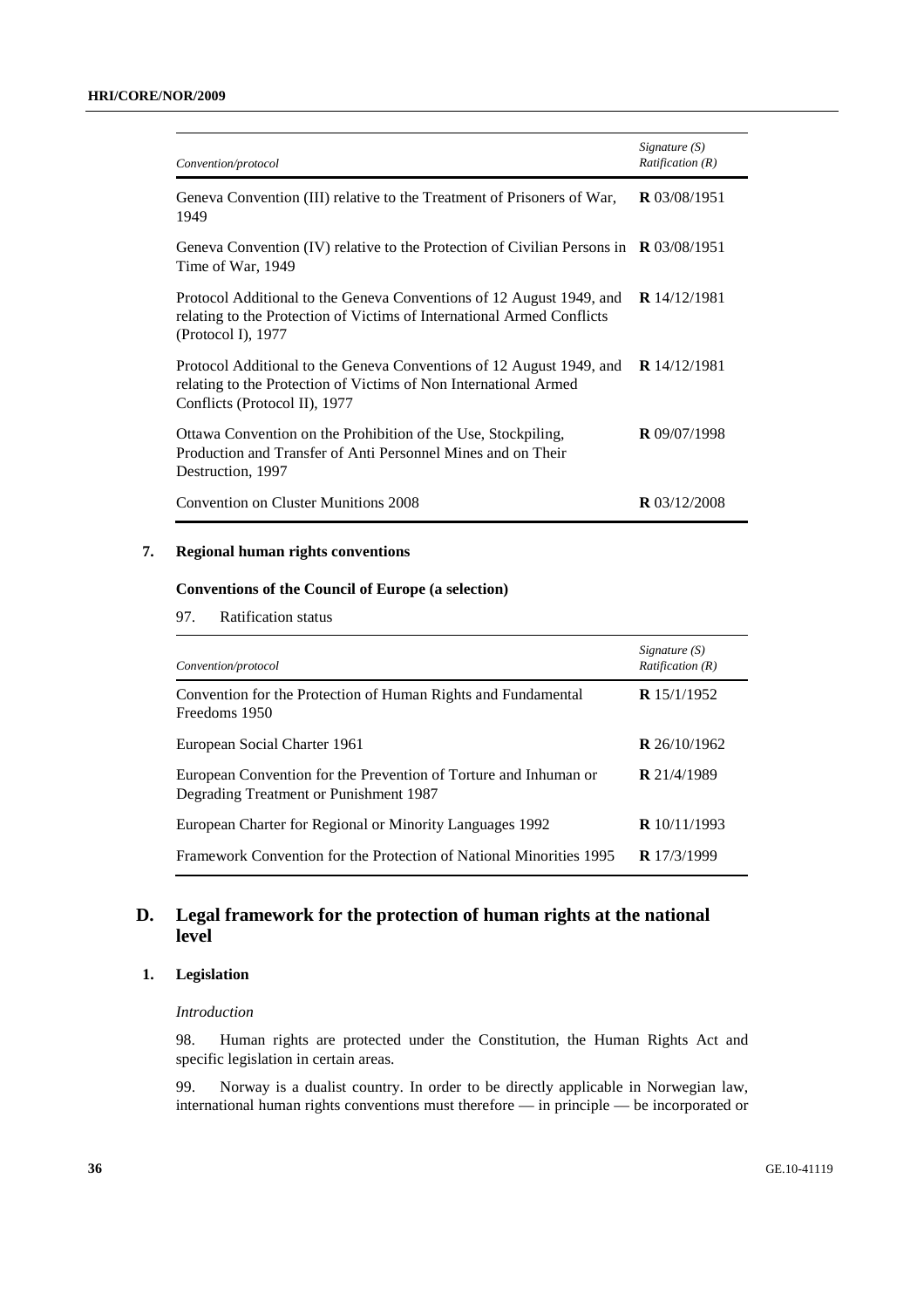| Convention/protocol | Signature (S) Ratification (R) |
|---|---|
| Geneva Convention (III) relative to the Treatment of Prisoners of War, 1949 | **R** 03/08/1951 |
| Geneva Convention (IV) relative to the Protection of Civilian Persons in Time of War, 1949 | **R** 03/08/1951 |
| Protocol Additional to the Geneva Conventions of 12 August 1949, and relating to the Protection of Victims of International Armed Conflicts (Protocol I), 1977 | **R** 14/12/1981 |
| Protocol Additional to the Geneva Conventions of 12 August 1949, and relating to the Protection of Victims of Non International Armed Conflicts (Protocol II), 1977 | **R** 14/12/1981 |
| Ottawa Convention on the Prohibition of the Use, Stockpiling, Production and Transfer of Anti Personnel Mines and on Their Destruction, 1997 | **R** 09/07/1998 |
| Convention on Cluster Munitions 2008 | **R** 03/12/2008 |

### 7. Regional human rights conventions

**Conventions of the Council of Europe (a selection)**

97. Ratification status

| Convention/protocol | Signature (S) Ratification (R) |
|---|---|
| Convention for the Protection of Human Rights and Fundamental Freedoms 1950 | **R** 15/1/1952 |
| European Social Charter 1961 | **R** 26/10/1962 |
| European Convention for the Prevention of Torture and Inhuman or Degrading Treatment or Punishment 1987 | **R** 21/4/1989 |
| European Charter for Regional or Minority Languages 1992 | **R** 10/11/1993 |
| Framework Convention for the Protection of National Minorities 1995 | **R** 17/3/1999 |

## D. Legal framework for the protection of human rights at the national level

### 1. Legislation

*Introduction*

98. Human rights are protected under the Constitution, the Human Rights Act and specific legislation in certain areas.

99. Norway is a dualist country. In order to be directly applicable in Norwegian law, international human rights conventions must therefore — in principle — be incorporated or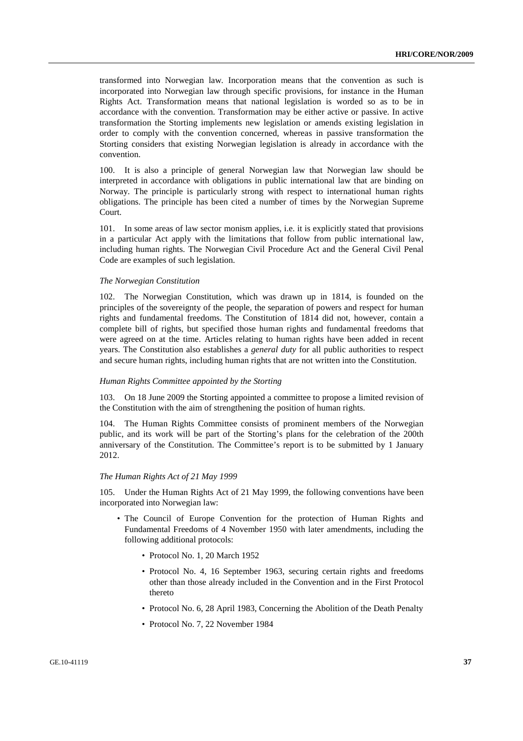transformed into Norwegian law. Incorporation means that the convention as such is incorporated into Norwegian law through specific provisions, for instance in the Human Rights Act. Transformation means that national legislation is worded so as to be in accordance with the convention. Transformation may be either active or passive. In active transformation the Storting implements new legislation or amends existing legislation in order to comply with the convention concerned, whereas in passive transformation the Storting considers that existing Norwegian legislation is already in accordance with the convention.

100. It is also a principle of general Norwegian law that Norwegian law should be interpreted in accordance with obligations in public international law that are binding on Norway. The principle is particularly strong with respect to international human rights obligations. The principle has been cited a number of times by the Norwegian Supreme Court.

101. In some areas of law sector monism applies, i.e. it is explicitly stated that provisions in a particular Act apply with the limitations that follow from public international law, including human rights. The Norwegian Civil Procedure Act and the General Civil Penal Code are examples of such legislation.

*The Norwegian Constitution*

102. The Norwegian Constitution, which was drawn up in 1814, is founded on the principles of the sovereignty of the people, the separation of powers and respect for human rights and fundamental freedoms. The Constitution of 1814 did not, however, contain a complete bill of rights, but specified those human rights and fundamental freedoms that were agreed on at the time. Articles relating to human rights have been added in recent years. The Constitution also establishes a *general duty* for all public authorities to respect and secure human rights, including human rights that are not written into the Constitution.

*Human Rights Committee appointed by the Storting*

103. On 18 June 2009 the Storting appointed a committee to propose a limited revision of the Constitution with the aim of strengthening the position of human rights.

104. The Human Rights Committee consists of prominent members of the Norwegian public, and its work will be part of the Storting's plans for the celebration of the 200th anniversary of the Constitution. The Committee's report is to be submitted by 1 January 2012.

*The Human Rights Act of 21 May 1999*

105. Under the Human Rights Act of 21 May 1999, the following conventions have been incorporated into Norwegian law:

- The Council of Europe Convention for the protection of Human Rights and Fundamental Freedoms of 4 November 1950 with later amendments, including the following additional protocols:
  - Protocol No. 1, 20 March 1952
  - Protocol No. 4, 16 September 1963, securing certain rights and freedoms other than those already included in the Convention and in the First Protocol thereto
  - Protocol No. 6, 28 April 1983, Concerning the Abolition of the Death Penalty
  - Protocol No. 7, 22 November 1984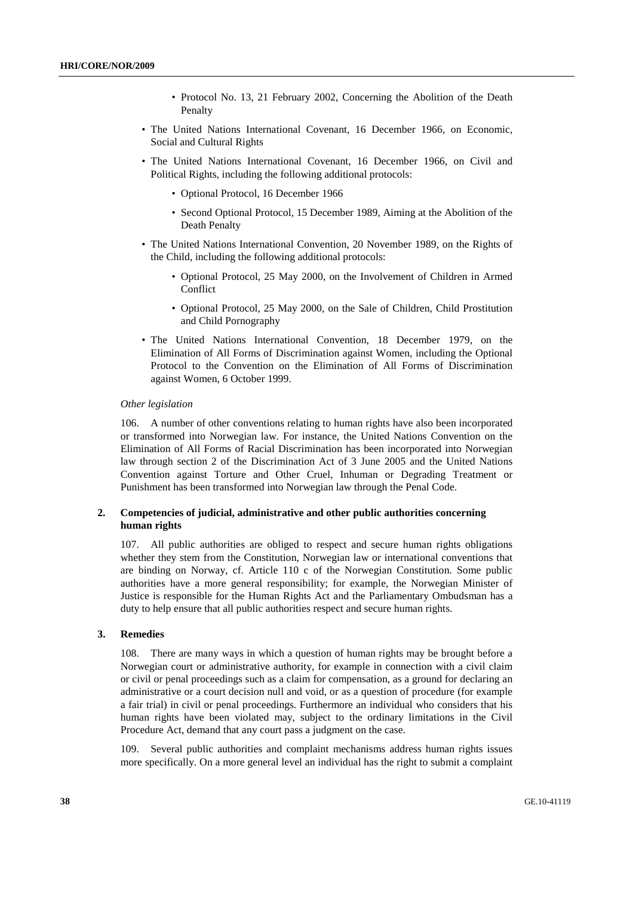- Protocol No. 13, 21 February 2002, Concerning the Abolition of the Death Penalty
- The United Nations International Covenant, 16 December 1966, on Economic, Social and Cultural Rights
- The United Nations International Covenant, 16 December 1966, on Civil and Political Rights, including the following additional protocols:
    - Optional Protocol, 16 December 1966
    - Second Optional Protocol, 15 December 1989, Aiming at the Abolition of the Death Penalty
- The United Nations International Convention, 20 November 1989, on the Rights of the Child, including the following additional protocols:
    - Optional Protocol, 25 May 2000, on the Involvement of Children in Armed Conflict
    - Optional Protocol, 25 May 2000, on the Sale of Children, Child Prostitution and Child Pornography
- The United Nations International Convention, 18 December 1979, on the Elimination of All Forms of Discrimination against Women, including the Optional Protocol to the Convention on the Elimination of All Forms of Discrimination against Women, 6 October 1999.

*Other legislation*

106. A number of other conventions relating to human rights have also been incorporated or transformed into Norwegian law. For instance, the United Nations Convention on the Elimination of All Forms of Racial Discrimination has been incorporated into Norwegian law through section 2 of the Discrimination Act of 3 June 2005 and the United Nations Convention against Torture and Other Cruel, Inhuman or Degrading Treatment or Punishment has been transformed into Norwegian law through the Penal Code.

### 2. Competencies of judicial, administrative and other public authorities concerning human rights

107. All public authorities are obliged to respect and secure human rights obligations whether they stem from the Constitution, Norwegian law or international conventions that are binding on Norway, cf. Article 110 c of the Norwegian Constitution. Some public authorities have a more general responsibility; for example, the Norwegian Minister of Justice is responsible for the Human Rights Act and the Parliamentary Ombudsman has a duty to help ensure that all public authorities respect and secure human rights.

### 3. Remedies

108. There are many ways in which a question of human rights may be brought before a Norwegian court or administrative authority, for example in connection with a civil claim or civil or penal proceedings such as a claim for compensation, as a ground for declaring an administrative or a court decision null and void, or as a question of procedure (for example a fair trial) in civil or penal proceedings. Furthermore an individual who considers that his human rights have been violated may, subject to the ordinary limitations in the Civil Procedure Act, demand that any court pass a judgment on the case.

109. Several public authorities and complaint mechanisms address human rights issues more specifically. On a more general level an individual has the right to submit a complaint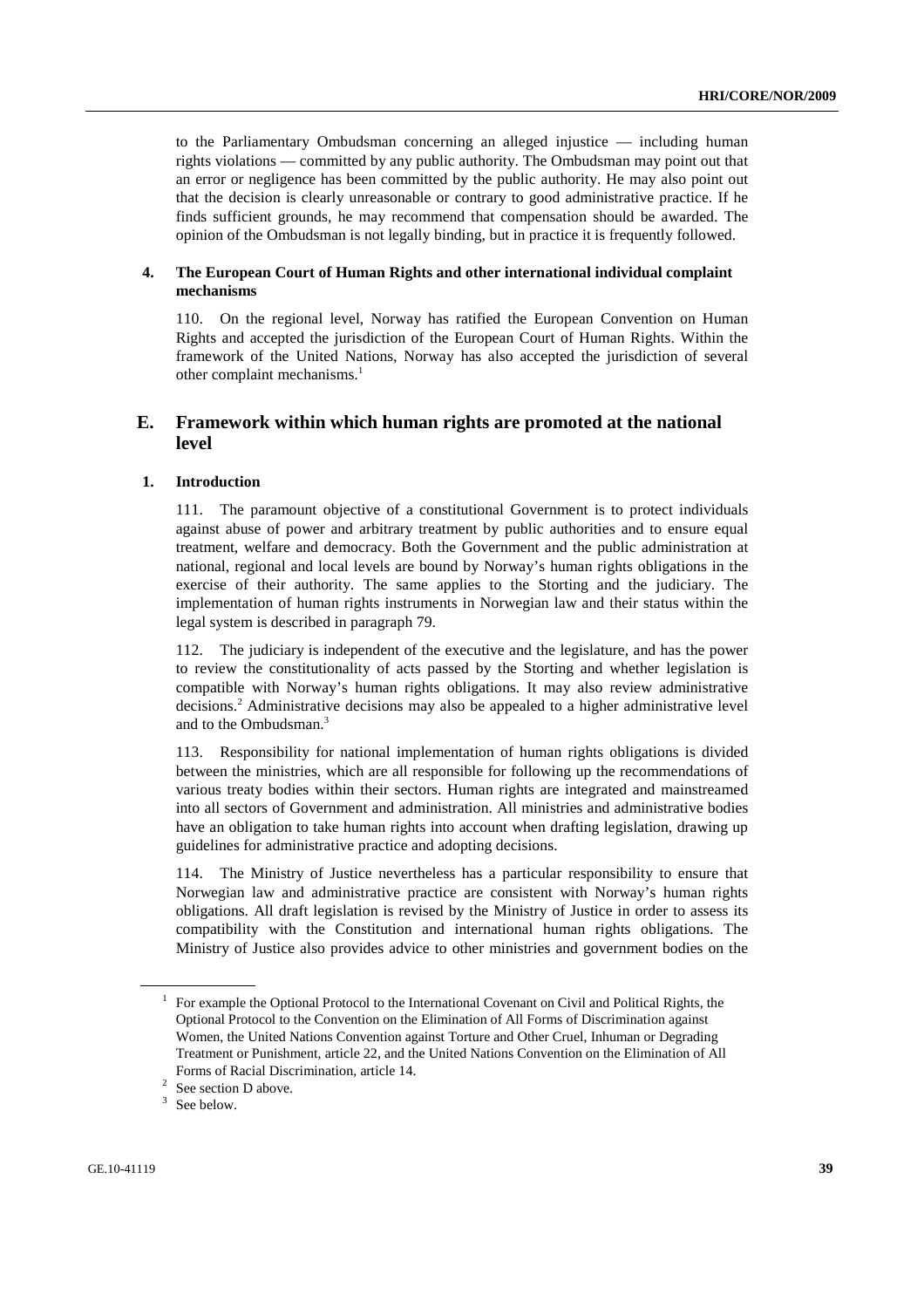to the Parliamentary Ombudsman concerning an alleged injustice — including human rights violations — committed by any public authority. The Ombudsman may point out that an error or negligence has been committed by the public authority. He may also point out that the decision is clearly unreasonable or contrary to good administrative practice. If he finds sufficient grounds, he may recommend that compensation should be awarded. The opinion of the Ombudsman is not legally binding, but in practice it is frequently followed.

### 4. The European Court of Human Rights and other international individual complaint mechanisms

110. On the regional level, Norway has ratified the European Convention on Human Rights and accepted the jurisdiction of the European Court of Human Rights. Within the framework of the United Nations, Norway has also accepted the jurisdiction of several other complaint mechanisms.[1]

## E. Framework within which human rights are promoted at the national level

### 1. Introduction

111. The paramount objective of a constitutional Government is to protect individuals against abuse of power and arbitrary treatment by public authorities and to ensure equal treatment, welfare and democracy. Both the Government and the public administration at national, regional and local levels are bound by Norway's human rights obligations in the exercise of their authority. The same applies to the Storting and the judiciary. The implementation of human rights instruments in Norwegian law and their status within the legal system is described in paragraph 79.

112. The judiciary is independent of the executive and the legislature, and has the power to review the constitutionality of acts passed by the Storting and whether legislation is compatible with Norway's human rights obligations. It may also review administrative decisions.[2] Administrative decisions may also be appealed to a higher administrative level and to the Ombudsman.[3]

113. Responsibility for national implementation of human rights obligations is divided between the ministries, which are all responsible for following up the recommendations of various treaty bodies within their sectors. Human rights are integrated and mainstreamed into all sectors of Government and administration. All ministries and administrative bodies have an obligation to take human rights into account when drafting legislation, drawing up guidelines for administrative practice and adopting decisions.

114. The Ministry of Justice nevertheless has a particular responsibility to ensure that Norwegian law and administrative practice are consistent with Norway's human rights obligations. All draft legislation is revised by the Ministry of Justice in order to assess its compatibility with the Constitution and international human rights obligations. The Ministry of Justice also provides advice to other ministries and government bodies on the

---

[1] For example the Optional Protocol to the International Covenant on Civil and Political Rights, the Optional Protocol to the Convention on the Elimination of All Forms of Discrimination against Women, the United Nations Convention against Torture and Other Cruel, Inhuman or Degrading Treatment or Punishment, article 22, and the United Nations Convention on the Elimination of All Forms of Racial Discrimination, article 14.

[2] See section D above.

[3] See below.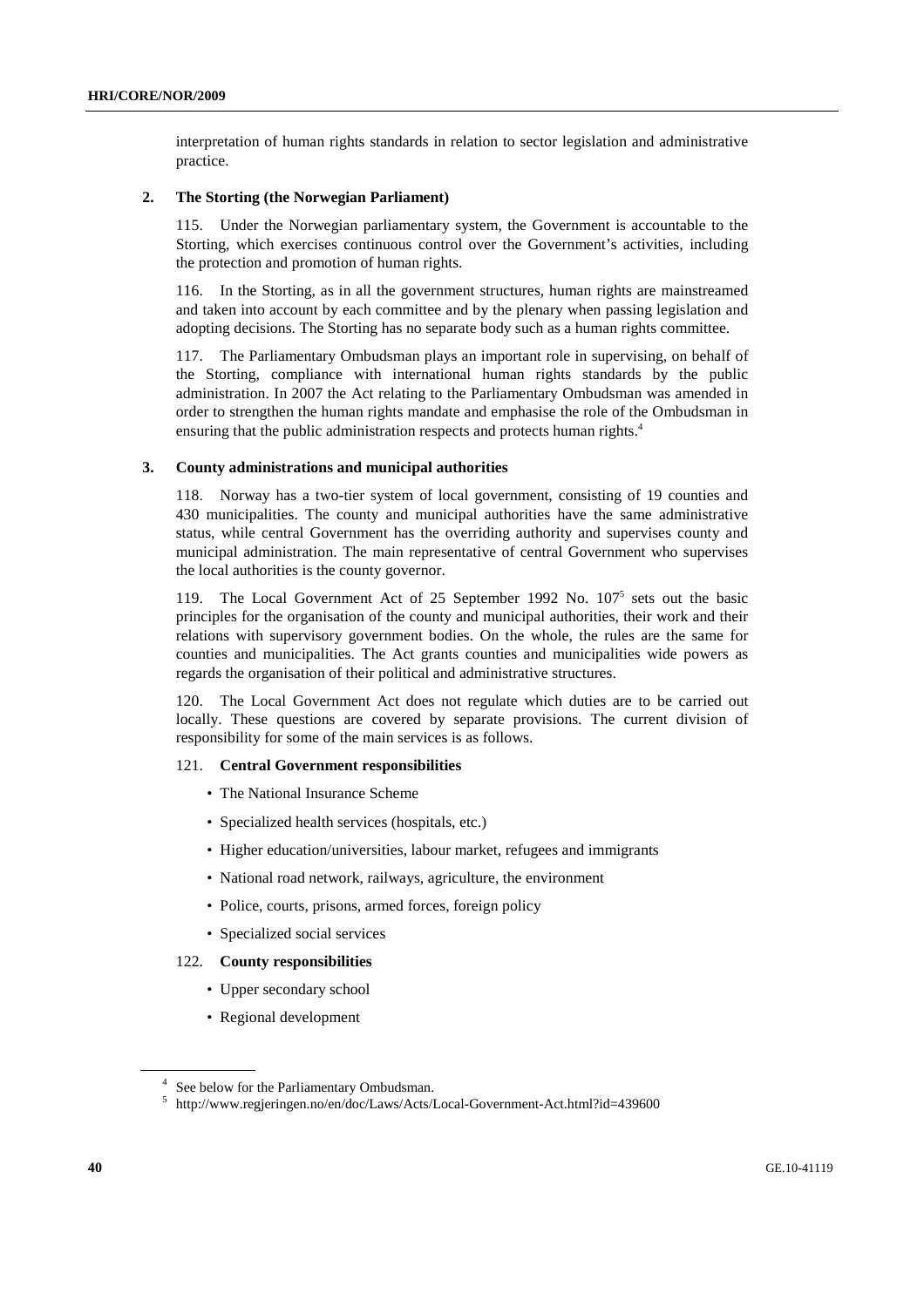interpretation of human rights standards in relation to sector legislation and administrative practice.

### 2. The Storting (the Norwegian Parliament)

115. Under the Norwegian parliamentary system, the Government is accountable to the Storting, which exercises continuous control over the Government's activities, including the protection and promotion of human rights.

116. In the Storting, as in all the government structures, human rights are mainstreamed and taken into account by each committee and by the plenary when passing legislation and adopting decisions. The Storting has no separate body such as a human rights committee.

117. The Parliamentary Ombudsman plays an important role in supervising, on behalf of the Storting, compliance with international human rights standards by the public administration. In 2007 the Act relating to the Parliamentary Ombudsman was amended in order to strengthen the human rights mandate and emphasise the role of the Ombudsman in ensuring that the public administration respects and protects human rights.[4]

### 3. County administrations and municipal authorities

118. Norway has a two-tier system of local government, consisting of 19 counties and 430 municipalities. The county and municipal authorities have the same administrative status, while central Government has the overriding authority and supervises county and municipal administration. The main representative of central Government who supervises the local authorities is the county governor.

119. The Local Government Act of 25 September 1992 No. 107[5] sets out the basic principles for the organisation of the county and municipal authorities, their work and their relations with supervisory government bodies. On the whole, the rules are the same for counties and municipalities. The Act grants counties and municipalities wide powers as regards the organisation of their political and administrative structures.

120. The Local Government Act does not regulate which duties are to be carried out locally. These questions are covered by separate provisions. The current division of responsibility for some of the main services is as follows.

121. **Central Government responsibilities**

- The National Insurance Scheme
- Specialized health services (hospitals, etc.)
- Higher education/universities, labour market, refugees and immigrants
- National road network, railways, agriculture, the environment
- Police, courts, prisons, armed forces, foreign policy
- Specialized social services

122. **County responsibilities**

- Upper secondary school
- Regional development

---

[4] See below for the Parliamentary Ombudsman.

[5] http://www.regjeringen.no/en/doc/Laws/Acts/Local-Government-Act.html?id=439600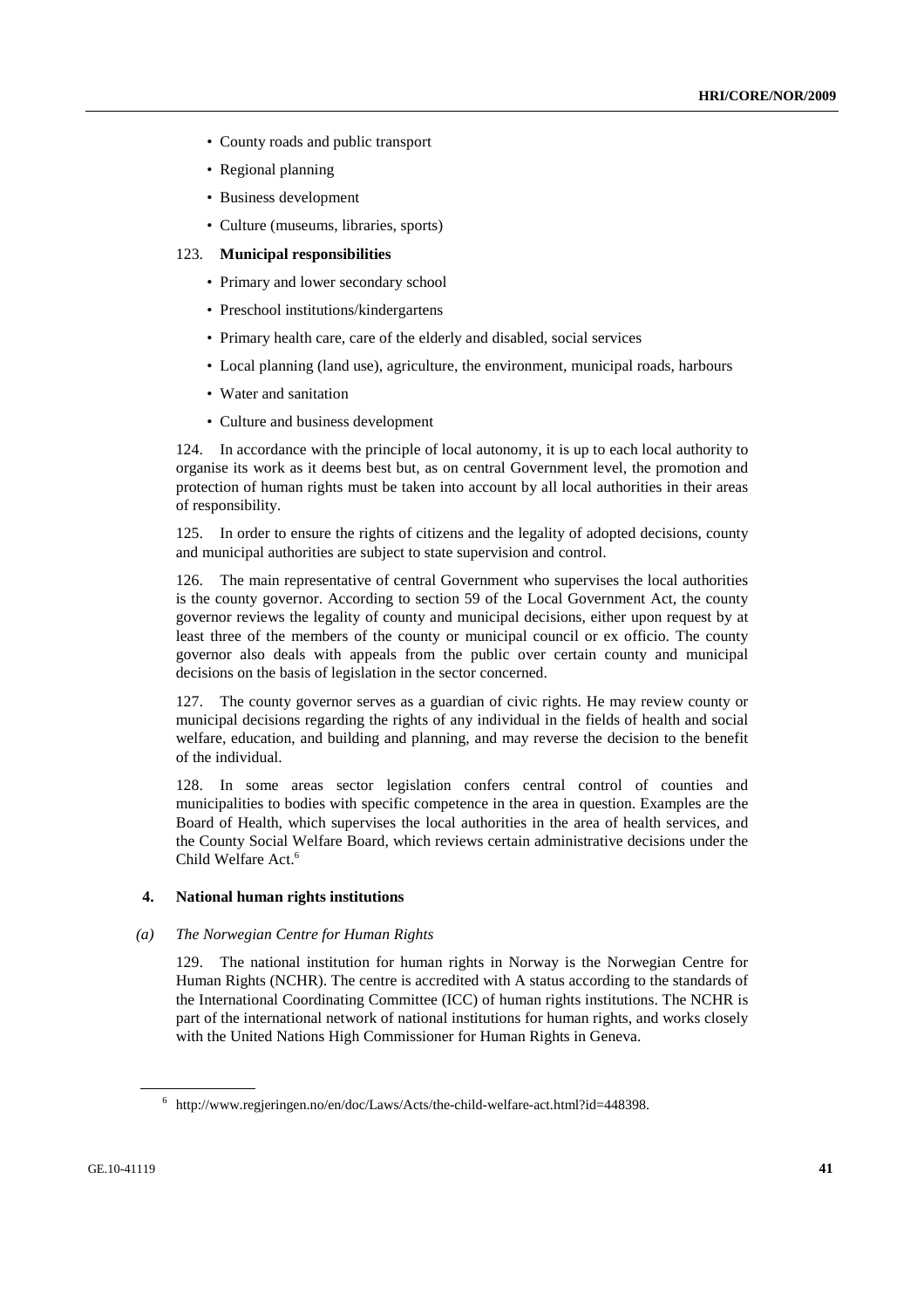- County roads and public transport
- Regional planning
- Business development
- Culture (museums, libraries, sports)

123. **Municipal responsibilities**

- Primary and lower secondary school
- Preschool institutions/kindergartens
- Primary health care, care of the elderly and disabled, social services
- Local planning (land use), agriculture, the environment, municipal roads, harbours
- Water and sanitation
- Culture and business development

124. In accordance with the principle of local autonomy, it is up to each local authority to organise its work as it deems best but, as on central Government level, the promotion and protection of human rights must be taken into account by all local authorities in their areas of responsibility.

125. In order to ensure the rights of citizens and the legality of adopted decisions, county and municipal authorities are subject to state supervision and control.

126. The main representative of central Government who supervises the local authorities is the county governor. According to section 59 of the Local Government Act, the county governor reviews the legality of county and municipal decisions, either upon request by at least three of the members of the county or municipal council or ex officio. The county governor also deals with appeals from the public over certain county and municipal decisions on the basis of legislation in the sector concerned.

127. The county governor serves as a guardian of civic rights. He may review county or municipal decisions regarding the rights of any individual in the fields of health and social welfare, education, and building and planning, and may reverse the decision to the benefit of the individual.

128. In some areas sector legislation confers central control of counties and municipalities to bodies with specific competence in the area in question. Examples are the Board of Health, which supervises the local authorities in the area of health services, and the County Social Welfare Board, which reviews certain administrative decisions under the Child Welfare Act.[6]

## 4. National human rights institutions

### *(a) The Norwegian Centre for Human Rights*

129. The national institution for human rights in Norway is the Norwegian Centre for Human Rights (NCHR). The centre is accredited with A status according to the standards of the International Coordinating Committee (ICC) of human rights institutions. The NCHR is part of the international network of national institutions for human rights, and works closely with the United Nations High Commissioner for Human Rights in Geneva.

[6] http://www.regjeringen.no/en/doc/Laws/Acts/the-child-welfare-act.html?id=448398.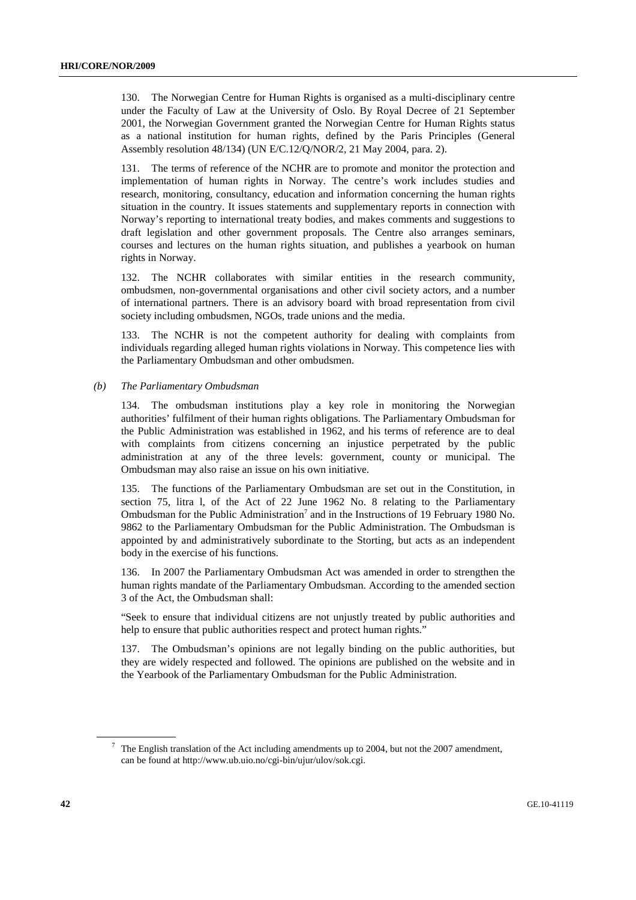130. The Norwegian Centre for Human Rights is organised as a multi-disciplinary centre under the Faculty of Law at the University of Oslo. By Royal Decree of 21 September 2001, the Norwegian Government granted the Norwegian Centre for Human Rights status as a national institution for human rights, defined by the Paris Principles (General Assembly resolution 48/134) (UN E/C.12/Q/NOR/2, 21 May 2004, para. 2).

131. The terms of reference of the NCHR are to promote and monitor the protection and implementation of human rights in Norway. The centre's work includes studies and research, monitoring, consultancy, education and information concerning the human rights situation in the country. It issues statements and supplementary reports in connection with Norway's reporting to international treaty bodies, and makes comments and suggestions to draft legislation and other government proposals. The Centre also arranges seminars, courses and lectures on the human rights situation, and publishes a yearbook on human rights in Norway.

132. The NCHR collaborates with similar entities in the research community, ombudsmen, non-governmental organisations and other civil society actors, and a number of international partners. There is an advisory board with broad representation from civil society including ombudsmen, NGOs, trade unions and the media.

133. The NCHR is not the competent authority for dealing with complaints from individuals regarding alleged human rights violations in Norway. This competence lies with the Parliamentary Ombudsman and other ombudsmen.

*(b) The Parliamentary Ombudsman*

134. The ombudsman institutions play a key role in monitoring the Norwegian authorities' fulfilment of their human rights obligations. The Parliamentary Ombudsman for the Public Administration was established in 1962, and his terms of reference are to deal with complaints from citizens concerning an injustice perpetrated by the public administration at any of the three levels: government, county or municipal. The Ombudsman may also raise an issue on his own initiative.

135. The functions of the Parliamentary Ombudsman are set out in the Constitution, in section 75, litra l, of the Act of 22 June 1962 No. 8 relating to the Parliamentary Ombudsman for the Public Administration[7] and in the Instructions of 19 February 1980 No. 9862 to the Parliamentary Ombudsman for the Public Administration. The Ombudsman is appointed by and administratively subordinate to the Storting, but acts as an independent body in the exercise of his functions.

136. In 2007 the Parliamentary Ombudsman Act was amended in order to strengthen the human rights mandate of the Parliamentary Ombudsman. According to the amended section 3 of the Act, the Ombudsman shall:

"Seek to ensure that individual citizens are not unjustly treated by public authorities and help to ensure that public authorities respect and protect human rights."

137. The Ombudsman's opinions are not legally binding on the public authorities, but they are widely respected and followed. The opinions are published on the website and in the Yearbook of the Parliamentary Ombudsman for the Public Administration.

---

[7] The English translation of the Act including amendments up to 2004, but not the 2007 amendment, can be found at http://www.ub.uio.no/cgi-bin/ujur/ulov/sok.cgi.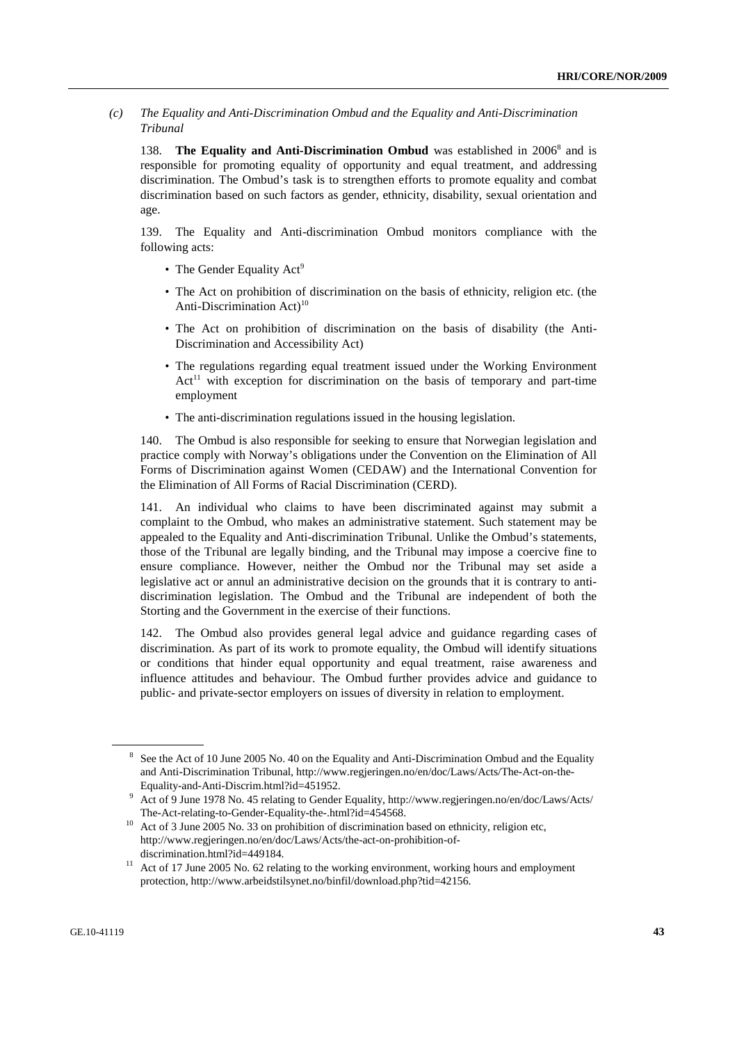*(c) The Equality and Anti-Discrimination Ombud and the Equality and Anti-Discrimination Tribunal*

138. **The Equality and Anti-Discrimination Ombud** was established in 2006[8] and is responsible for promoting equality of opportunity and equal treatment, and addressing discrimination. The Ombud's task is to strengthen efforts to promote equality and combat discrimination based on such factors as gender, ethnicity, disability, sexual orientation and age.

139. The Equality and Anti-discrimination Ombud monitors compliance with the following acts:

- The Gender Equality Act[9]
- The Act on prohibition of discrimination on the basis of ethnicity, religion etc. (the Anti-Discrimination Act)[10]
- The Act on prohibition of discrimination on the basis of disability (the Anti-Discrimination and Accessibility Act)
- The regulations regarding equal treatment issued under the Working Environment Act[11] with exception for discrimination on the basis of temporary and part-time employment
- The anti-discrimination regulations issued in the housing legislation.

140. The Ombud is also responsible for seeking to ensure that Norwegian legislation and practice comply with Norway's obligations under the Convention on the Elimination of All Forms of Discrimination against Women (CEDAW) and the International Convention for the Elimination of All Forms of Racial Discrimination (CERD).

141. An individual who claims to have been discriminated against may submit a complaint to the Ombud, who makes an administrative statement. Such statement may be appealed to the Equality and Anti-discrimination Tribunal. Unlike the Ombud's statements, those of the Tribunal are legally binding, and the Tribunal may impose a coercive fine to ensure compliance. However, neither the Ombud nor the Tribunal may set aside a legislative act or annul an administrative decision on the grounds that it is contrary to anti-discrimination legislation. The Ombud and the Tribunal are independent of both the Storting and the Government in the exercise of their functions.

142. The Ombud also provides general legal advice and guidance regarding cases of discrimination. As part of its work to promote equality, the Ombud will identify situations or conditions that hinder equal opportunity and equal treatment, raise awareness and influence attitudes and behaviour. The Ombud further provides advice and guidance to public- and private-sector employers on issues of diversity in relation to employment.

---

[8] See the Act of 10 June 2005 No. 40 on the Equality and Anti-Discrimination Ombud and the Equality and Anti-Discrimination Tribunal, http://www.regjeringen.no/en/doc/Laws/Acts/The-Act-on-the-Equality-and-Anti-Discrim.html?id=451952.

[9] Act of 9 June 1978 No. 45 relating to Gender Equality, http://www.regjeringen.no/en/doc/Laws/Acts/The-Act-relating-to-Gender-Equality-the-.html?id=454568.

[10] Act of 3 June 2005 No. 33 on prohibition of discrimination based on ethnicity, religion etc, http://www.regjeringen.no/en/doc/Laws/Acts/the-act-on-prohibition-of-discrimination.html?id=449184.

[11] Act of 17 June 2005 No. 62 relating to the working environment, working hours and employment protection, http://www.arbeidstilsynet.no/binfil/download.php?tid=42156.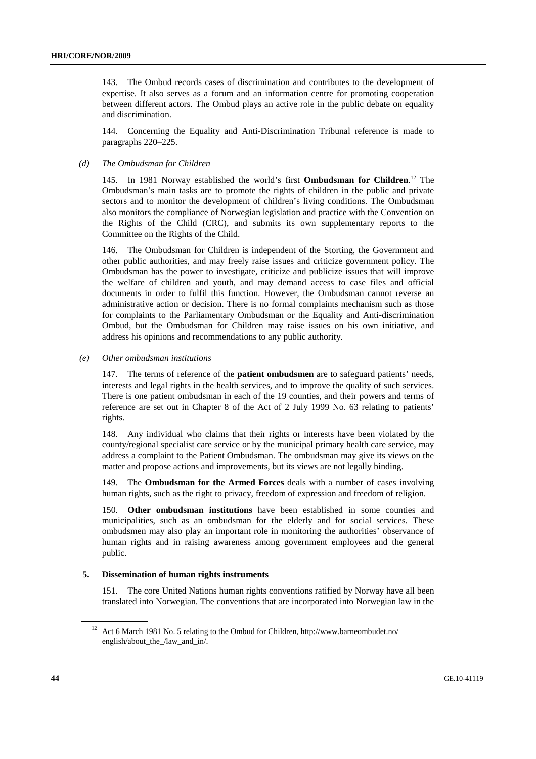143. The Ombud records cases of discrimination and contributes to the development of expertise. It also serves as a forum and an information centre for promoting cooperation between different actors. The Ombud plays an active role in the public debate on equality and discrimination.

144. Concerning the Equality and Anti-Discrimination Tribunal reference is made to paragraphs 220–225.

*(d) The Ombudsman for Children*

145. In 1981 Norway established the world's first **Ombudsman for Children**.[12] The Ombudsman's main tasks are to promote the rights of children in the public and private sectors and to monitor the development of children's living conditions. The Ombudsman also monitors the compliance of Norwegian legislation and practice with the Convention on the Rights of the Child (CRC), and submits its own supplementary reports to the Committee on the Rights of the Child.

146. The Ombudsman for Children is independent of the Storting, the Government and other public authorities, and may freely raise issues and criticize government policy. The Ombudsman has the power to investigate, criticize and publicize issues that will improve the welfare of children and youth, and may demand access to case files and official documents in order to fulfil this function. However, the Ombudsman cannot reverse an administrative action or decision. There is no formal complaints mechanism such as those for complaints to the Parliamentary Ombudsman or the Equality and Anti-discrimination Ombud, but the Ombudsman for Children may raise issues on his own initiative, and address his opinions and recommendations to any public authority.

*(e) Other ombudsman institutions*

147. The terms of reference of the **patient ombudsmen** are to safeguard patients' needs, interests and legal rights in the health services, and to improve the quality of such services. There is one patient ombudsman in each of the 19 counties, and their powers and terms of reference are set out in Chapter 8 of the Act of 2 July 1999 No. 63 relating to patients' rights.

148. Any individual who claims that their rights or interests have been violated by the county/regional specialist care service or by the municipal primary health care service, may address a complaint to the Patient Ombudsman. The ombudsman may give its views on the matter and propose actions and improvements, but its views are not legally binding.

149. The **Ombudsman for the Armed Forces** deals with a number of cases involving human rights, such as the right to privacy, freedom of expression and freedom of religion.

150. **Other ombudsman institutions** have been established in some counties and municipalities, such as an ombudsman for the elderly and for social services. These ombudsmen may also play an important role in monitoring the authorities' observance of human rights and in raising awareness among government employees and the general public.

### 5. Dissemination of human rights instruments

151. The core United Nations human rights conventions ratified by Norway have all been translated into Norwegian. The conventions that are incorporated into Norwegian law in the

[12] Act 6 March 1981 No. 5 relating to the Ombud for Children, http://www.barneombudet.no/english/about_the_/law_and_in/.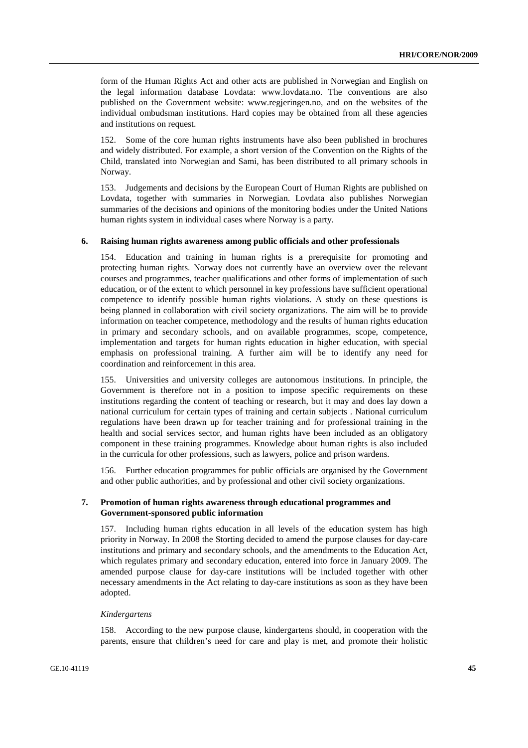form of the Human Rights Act and other acts are published in Norwegian and English on the legal information database Lovdata: www.lovdata.no. The conventions are also published on the Government website: www.regjeringen.no, and on the websites of the individual ombudsman institutions. Hard copies may be obtained from all these agencies and institutions on request.

152. Some of the core human rights instruments have also been published in brochures and widely distributed. For example, a short version of the Convention on the Rights of the Child, translated into Norwegian and Sami, has been distributed to all primary schools in Norway.

153. Judgements and decisions by the European Court of Human Rights are published on Lovdata, together with summaries in Norwegian. Lovdata also publishes Norwegian summaries of the decisions and opinions of the monitoring bodies under the United Nations human rights system in individual cases where Norway is a party.

### 6. Raising human rights awareness among public officials and other professionals

154. Education and training in human rights is a prerequisite for promoting and protecting human rights. Norway does not currently have an overview over the relevant courses and programmes, teacher qualifications and other forms of implementation of such education, or of the extent to which personnel in key professions have sufficient operational competence to identify possible human rights violations. A study on these questions is being planned in collaboration with civil society organizations. The aim will be to provide information on teacher competence, methodology and the results of human rights education in primary and secondary schools, and on available programmes, scope, competence, implementation and targets for human rights education in higher education, with special emphasis on professional training. A further aim will be to identify any need for coordination and reinforcement in this area.

155. Universities and university colleges are autonomous institutions. In principle, the Government is therefore not in a position to impose specific requirements on these institutions regarding the content of teaching or research, but it may and does lay down a national curriculum for certain types of training and certain subjects . National curriculum regulations have been drawn up for teacher training and for professional training in the health and social services sector, and human rights have been included as an obligatory component in these training programmes. Knowledge about human rights is also included in the curricula for other professions, such as lawyers, police and prison wardens.

156. Further education programmes for public officials are organised by the Government and other public authorities, and by professional and other civil society organizations.

### 7. Promotion of human rights awareness through educational programmes and Government-sponsored public information

157. Including human rights education in all levels of the education system has high priority in Norway. In 2008 the Storting decided to amend the purpose clauses for day-care institutions and primary and secondary schools, and the amendments to the Education Act, which regulates primary and secondary education, entered into force in January 2009. The amended purpose clause for day-care institutions will be included together with other necessary amendments in the Act relating to day-care institutions as soon as they have been adopted.

*Kindergartens*

158. According to the new purpose clause, kindergartens should, in cooperation with the parents, ensure that children's need for care and play is met, and promote their holistic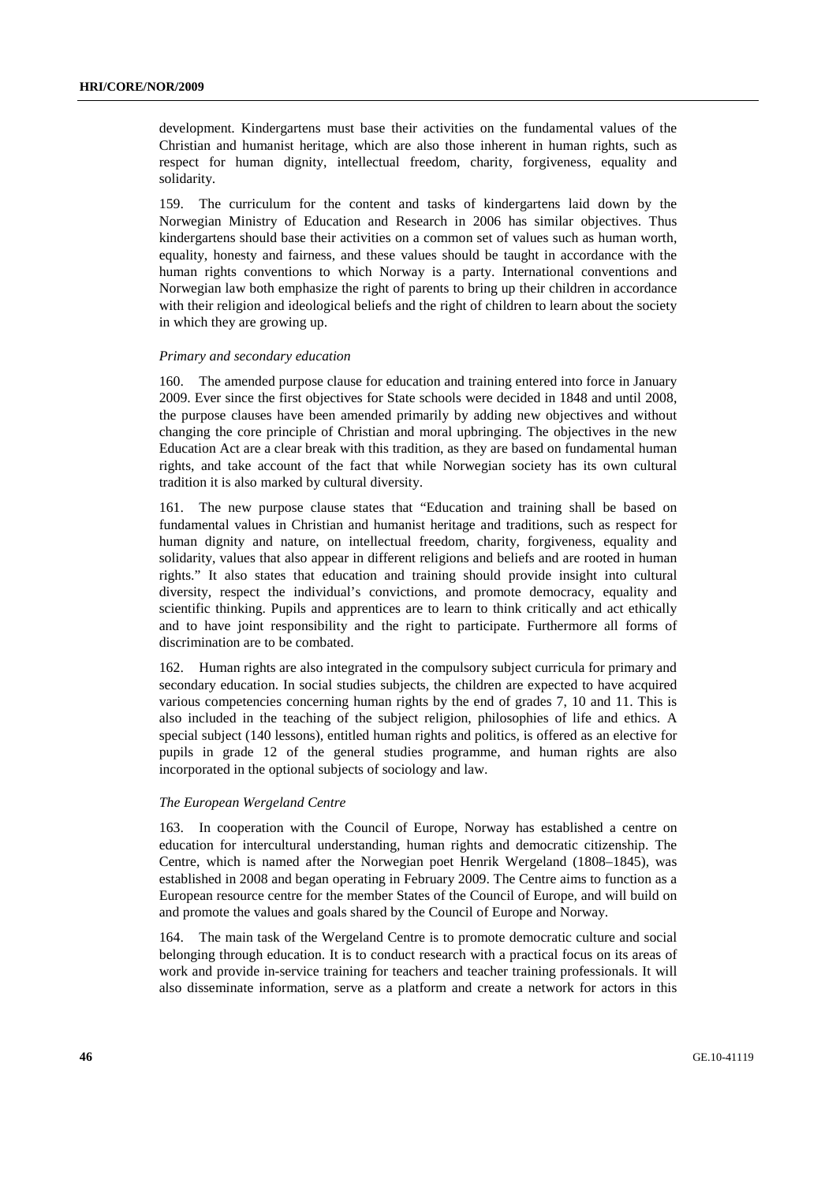development. Kindergartens must base their activities on the fundamental values of the Christian and humanist heritage, which are also those inherent in human rights, such as respect for human dignity, intellectual freedom, charity, forgiveness, equality and solidarity.

159. The curriculum for the content and tasks of kindergartens laid down by the Norwegian Ministry of Education and Research in 2006 has similar objectives. Thus kindergartens should base their activities on a common set of values such as human worth, equality, honesty and fairness, and these values should be taught in accordance with the human rights conventions to which Norway is a party. International conventions and Norwegian law both emphasize the right of parents to bring up their children in accordance with their religion and ideological beliefs and the right of children to learn about the society in which they are growing up.

*Primary and secondary education*

160. The amended purpose clause for education and training entered into force in January 2009. Ever since the first objectives for State schools were decided in 1848 and until 2008, the purpose clauses have been amended primarily by adding new objectives and without changing the core principle of Christian and moral upbringing. The objectives in the new Education Act are a clear break with this tradition, as they are based on fundamental human rights, and take account of the fact that while Norwegian society has its own cultural tradition it is also marked by cultural diversity.

161. The new purpose clause states that "Education and training shall be based on fundamental values in Christian and humanist heritage and traditions, such as respect for human dignity and nature, on intellectual freedom, charity, forgiveness, equality and solidarity, values that also appear in different religions and beliefs and are rooted in human rights." It also states that education and training should provide insight into cultural diversity, respect the individual's convictions, and promote democracy, equality and scientific thinking. Pupils and apprentices are to learn to think critically and act ethically and to have joint responsibility and the right to participate. Furthermore all forms of discrimination are to be combated.

162. Human rights are also integrated in the compulsory subject curricula for primary and secondary education. In social studies subjects, the children are expected to have acquired various competencies concerning human rights by the end of grades 7, 10 and 11. This is also included in the teaching of the subject religion, philosophies of life and ethics. A special subject (140 lessons), entitled human rights and politics, is offered as an elective for pupils in grade 12 of the general studies programme, and human rights are also incorporated in the optional subjects of sociology and law.

*The European Wergeland Centre*

163. In cooperation with the Council of Europe, Norway has established a centre on education for intercultural understanding, human rights and democratic citizenship. The Centre, which is named after the Norwegian poet Henrik Wergeland (1808–1845), was established in 2008 and began operating in February 2009. The Centre aims to function as a European resource centre for the member States of the Council of Europe, and will build on and promote the values and goals shared by the Council of Europe and Norway.

164. The main task of the Wergeland Centre is to promote democratic culture and social belonging through education. It is to conduct research with a practical focus on its areas of work and provide in-service training for teachers and teacher training professionals. It will also disseminate information, serve as a platform and create a network for actors in this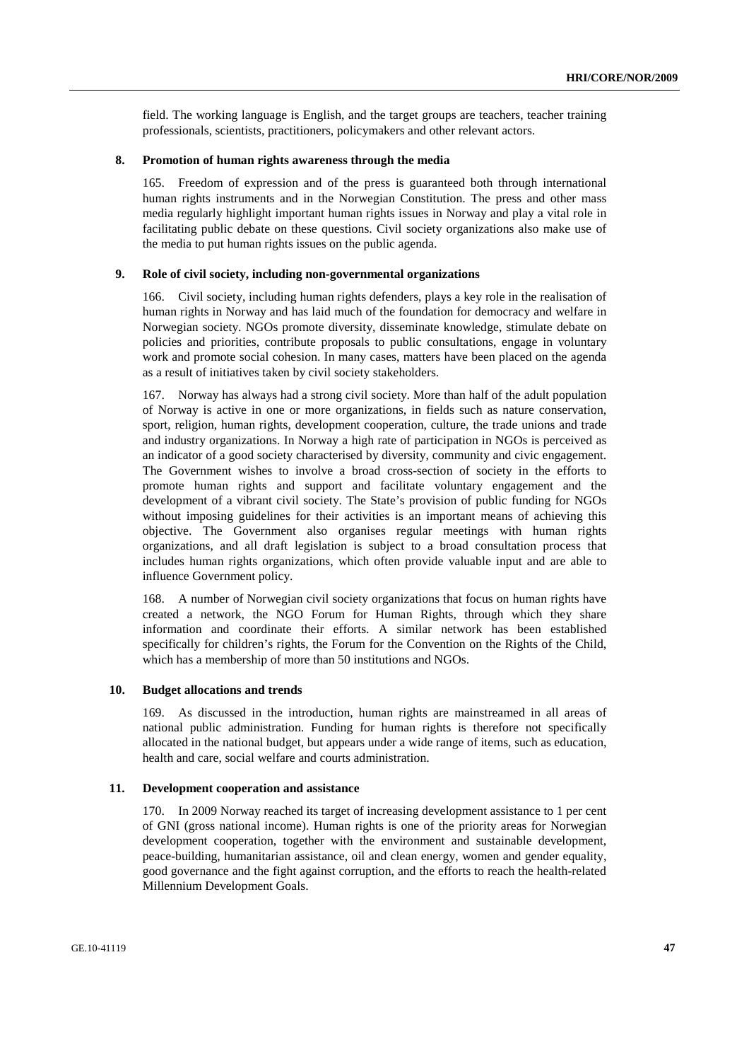field. The working language is English, and the target groups are teachers, teacher training professionals, scientists, practitioners, policymakers and other relevant actors.

### 8. Promotion of human rights awareness through the media

165. Freedom of expression and of the press is guaranteed both through international human rights instruments and in the Norwegian Constitution. The press and other mass media regularly highlight important human rights issues in Norway and play a vital role in facilitating public debate on these questions. Civil society organizations also make use of the media to put human rights issues on the public agenda.

### 9. Role of civil society, including non-governmental organizations

166. Civil society, including human rights defenders, plays a key role in the realisation of human rights in Norway and has laid much of the foundation for democracy and welfare in Norwegian society. NGOs promote diversity, disseminate knowledge, stimulate debate on policies and priorities, contribute proposals to public consultations, engage in voluntary work and promote social cohesion. In many cases, matters have been placed on the agenda as a result of initiatives taken by civil society stakeholders.

167. Norway has always had a strong civil society. More than half of the adult population of Norway is active in one or more organizations, in fields such as nature conservation, sport, religion, human rights, development cooperation, culture, the trade unions and trade and industry organizations. In Norway a high rate of participation in NGOs is perceived as an indicator of a good society characterised by diversity, community and civic engagement. The Government wishes to involve a broad cross-section of society in the efforts to promote human rights and support and facilitate voluntary engagement and the development of a vibrant civil society. The State's provision of public funding for NGOs without imposing guidelines for their activities is an important means of achieving this objective. The Government also organises regular meetings with human rights organizations, and all draft legislation is subject to a broad consultation process that includes human rights organizations, which often provide valuable input and are able to influence Government policy.

168. A number of Norwegian civil society organizations that focus on human rights have created a network, the NGO Forum for Human Rights, through which they share information and coordinate their efforts. A similar network has been established specifically for children's rights, the Forum for the Convention on the Rights of the Child, which has a membership of more than 50 institutions and NGOs.

### 10. Budget allocations and trends

169. As discussed in the introduction, human rights are mainstreamed in all areas of national public administration. Funding for human rights is therefore not specifically allocated in the national budget, but appears under a wide range of items, such as education, health and care, social welfare and courts administration.

### 11. Development cooperation and assistance

170. In 2009 Norway reached its target of increasing development assistance to 1 per cent of GNI (gross national income). Human rights is one of the priority areas for Norwegian development cooperation, together with the environment and sustainable development, peace-building, humanitarian assistance, oil and clean energy, women and gender equality, good governance and the fight against corruption, and the efforts to reach the health-related Millennium Development Goals.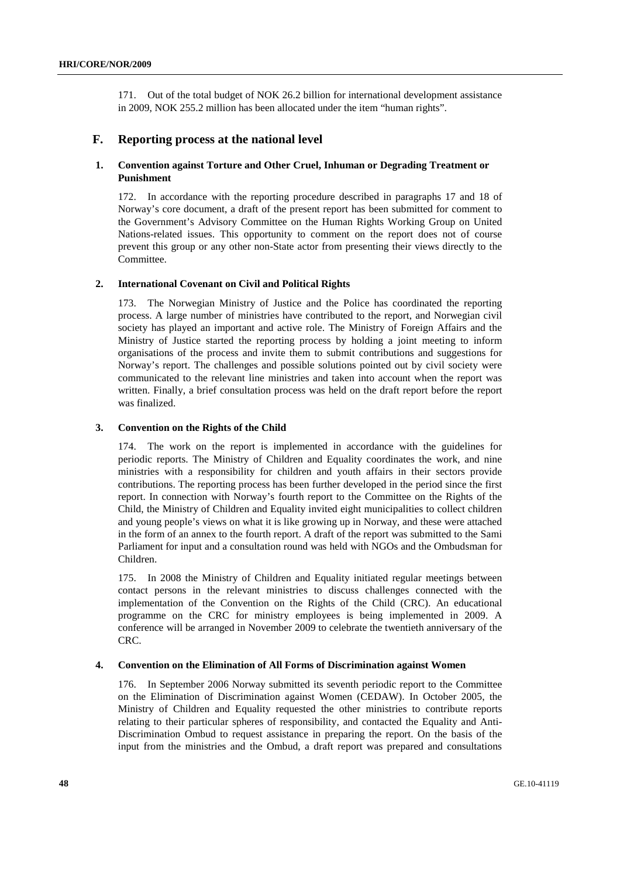171. Out of the total budget of NOK 26.2 billion for international development assistance in 2009, NOK 255.2 million has been allocated under the item "human rights".

## F. Reporting process at the national level

### 1. Convention against Torture and Other Cruel, Inhuman or Degrading Treatment or Punishment

172. In accordance with the reporting procedure described in paragraphs 17 and 18 of Norway's core document, a draft of the present report has been submitted for comment to the Government's Advisory Committee on the Human Rights Working Group on United Nations-related issues. This opportunity to comment on the report does not of course prevent this group or any other non-State actor from presenting their views directly to the Committee.

### 2. International Covenant on Civil and Political Rights

173. The Norwegian Ministry of Justice and the Police has coordinated the reporting process. A large number of ministries have contributed to the report, and Norwegian civil society has played an important and active role. The Ministry of Foreign Affairs and the Ministry of Justice started the reporting process by holding a joint meeting to inform organisations of the process and invite them to submit contributions and suggestions for Norway's report. The challenges and possible solutions pointed out by civil society were communicated to the relevant line ministries and taken into account when the report was written. Finally, a brief consultation process was held on the draft report before the report was finalized.

### 3. Convention on the Rights of the Child

174. The work on the report is implemented in accordance with the guidelines for periodic reports. The Ministry of Children and Equality coordinates the work, and nine ministries with a responsibility for children and youth affairs in their sectors provide contributions. The reporting process has been further developed in the period since the first report. In connection with Norway's fourth report to the Committee on the Rights of the Child, the Ministry of Children and Equality invited eight municipalities to collect children and young people's views on what it is like growing up in Norway, and these were attached in the form of an annex to the fourth report. A draft of the report was submitted to the Sami Parliament for input and a consultation round was held with NGOs and the Ombudsman for Children.

175. In 2008 the Ministry of Children and Equality initiated regular meetings between contact persons in the relevant ministries to discuss challenges connected with the implementation of the Convention on the Rights of the Child (CRC). An educational programme on the CRC for ministry employees is being implemented in 2009. A conference will be arranged in November 2009 to celebrate the twentieth anniversary of the CRC.

### 4. Convention on the Elimination of All Forms of Discrimination against Women

176. In September 2006 Norway submitted its seventh periodic report to the Committee on the Elimination of Discrimination against Women (CEDAW). In October 2005, the Ministry of Children and Equality requested the other ministries to contribute reports relating to their particular spheres of responsibility, and contacted the Equality and Anti-Discrimination Ombud to request assistance in preparing the report. On the basis of the input from the ministries and the Ombud, a draft report was prepared and consultations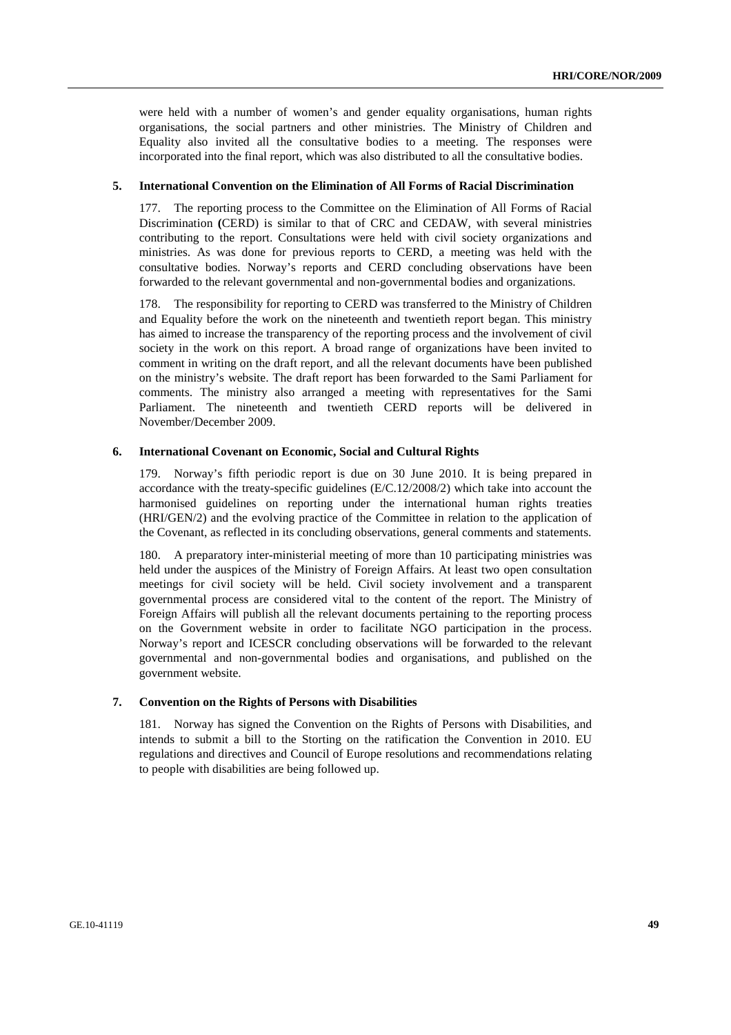were held with a number of women's and gender equality organisations, human rights organisations, the social partners and other ministries. The Ministry of Children and Equality also invited all the consultative bodies to a meeting. The responses were incorporated into the final report, which was also distributed to all the consultative bodies.

### 5. International Convention on the Elimination of All Forms of Racial Discrimination

177. The reporting process to the Committee on the Elimination of All Forms of Racial Discrimination **(**CERD) is similar to that of CRC and CEDAW, with several ministries contributing to the report. Consultations were held with civil society organizations and ministries. As was done for previous reports to CERD, a meeting was held with the consultative bodies. Norway's reports and CERD concluding observations have been forwarded to the relevant governmental and non-governmental bodies and organizations.

178. The responsibility for reporting to CERD was transferred to the Ministry of Children and Equality before the work on the nineteenth and twentieth report began. This ministry has aimed to increase the transparency of the reporting process and the involvement of civil society in the work on this report. A broad range of organizations have been invited to comment in writing on the draft report, and all the relevant documents have been published on the ministry's website. The draft report has been forwarded to the Sami Parliament for comments. The ministry also arranged a meeting with representatives for the Sami Parliament. The nineteenth and twentieth CERD reports will be delivered in November/December 2009.

### 6. International Covenant on Economic, Social and Cultural Rights

179. Norway's fifth periodic report is due on 30 June 2010. It is being prepared in accordance with the treaty-specific guidelines (E/C.12/2008/2) which take into account the harmonised guidelines on reporting under the international human rights treaties (HRI/GEN/2) and the evolving practice of the Committee in relation to the application of the Covenant, as reflected in its concluding observations, general comments and statements.

180. A preparatory inter-ministerial meeting of more than 10 participating ministries was held under the auspices of the Ministry of Foreign Affairs. At least two open consultation meetings for civil society will be held. Civil society involvement and a transparent governmental process are considered vital to the content of the report. The Ministry of Foreign Affairs will publish all the relevant documents pertaining to the reporting process on the Government website in order to facilitate NGO participation in the process. Norway's report and ICESCR concluding observations will be forwarded to the relevant governmental and non-governmental bodies and organisations, and published on the government website.

### 7. Convention on the Rights of Persons with Disabilities

181. Norway has signed the Convention on the Rights of Persons with Disabilities, and intends to submit a bill to the Storting on the ratification the Convention in 2010. EU regulations and directives and Council of Europe resolutions and recommendations relating to people with disabilities are being followed up.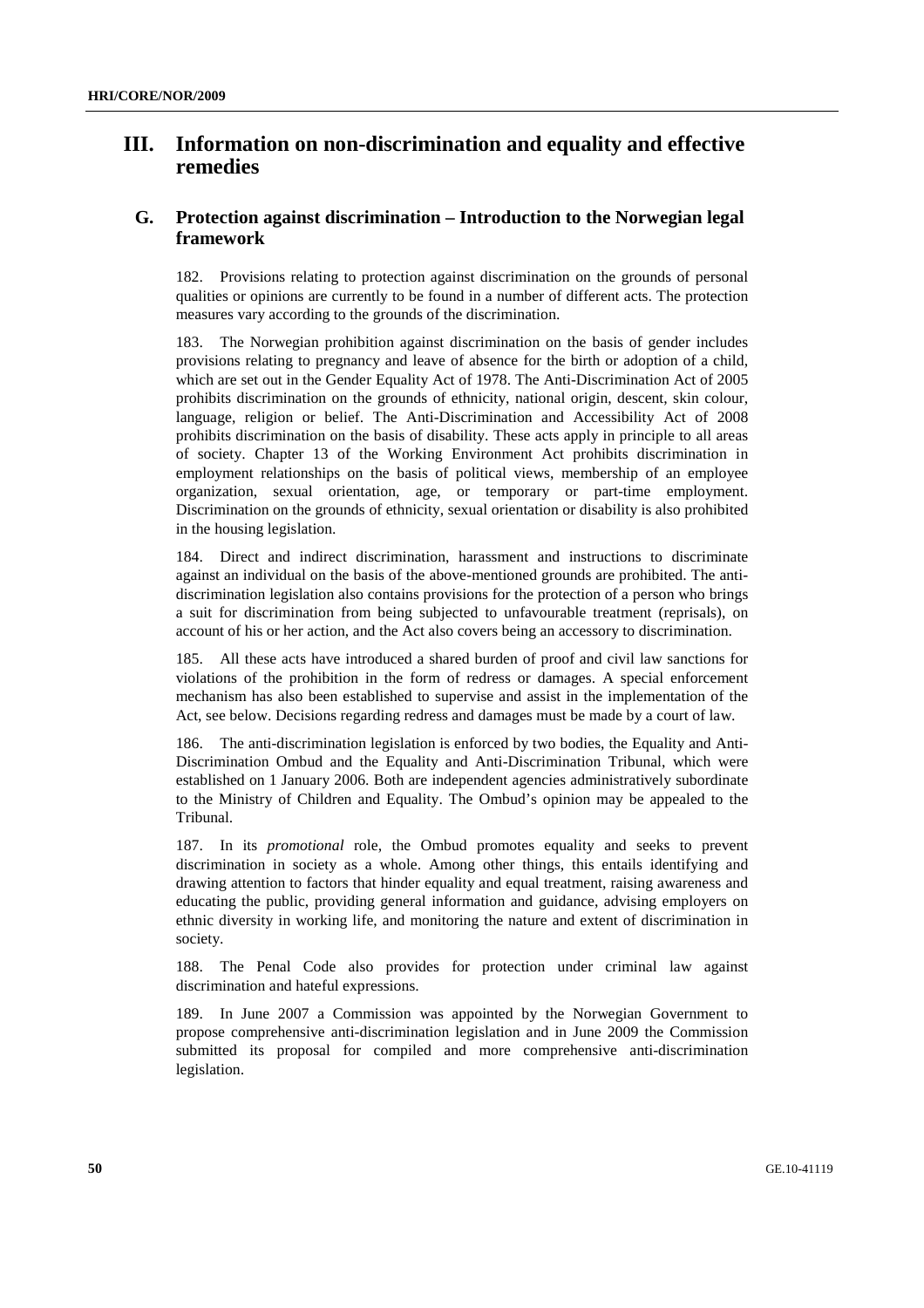# III. Information on non-discrimination and equality and effective remedies

## G. Protection against discrimination – Introduction to the Norwegian legal framework

182. Provisions relating to protection against discrimination on the grounds of personal qualities or opinions are currently to be found in a number of different acts. The protection measures vary according to the grounds of the discrimination.

183. The Norwegian prohibition against discrimination on the basis of gender includes provisions relating to pregnancy and leave of absence for the birth or adoption of a child, which are set out in the Gender Equality Act of 1978. The Anti-Discrimination Act of 2005 prohibits discrimination on the grounds of ethnicity, national origin, descent, skin colour, language, religion or belief. The Anti-Discrimination and Accessibility Act of 2008 prohibits discrimination on the basis of disability. These acts apply in principle to all areas of society. Chapter 13 of the Working Environment Act prohibits discrimination in employment relationships on the basis of political views, membership of an employee organization, sexual orientation, age, or temporary or part-time employment. Discrimination on the grounds of ethnicity, sexual orientation or disability is also prohibited in the housing legislation.

184. Direct and indirect discrimination, harassment and instructions to discriminate against an individual on the basis of the above-mentioned grounds are prohibited. The anti-discrimination legislation also contains provisions for the protection of a person who brings a suit for discrimination from being subjected to unfavourable treatment (reprisals), on account of his or her action, and the Act also covers being an accessory to discrimination.

185. All these acts have introduced a shared burden of proof and civil law sanctions for violations of the prohibition in the form of redress or damages. A special enforcement mechanism has also been established to supervise and assist in the implementation of the Act, see below. Decisions regarding redress and damages must be made by a court of law.

186. The anti-discrimination legislation is enforced by two bodies, the Equality and Anti-Discrimination Ombud and the Equality and Anti-Discrimination Tribunal, which were established on 1 January 2006. Both are independent agencies administratively subordinate to the Ministry of Children and Equality. The Ombud's opinion may be appealed to the Tribunal.

187. In its *promotional* role, the Ombud promotes equality and seeks to prevent discrimination in society as a whole. Among other things, this entails identifying and drawing attention to factors that hinder equality and equal treatment, raising awareness and educating the public, providing general information and guidance, advising employers on ethnic diversity in working life, and monitoring the nature and extent of discrimination in society.

188. The Penal Code also provides for protection under criminal law against discrimination and hateful expressions.

189. In June 2007 a Commission was appointed by the Norwegian Government to propose comprehensive anti-discrimination legislation and in June 2009 the Commission submitted its proposal for compiled and more comprehensive anti-discrimination legislation.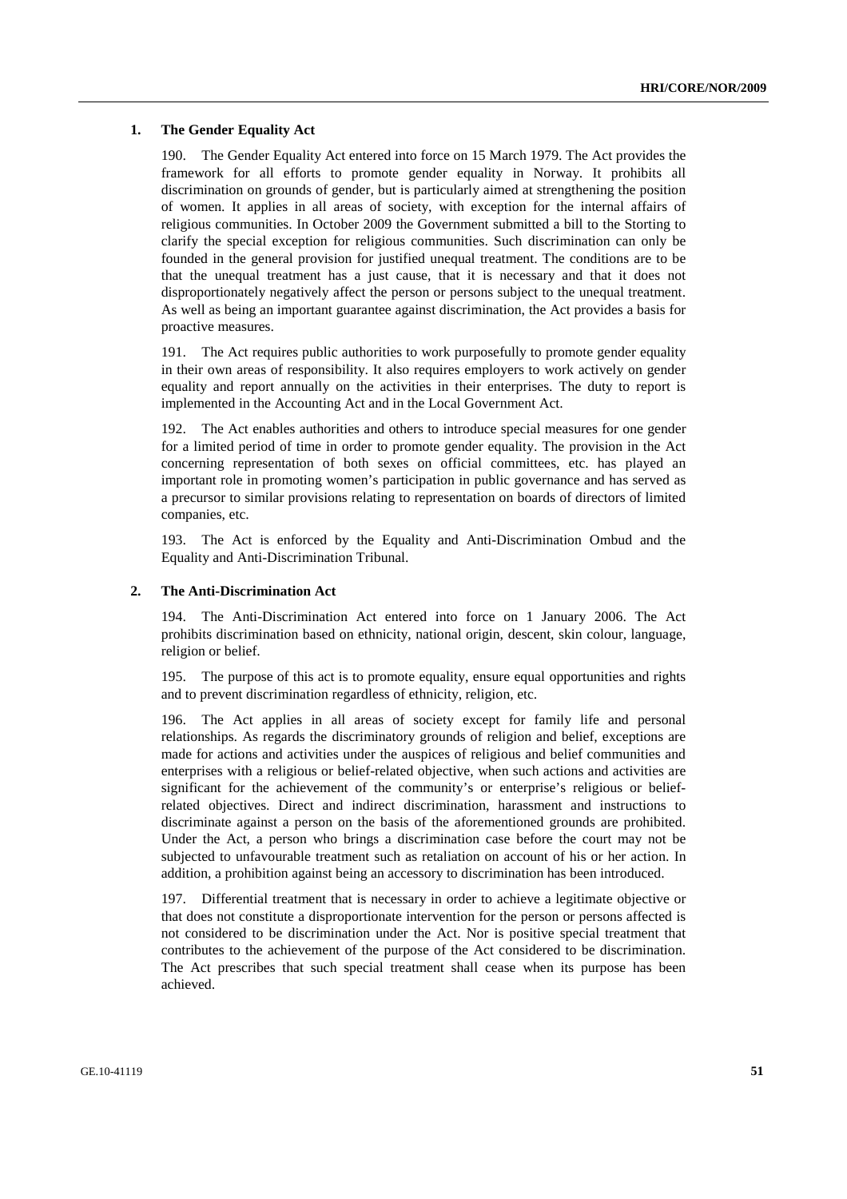### 1. The Gender Equality Act

190. The Gender Equality Act entered into force on 15 March 1979. The Act provides the framework for all efforts to promote gender equality in Norway. It prohibits all discrimination on grounds of gender, but is particularly aimed at strengthening the position of women. It applies in all areas of society, with exception for the internal affairs of religious communities. In October 2009 the Government submitted a bill to the Storting to clarify the special exception for religious communities. Such discrimination can only be founded in the general provision for justified unequal treatment. The conditions are to be that the unequal treatment has a just cause, that it is necessary and that it does not disproportionately negatively affect the person or persons subject to the unequal treatment. As well as being an important guarantee against discrimination, the Act provides a basis for proactive measures.

191. The Act requires public authorities to work purposefully to promote gender equality in their own areas of responsibility. It also requires employers to work actively on gender equality and report annually on the activities in their enterprises. The duty to report is implemented in the Accounting Act and in the Local Government Act.

192. The Act enables authorities and others to introduce special measures for one gender for a limited period of time in order to promote gender equality. The provision in the Act concerning representation of both sexes on official committees, etc. has played an important role in promoting women's participation in public governance and has served as a precursor to similar provisions relating to representation on boards of directors of limited companies, etc.

193. The Act is enforced by the Equality and Anti-Discrimination Ombud and the Equality and Anti-Discrimination Tribunal.

### 2. The Anti-Discrimination Act

194. The Anti-Discrimination Act entered into force on 1 January 2006. The Act prohibits discrimination based on ethnicity, national origin, descent, skin colour, language, religion or belief.

195. The purpose of this act is to promote equality, ensure equal opportunities and rights and to prevent discrimination regardless of ethnicity, religion, etc.

196. The Act applies in all areas of society except for family life and personal relationships. As regards the discriminatory grounds of religion and belief, exceptions are made for actions and activities under the auspices of religious and belief communities and enterprises with a religious or belief-related objective, when such actions and activities are significant for the achievement of the community's or enterprise's religious or belief-related objectives. Direct and indirect discrimination, harassment and instructions to discriminate against a person on the basis of the aforementioned grounds are prohibited. Under the Act, a person who brings a discrimination case before the court may not be subjected to unfavourable treatment such as retaliation on account of his or her action. In addition, a prohibition against being an accessory to discrimination has been introduced.

197. Differential treatment that is necessary in order to achieve a legitimate objective or that does not constitute a disproportionate intervention for the person or persons affected is not considered to be discrimination under the Act. Nor is positive special treatment that contributes to the achievement of the purpose of the Act considered to be discrimination. The Act prescribes that such special treatment shall cease when its purpose has been achieved.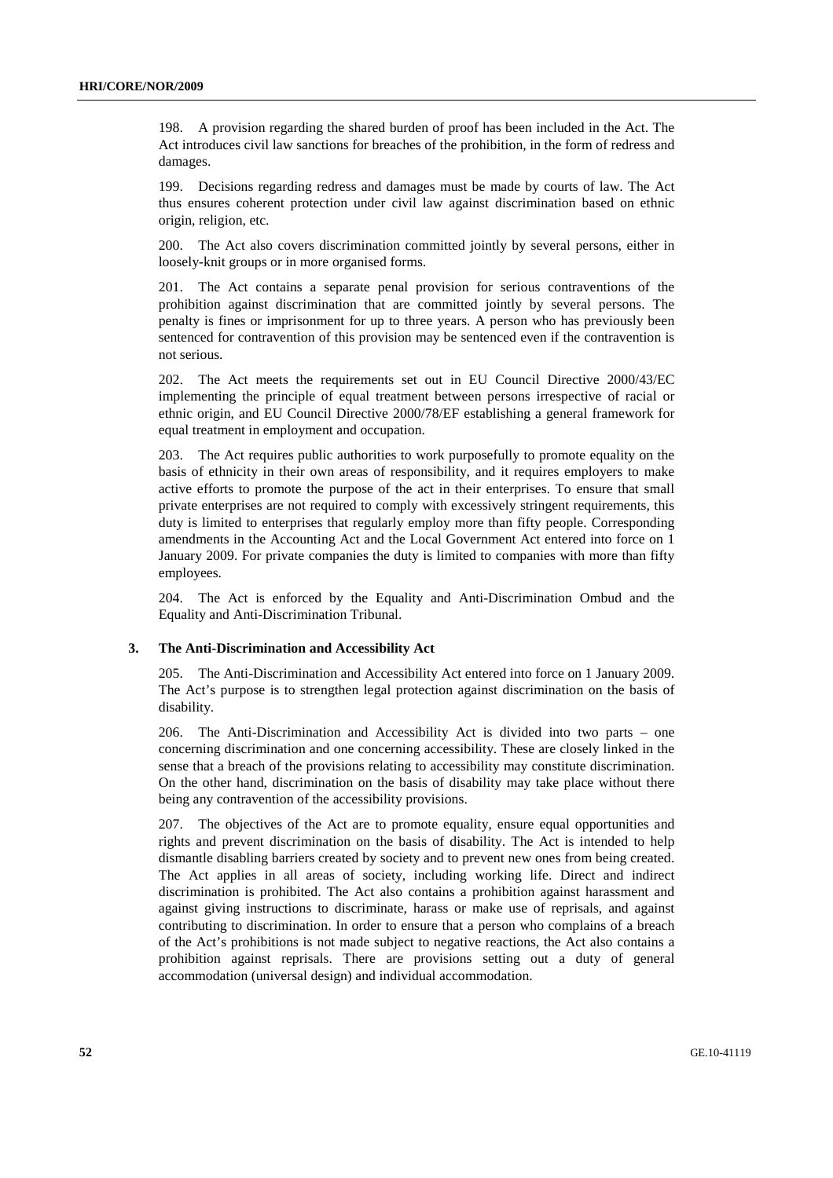198. A provision regarding the shared burden of proof has been included in the Act. The Act introduces civil law sanctions for breaches of the prohibition, in the form of redress and damages.

199. Decisions regarding redress and damages must be made by courts of law. The Act thus ensures coherent protection under civil law against discrimination based on ethnic origin, religion, etc.

200. The Act also covers discrimination committed jointly by several persons, either in loosely-knit groups or in more organised forms.

201. The Act contains a separate penal provision for serious contraventions of the prohibition against discrimination that are committed jointly by several persons. The penalty is fines or imprisonment for up to three years. A person who has previously been sentenced for contravention of this provision may be sentenced even if the contravention is not serious.

202. The Act meets the requirements set out in EU Council Directive 2000/43/EC implementing the principle of equal treatment between persons irrespective of racial or ethnic origin, and EU Council Directive 2000/78/EF establishing a general framework for equal treatment in employment and occupation.

203. The Act requires public authorities to work purposefully to promote equality on the basis of ethnicity in their own areas of responsibility, and it requires employers to make active efforts to promote the purpose of the act in their enterprises. To ensure that small private enterprises are not required to comply with excessively stringent requirements, this duty is limited to enterprises that regularly employ more than fifty people. Corresponding amendments in the Accounting Act and the Local Government Act entered into force on 1 January 2009. For private companies the duty is limited to companies with more than fifty employees.

204. The Act is enforced by the Equality and Anti-Discrimination Ombud and the Equality and Anti-Discrimination Tribunal.

### 3. The Anti-Discrimination and Accessibility Act

205. The Anti-Discrimination and Accessibility Act entered into force on 1 January 2009. The Act's purpose is to strengthen legal protection against discrimination on the basis of disability.

206. The Anti-Discrimination and Accessibility Act is divided into two parts – one concerning discrimination and one concerning accessibility. These are closely linked in the sense that a breach of the provisions relating to accessibility may constitute discrimination. On the other hand, discrimination on the basis of disability may take place without there being any contravention of the accessibility provisions.

207. The objectives of the Act are to promote equality, ensure equal opportunities and rights and prevent discrimination on the basis of disability. The Act is intended to help dismantle disabling barriers created by society and to prevent new ones from being created. The Act applies in all areas of society, including working life. Direct and indirect discrimination is prohibited. The Act also contains a prohibition against harassment and against giving instructions to discriminate, harass or make use of reprisals, and against contributing to discrimination. In order to ensure that a person who complains of a breach of the Act's prohibitions is not made subject to negative reactions, the Act also contains a prohibition against reprisals. There are provisions setting out a duty of general accommodation (universal design) and individual accommodation.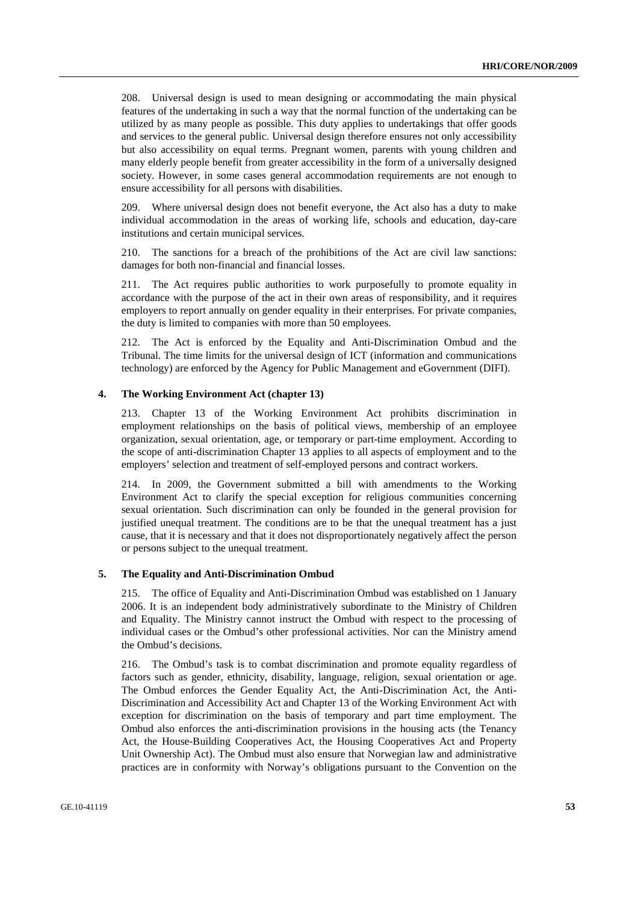208. Universal design is used to mean designing or accommodating the main physical features of the undertaking in such a way that the normal function of the undertaking can be utilized by as many people as possible. This duty applies to undertakings that offer goods and services to the general public. Universal design therefore ensures not only accessibility but also accessibility on equal terms. Pregnant women, parents with young children and many elderly people benefit from greater accessibility in the form of a universally designed society. However, in some cases general accommodation requirements are not enough to ensure accessibility for all persons with disabilities.

209. Where universal design does not benefit everyone, the Act also has a duty to make individual accommodation in the areas of working life, schools and education, day-care institutions and certain municipal services.

210. The sanctions for a breach of the prohibitions of the Act are civil law sanctions: damages for both non-financial and financial losses.

211. The Act requires public authorities to work purposefully to promote equality in accordance with the purpose of the act in their own areas of responsibility, and it requires employers to report annually on gender equality in their enterprises. For private companies, the duty is limited to companies with more than 50 employees.

212. The Act is enforced by the Equality and Anti-Discrimination Ombud and the Tribunal. The time limits for the universal design of ICT (information and communications technology) are enforced by the Agency for Public Management and eGovernment (DIFI).

### 4. The Working Environment Act (chapter 13)

213. Chapter 13 of the Working Environment Act prohibits discrimination in employment relationships on the basis of political views, membership of an employee organization, sexual orientation, age, or temporary or part-time employment. According to the scope of anti-discrimination Chapter 13 applies to all aspects of employment and to the employers' selection and treatment of self-employed persons and contract workers.

214. In 2009, the Government submitted a bill with amendments to the Working Environment Act to clarify the special exception for religious communities concerning sexual orientation. Such discrimination can only be founded in the general provision for justified unequal treatment. The conditions are to be that the unequal treatment has a just cause, that it is necessary and that it does not disproportionately negatively affect the person or persons subject to the unequal treatment.

### 5. The Equality and Anti-Discrimination Ombud

215. The office of Equality and Anti-Discrimination Ombud was established on 1 January 2006. It is an independent body administratively subordinate to the Ministry of Children and Equality. The Ministry cannot instruct the Ombud with respect to the processing of individual cases or the Ombud's other professional activities. Nor can the Ministry amend the Ombud's decisions.

216. The Ombud's task is to combat discrimination and promote equality regardless of factors such as gender, ethnicity, disability, language, religion, sexual orientation or age. The Ombud enforces the Gender Equality Act, the Anti-Discrimination Act, the Anti-Discrimination and Accessibility Act and Chapter 13 of the Working Environment Act with exception for discrimination on the basis of temporary and part time employment. The Ombud also enforces the anti-discrimination provisions in the housing acts (the Tenancy Act, the House-Building Cooperatives Act, the Housing Cooperatives Act and Property Unit Ownership Act). The Ombud must also ensure that Norwegian law and administrative practices are in conformity with Norway's obligations pursuant to the Convention on the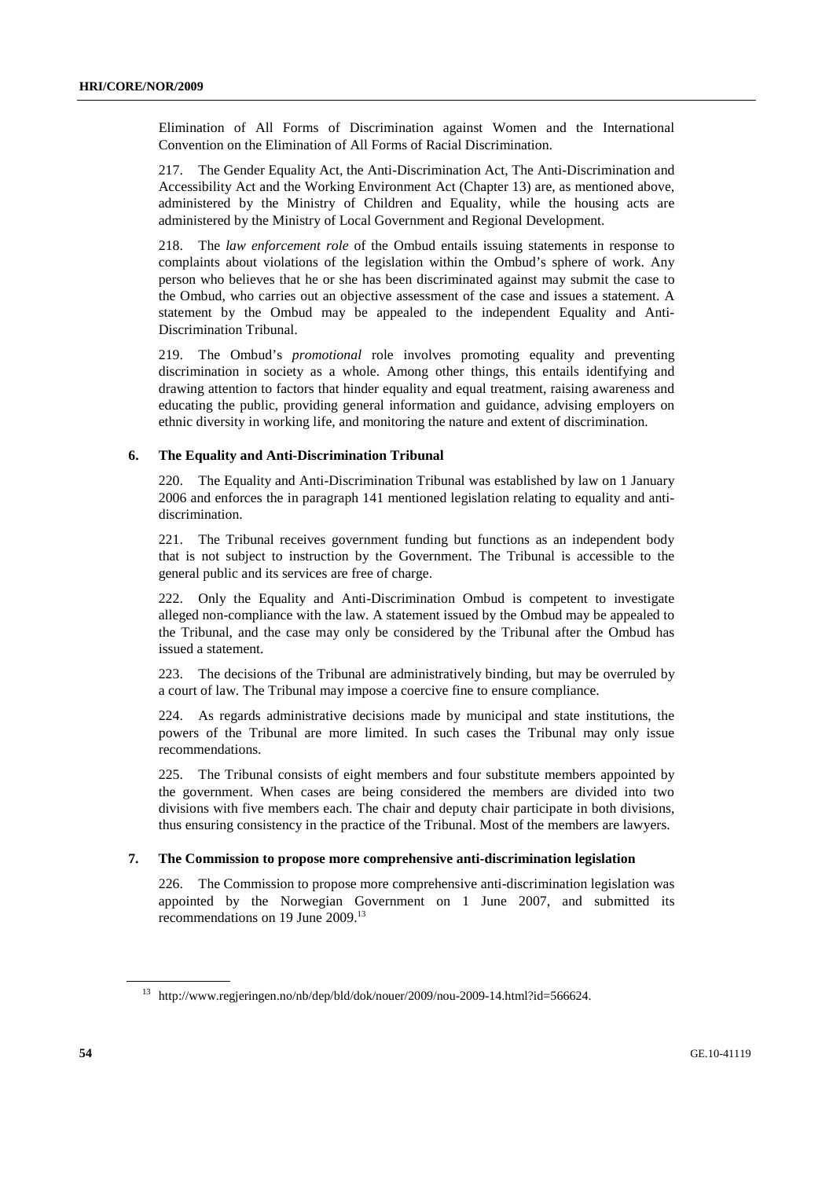Elimination of All Forms of Discrimination against Women and the International Convention on the Elimination of All Forms of Racial Discrimination.

217. The Gender Equality Act, the Anti-Discrimination Act, The Anti-Discrimination and Accessibility Act and the Working Environment Act (Chapter 13) are, as mentioned above, administered by the Ministry of Children and Equality, while the housing acts are administered by the Ministry of Local Government and Regional Development.

218. The *law enforcement role* of the Ombud entails issuing statements in response to complaints about violations of the legislation within the Ombud's sphere of work. Any person who believes that he or she has been discriminated against may submit the case to the Ombud, who carries out an objective assessment of the case and issues a statement. A statement by the Ombud may be appealed to the independent Equality and Anti-Discrimination Tribunal.

219. The Ombud's *promotional* role involves promoting equality and preventing discrimination in society as a whole. Among other things, this entails identifying and drawing attention to factors that hinder equality and equal treatment, raising awareness and educating the public, providing general information and guidance, advising employers on ethnic diversity in working life, and monitoring the nature and extent of discrimination.

### 6. The Equality and Anti-Discrimination Tribunal

220. The Equality and Anti-Discrimination Tribunal was established by law on 1 January 2006 and enforces the in paragraph 141 mentioned legislation relating to equality and anti-discrimination.

221. The Tribunal receives government funding but functions as an independent body that is not subject to instruction by the Government. The Tribunal is accessible to the general public and its services are free of charge.

222. Only the Equality and Anti-Discrimination Ombud is competent to investigate alleged non-compliance with the law. A statement issued by the Ombud may be appealed to the Tribunal, and the case may only be considered by the Tribunal after the Ombud has issued a statement.

223. The decisions of the Tribunal are administratively binding, but may be overruled by a court of law. The Tribunal may impose a coercive fine to ensure compliance.

224. As regards administrative decisions made by municipal and state institutions, the powers of the Tribunal are more limited. In such cases the Tribunal may only issue recommendations.

225. The Tribunal consists of eight members and four substitute members appointed by the government. When cases are being considered the members are divided into two divisions with five members each. The chair and deputy chair participate in both divisions, thus ensuring consistency in the practice of the Tribunal. Most of the members are lawyers.

### 7. The Commission to propose more comprehensive anti-discrimination legislation

226. The Commission to propose more comprehensive anti-discrimination legislation was appointed by the Norwegian Government on 1 June 2007, and submitted its recommendations on 19 June 2009.[13]

[13] http://www.regjeringen.no/nb/dep/bld/dok/nouer/2009/nou-2009-14.html?id=566624.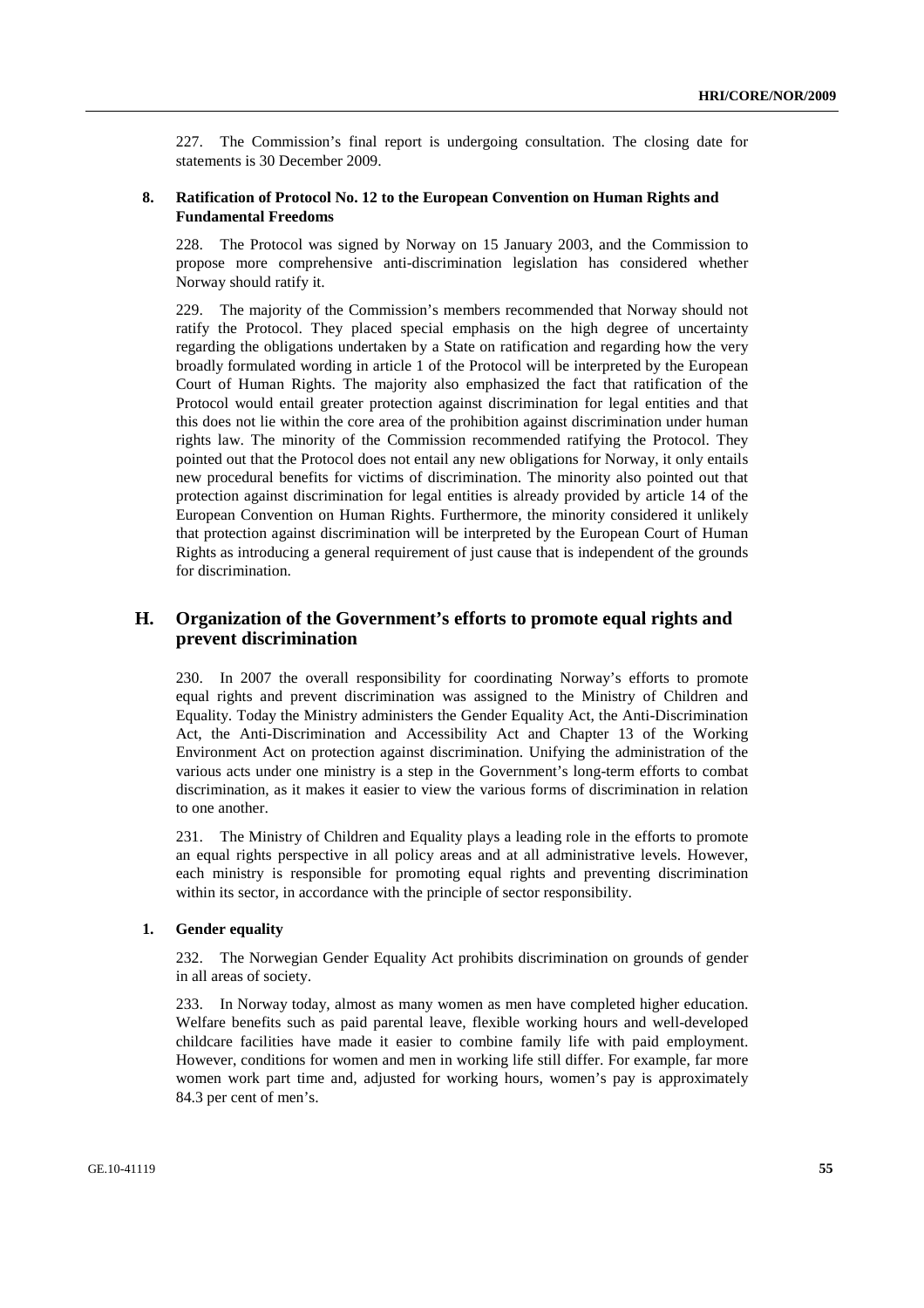227. The Commission's final report is undergoing consultation. The closing date for statements is 30 December 2009.

### 8. Ratification of Protocol No. 12 to the European Convention on Human Rights and Fundamental Freedoms

228. The Protocol was signed by Norway on 15 January 2003, and the Commission to propose more comprehensive anti-discrimination legislation has considered whether Norway should ratify it.

229. The majority of the Commission's members recommended that Norway should not ratify the Protocol. They placed special emphasis on the high degree of uncertainty regarding the obligations undertaken by a State on ratification and regarding how the very broadly formulated wording in article 1 of the Protocol will be interpreted by the European Court of Human Rights. The majority also emphasized the fact that ratification of the Protocol would entail greater protection against discrimination for legal entities and that this does not lie within the core area of the prohibition against discrimination under human rights law. The minority of the Commission recommended ratifying the Protocol. They pointed out that the Protocol does not entail any new obligations for Norway, it only entails new procedural benefits for victims of discrimination. The minority also pointed out that protection against discrimination for legal entities is already provided by article 14 of the European Convention on Human Rights. Furthermore, the minority considered it unlikely that protection against discrimination will be interpreted by the European Court of Human Rights as introducing a general requirement of just cause that is independent of the grounds for discrimination.

## H. Organization of the Government's efforts to promote equal rights and prevent discrimination

230. In 2007 the overall responsibility for coordinating Norway's efforts to promote equal rights and prevent discrimination was assigned to the Ministry of Children and Equality. Today the Ministry administers the Gender Equality Act, the Anti-Discrimination Act, the Anti-Discrimination and Accessibility Act and Chapter 13 of the Working Environment Act on protection against discrimination. Unifying the administration of the various acts under one ministry is a step in the Government's long-term efforts to combat discrimination, as it makes it easier to view the various forms of discrimination in relation to one another.

231. The Ministry of Children and Equality plays a leading role in the efforts to promote an equal rights perspective in all policy areas and at all administrative levels. However, each ministry is responsible for promoting equal rights and preventing discrimination within its sector, in accordance with the principle of sector responsibility.

### 1. Gender equality

232. The Norwegian Gender Equality Act prohibits discrimination on grounds of gender in all areas of society.

233. In Norway today, almost as many women as men have completed higher education. Welfare benefits such as paid parental leave, flexible working hours and well-developed childcare facilities have made it easier to combine family life with paid employment. However, conditions for women and men in working life still differ. For example, far more women work part time and, adjusted for working hours, women's pay is approximately 84.3 per cent of men's.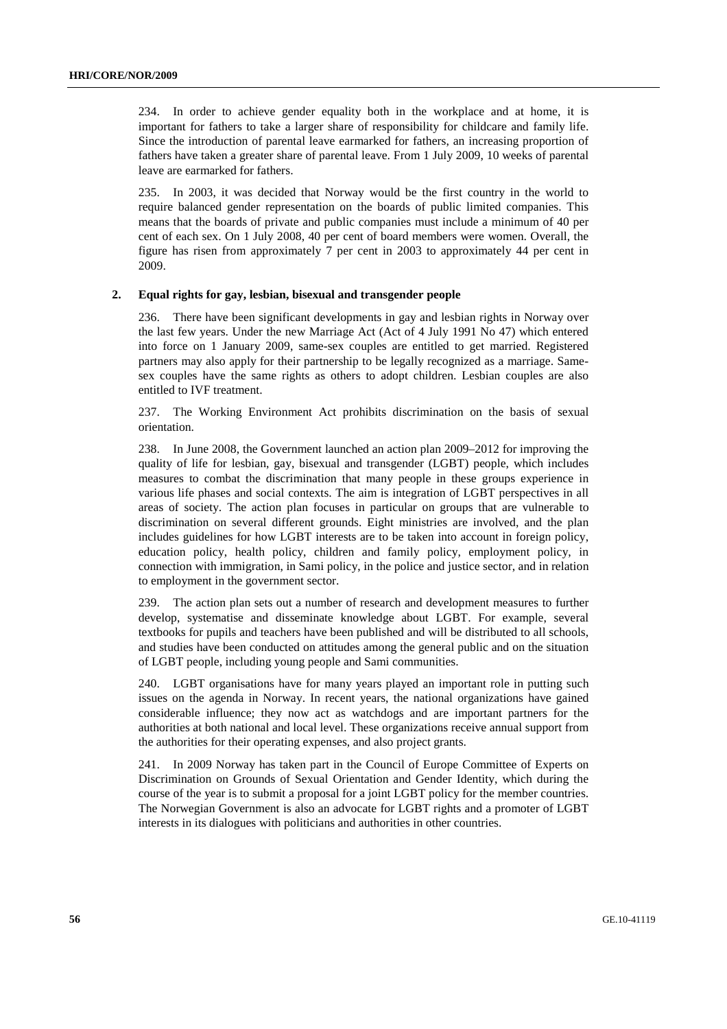234. In order to achieve gender equality both in the workplace and at home, it is important for fathers to take a larger share of responsibility for childcare and family life. Since the introduction of parental leave earmarked for fathers, an increasing proportion of fathers have taken a greater share of parental leave. From 1 July 2009, 10 weeks of parental leave are earmarked for fathers.

235. In 2003, it was decided that Norway would be the first country in the world to require balanced gender representation on the boards of public limited companies. This means that the boards of private and public companies must include a minimum of 40 per cent of each sex. On 1 July 2008, 40 per cent of board members were women. Overall, the figure has risen from approximately 7 per cent in 2003 to approximately 44 per cent in 2009.

### 2. Equal rights for gay, lesbian, bisexual and transgender people

236. There have been significant developments in gay and lesbian rights in Norway over the last few years. Under the new Marriage Act (Act of 4 July 1991 No 47) which entered into force on 1 January 2009, same-sex couples are entitled to get married. Registered partners may also apply for their partnership to be legally recognized as a marriage. Same-sex couples have the same rights as others to adopt children. Lesbian couples are also entitled to IVF treatment.

237. The Working Environment Act prohibits discrimination on the basis of sexual orientation.

238. In June 2008, the Government launched an action plan 2009–2012 for improving the quality of life for lesbian, gay, bisexual and transgender (LGBT) people, which includes measures to combat the discrimination that many people in these groups experience in various life phases and social contexts. The aim is integration of LGBT perspectives in all areas of society. The action plan focuses in particular on groups that are vulnerable to discrimination on several different grounds. Eight ministries are involved, and the plan includes guidelines for how LGBT interests are to be taken into account in foreign policy, education policy, health policy, children and family policy, employment policy, in connection with immigration, in Sami policy, in the police and justice sector, and in relation to employment in the government sector.

239. The action plan sets out a number of research and development measures to further develop, systematise and disseminate knowledge about LGBT. For example, several textbooks for pupils and teachers have been published and will be distributed to all schools, and studies have been conducted on attitudes among the general public and on the situation of LGBT people, including young people and Sami communities.

240. LGBT organisations have for many years played an important role in putting such issues on the agenda in Norway. In recent years, the national organizations have gained considerable influence; they now act as watchdogs and are important partners for the authorities at both national and local level. These organizations receive annual support from the authorities for their operating expenses, and also project grants.

241. In 2009 Norway has taken part in the Council of Europe Committee of Experts on Discrimination on Grounds of Sexual Orientation and Gender Identity, which during the course of the year is to submit a proposal for a joint LGBT policy for the member countries. The Norwegian Government is also an advocate for LGBT rights and a promoter of LGBT interests in its dialogues with politicians and authorities in other countries.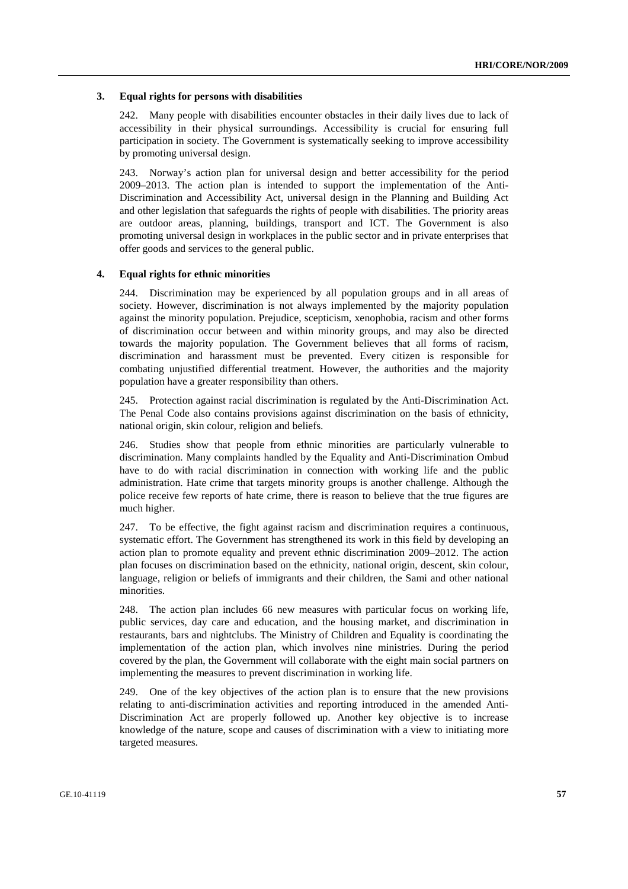### 3. Equal rights for persons with disabilities

242. Many people with disabilities encounter obstacles in their daily lives due to lack of accessibility in their physical surroundings. Accessibility is crucial for ensuring full participation in society. The Government is systematically seeking to improve accessibility by promoting universal design.

243. Norway's action plan for universal design and better accessibility for the period 2009–2013. The action plan is intended to support the implementation of the Anti-Discrimination and Accessibility Act, universal design in the Planning and Building Act and other legislation that safeguards the rights of people with disabilities. The priority areas are outdoor areas, planning, buildings, transport and ICT. The Government is also promoting universal design in workplaces in the public sector and in private enterprises that offer goods and services to the general public.

### 4. Equal rights for ethnic minorities

244. Discrimination may be experienced by all population groups and in all areas of society. However, discrimination is not always implemented by the majority population against the minority population. Prejudice, scepticism, xenophobia, racism and other forms of discrimination occur between and within minority groups, and may also be directed towards the majority population. The Government believes that all forms of racism, discrimination and harassment must be prevented. Every citizen is responsible for combating unjustified differential treatment. However, the authorities and the majority population have a greater responsibility than others.

245. Protection against racial discrimination is regulated by the Anti-Discrimination Act. The Penal Code also contains provisions against discrimination on the basis of ethnicity, national origin, skin colour, religion and beliefs.

246. Studies show that people from ethnic minorities are particularly vulnerable to discrimination. Many complaints handled by the Equality and Anti-Discrimination Ombud have to do with racial discrimination in connection with working life and the public administration. Hate crime that targets minority groups is another challenge. Although the police receive few reports of hate crime, there is reason to believe that the true figures are much higher.

247. To be effective, the fight against racism and discrimination requires a continuous, systematic effort. The Government has strengthened its work in this field by developing an action plan to promote equality and prevent ethnic discrimination 2009–2012. The action plan focuses on discrimination based on the ethnicity, national origin, descent, skin colour, language, religion or beliefs of immigrants and their children, the Sami and other national minorities.

248. The action plan includes 66 new measures with particular focus on working life, public services, day care and education, and the housing market, and discrimination in restaurants, bars and nightclubs. The Ministry of Children and Equality is coordinating the implementation of the action plan, which involves nine ministries. During the period covered by the plan, the Government will collaborate with the eight main social partners on implementing the measures to prevent discrimination in working life.

249. One of the key objectives of the action plan is to ensure that the new provisions relating to anti-discrimination activities and reporting introduced in the amended Anti-Discrimination Act are properly followed up. Another key objective is to increase knowledge of the nature, scope and causes of discrimination with a view to initiating more targeted measures.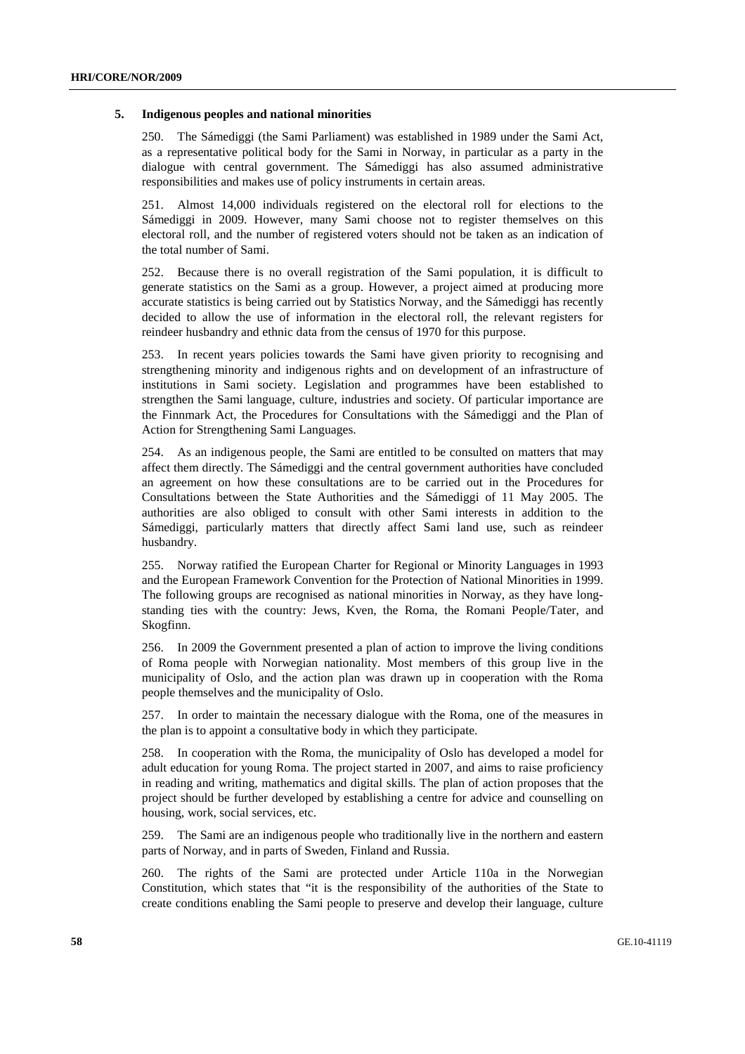## 5. Indigenous peoples and national minorities

250. The Sámediggi (the Sami Parliament) was established in 1989 under the Sami Act, as a representative political body for the Sami in Norway, in particular as a party in the dialogue with central government. The Sámediggi has also assumed administrative responsibilities and makes use of policy instruments in certain areas.

251. Almost 14,000 individuals registered on the electoral roll for elections to the Sámediggi in 2009. However, many Sami choose not to register themselves on this electoral roll, and the number of registered voters should not be taken as an indication of the total number of Sami.

252. Because there is no overall registration of the Sami population, it is difficult to generate statistics on the Sami as a group. However, a project aimed at producing more accurate statistics is being carried out by Statistics Norway, and the Sámediggi has recently decided to allow the use of information in the electoral roll, the relevant registers for reindeer husbandry and ethnic data from the census of 1970 for this purpose.

253. In recent years policies towards the Sami have given priority to recognising and strengthening minority and indigenous rights and on development of an infrastructure of institutions in Sami society. Legislation and programmes have been established to strengthen the Sami language, culture, industries and society. Of particular importance are the Finnmark Act, the Procedures for Consultations with the Sámediggi and the Plan of Action for Strengthening Sami Languages.

254. As an indigenous people, the Sami are entitled to be consulted on matters that may affect them directly. The Sámediggi and the central government authorities have concluded an agreement on how these consultations are to be carried out in the Procedures for Consultations between the State Authorities and the Sámediggi of 11 May 2005. The authorities are also obliged to consult with other Sami interests in addition to the Sámediggi, particularly matters that directly affect Sami land use, such as reindeer husbandry.

255. Norway ratified the European Charter for Regional or Minority Languages in 1993 and the European Framework Convention for the Protection of National Minorities in 1999. The following groups are recognised as national minorities in Norway, as they have long-standing ties with the country: Jews, Kven, the Roma, the Romani People/Tater, and Skogfinn.

256. In 2009 the Government presented a plan of action to improve the living conditions of Roma people with Norwegian nationality. Most members of this group live in the municipality of Oslo, and the action plan was drawn up in cooperation with the Roma people themselves and the municipality of Oslo.

257. In order to maintain the necessary dialogue with the Roma, one of the measures in the plan is to appoint a consultative body in which they participate.

258. In cooperation with the Roma, the municipality of Oslo has developed a model for adult education for young Roma. The project started in 2007, and aims to raise proficiency in reading and writing, mathematics and digital skills. The plan of action proposes that the project should be further developed by establishing a centre for advice and counselling on housing, work, social services, etc.

259. The Sami are an indigenous people who traditionally live in the northern and eastern parts of Norway, and in parts of Sweden, Finland and Russia.

260. The rights of the Sami are protected under Article 110a in the Norwegian Constitution, which states that "it is the responsibility of the authorities of the State to create conditions enabling the Sami people to preserve and develop their language, culture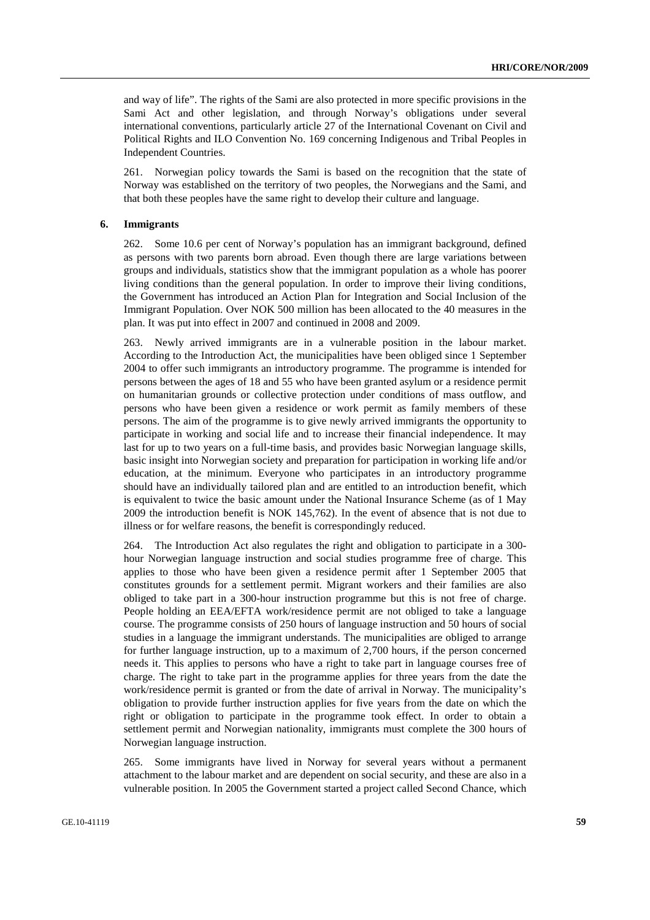and way of life". The rights of the Sami are also protected in more specific provisions in the Sami Act and other legislation, and through Norway's obligations under several international conventions, particularly article 27 of the International Covenant on Civil and Political Rights and ILO Convention No. 169 concerning Indigenous and Tribal Peoples in Independent Countries.

261. Norwegian policy towards the Sami is based on the recognition that the state of Norway was established on the territory of two peoples, the Norwegians and the Sami, and that both these peoples have the same right to develop their culture and language.

### 6. Immigrants

262. Some 10.6 per cent of Norway's population has an immigrant background, defined as persons with two parents born abroad. Even though there are large variations between groups and individuals, statistics show that the immigrant population as a whole has poorer living conditions than the general population. In order to improve their living conditions, the Government has introduced an Action Plan for Integration and Social Inclusion of the Immigrant Population. Over NOK 500 million has been allocated to the 40 measures in the plan. It was put into effect in 2007 and continued in 2008 and 2009.

263. Newly arrived immigrants are in a vulnerable position in the labour market. According to the Introduction Act, the municipalities have been obliged since 1 September 2004 to offer such immigrants an introductory programme. The programme is intended for persons between the ages of 18 and 55 who have been granted asylum or a residence permit on humanitarian grounds or collective protection under conditions of mass outflow, and persons who have been given a residence or work permit as family members of these persons. The aim of the programme is to give newly arrived immigrants the opportunity to participate in working and social life and to increase their financial independence. It may last for up to two years on a full-time basis, and provides basic Norwegian language skills, basic insight into Norwegian society and preparation for participation in working life and/or education, at the minimum. Everyone who participates in an introductory programme should have an individually tailored plan and are entitled to an introduction benefit, which is equivalent to twice the basic amount under the National Insurance Scheme (as of 1 May 2009 the introduction benefit is NOK 145,762). In the event of absence that is not due to illness or for welfare reasons, the benefit is correspondingly reduced.

264. The Introduction Act also regulates the right and obligation to participate in a 300-hour Norwegian language instruction and social studies programme free of charge. This applies to those who have been given a residence permit after 1 September 2005 that constitutes grounds for a settlement permit. Migrant workers and their families are also obliged to take part in a 300-hour instruction programme but this is not free of charge. People holding an EEA/EFTA work/residence permit are not obliged to take a language course. The programme consists of 250 hours of language instruction and 50 hours of social studies in a language the immigrant understands. The municipalities are obliged to arrange for further language instruction, up to a maximum of 2,700 hours, if the person concerned needs it. This applies to persons who have a right to take part in language courses free of charge. The right to take part in the programme applies for three years from the date the work/residence permit is granted or from the date of arrival in Norway. The municipality's obligation to provide further instruction applies for five years from the date on which the right or obligation to participate in the programme took effect. In order to obtain a settlement permit and Norwegian nationality, immigrants must complete the 300 hours of Norwegian language instruction.

265. Some immigrants have lived in Norway for several years without a permanent attachment to the labour market and are dependent on social security, and these are also in a vulnerable position. In 2005 the Government started a project called Second Chance, which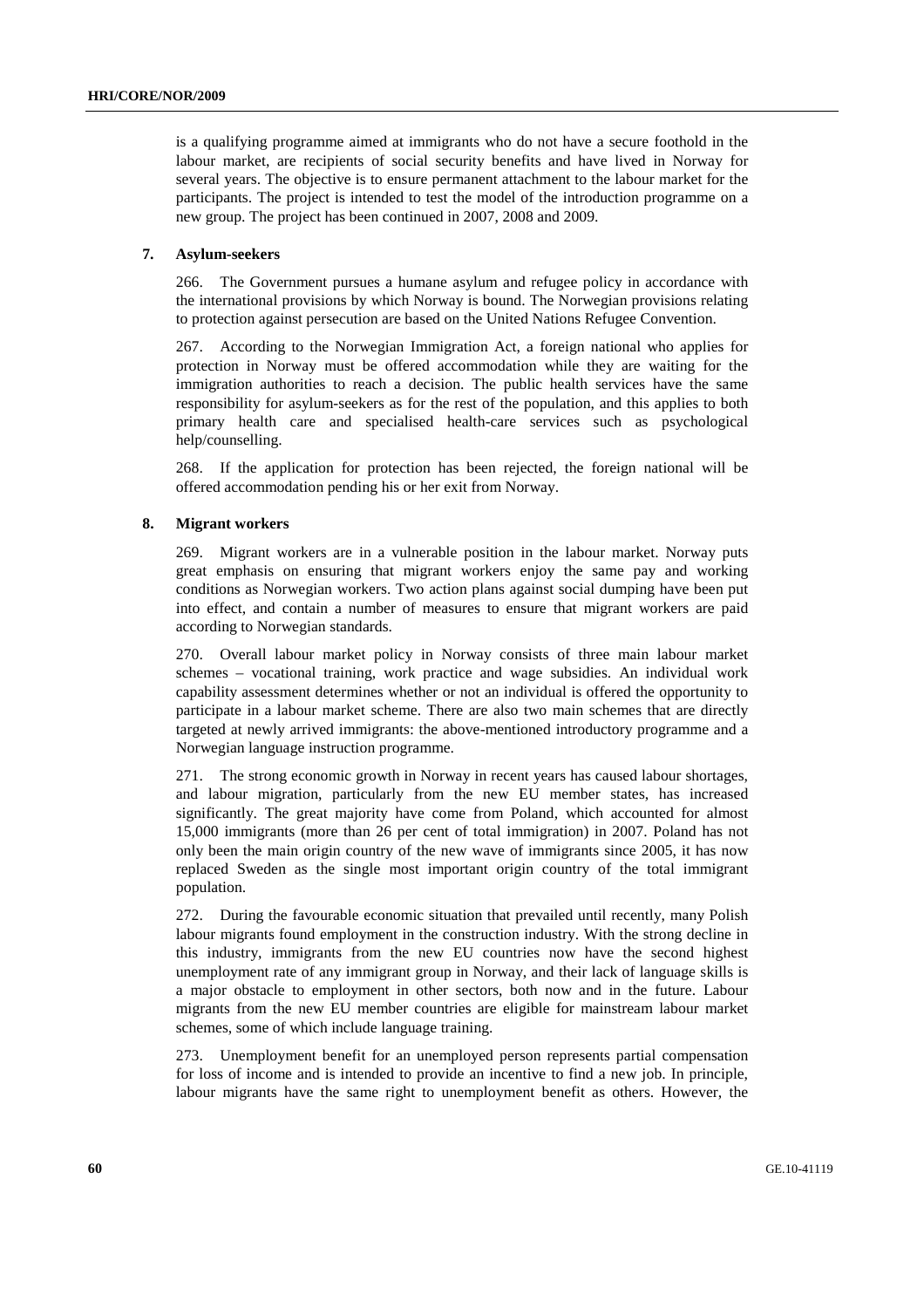is a qualifying programme aimed at immigrants who do not have a secure foothold in the labour market, are recipients of social security benefits and have lived in Norway for several years. The objective is to ensure permanent attachment to the labour market for the participants. The project is intended to test the model of the introduction programme on a new group. The project has been continued in 2007, 2008 and 2009.

### 7. Asylum-seekers

266. The Government pursues a humane asylum and refugee policy in accordance with the international provisions by which Norway is bound. The Norwegian provisions relating to protection against persecution are based on the United Nations Refugee Convention.

267. According to the Norwegian Immigration Act, a foreign national who applies for protection in Norway must be offered accommodation while they are waiting for the immigration authorities to reach a decision. The public health services have the same responsibility for asylum-seekers as for the rest of the population, and this applies to both primary health care and specialised health-care services such as psychological help/counselling.

268. If the application for protection has been rejected, the foreign national will be offered accommodation pending his or her exit from Norway.

### 8. Migrant workers

269. Migrant workers are in a vulnerable position in the labour market. Norway puts great emphasis on ensuring that migrant workers enjoy the same pay and working conditions as Norwegian workers. Two action plans against social dumping have been put into effect, and contain a number of measures to ensure that migrant workers are paid according to Norwegian standards.

270. Overall labour market policy in Norway consists of three main labour market schemes – vocational training, work practice and wage subsidies. An individual work capability assessment determines whether or not an individual is offered the opportunity to participate in a labour market scheme. There are also two main schemes that are directly targeted at newly arrived immigrants: the above-mentioned introductory programme and a Norwegian language instruction programme.

271. The strong economic growth in Norway in recent years has caused labour shortages, and labour migration, particularly from the new EU member states, has increased significantly. The great majority have come from Poland, which accounted for almost 15,000 immigrants (more than 26 per cent of total immigration) in 2007. Poland has not only been the main origin country of the new wave of immigrants since 2005, it has now replaced Sweden as the single most important origin country of the total immigrant population.

272. During the favourable economic situation that prevailed until recently, many Polish labour migrants found employment in the construction industry. With the strong decline in this industry, immigrants from the new EU countries now have the second highest unemployment rate of any immigrant group in Norway, and their lack of language skills is a major obstacle to employment in other sectors, both now and in the future. Labour migrants from the new EU member countries are eligible for mainstream labour market schemes, some of which include language training.

273. Unemployment benefit for an unemployed person represents partial compensation for loss of income and is intended to provide an incentive to find a new job. In principle, labour migrants have the same right to unemployment benefit as others. However, the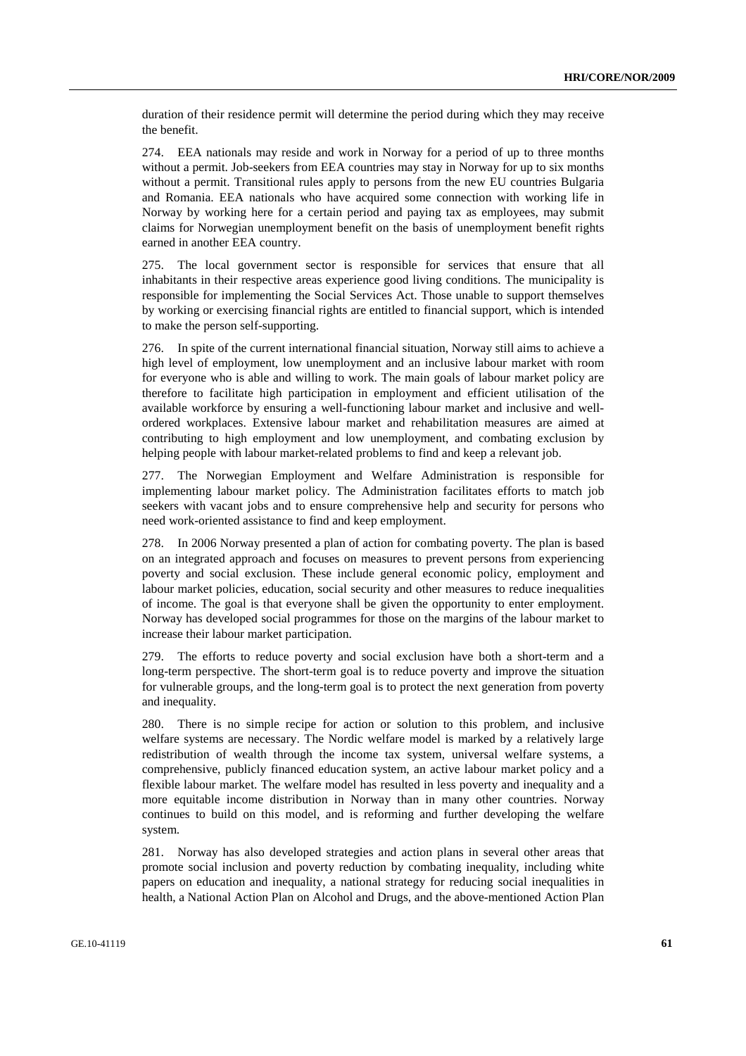duration of their residence permit will determine the period during which they may receive the benefit.

274. EEA nationals may reside and work in Norway for a period of up to three months without a permit. Job-seekers from EEA countries may stay in Norway for up to six months without a permit. Transitional rules apply to persons from the new EU countries Bulgaria and Romania. EEA nationals who have acquired some connection with working life in Norway by working here for a certain period and paying tax as employees, may submit claims for Norwegian unemployment benefit on the basis of unemployment benefit rights earned in another EEA country.

275. The local government sector is responsible for services that ensure that all inhabitants in their respective areas experience good living conditions. The municipality is responsible for implementing the Social Services Act. Those unable to support themselves by working or exercising financial rights are entitled to financial support, which is intended to make the person self-supporting.

276. In spite of the current international financial situation, Norway still aims to achieve a high level of employment, low unemployment and an inclusive labour market with room for everyone who is able and willing to work. The main goals of labour market policy are therefore to facilitate high participation in employment and efficient utilisation of the available workforce by ensuring a well-functioning labour market and inclusive and well-ordered workplaces. Extensive labour market and rehabilitation measures are aimed at contributing to high employment and low unemployment, and combating exclusion by helping people with labour market-related problems to find and keep a relevant job.

277. The Norwegian Employment and Welfare Administration is responsible for implementing labour market policy. The Administration facilitates efforts to match job seekers with vacant jobs and to ensure comprehensive help and security for persons who need work-oriented assistance to find and keep employment.

278. In 2006 Norway presented a plan of action for combating poverty. The plan is based on an integrated approach and focuses on measures to prevent persons from experiencing poverty and social exclusion. These include general economic policy, employment and labour market policies, education, social security and other measures to reduce inequalities of income. The goal is that everyone shall be given the opportunity to enter employment. Norway has developed social programmes for those on the margins of the labour market to increase their labour market participation.

279. The efforts to reduce poverty and social exclusion have both a short-term and a long-term perspective. The short-term goal is to reduce poverty and improve the situation for vulnerable groups, and the long-term goal is to protect the next generation from poverty and inequality.

280. There is no simple recipe for action or solution to this problem, and inclusive welfare systems are necessary. The Nordic welfare model is marked by a relatively large redistribution of wealth through the income tax system, universal welfare systems, a comprehensive, publicly financed education system, an active labour market policy and a flexible labour market. The welfare model has resulted in less poverty and inequality and a more equitable income distribution in Norway than in many other countries. Norway continues to build on this model, and is reforming and further developing the welfare system.

281. Norway has also developed strategies and action plans in several other areas that promote social inclusion and poverty reduction by combating inequality, including white papers on education and inequality, a national strategy for reducing social inequalities in health, a National Action Plan on Alcohol and Drugs, and the above-mentioned Action Plan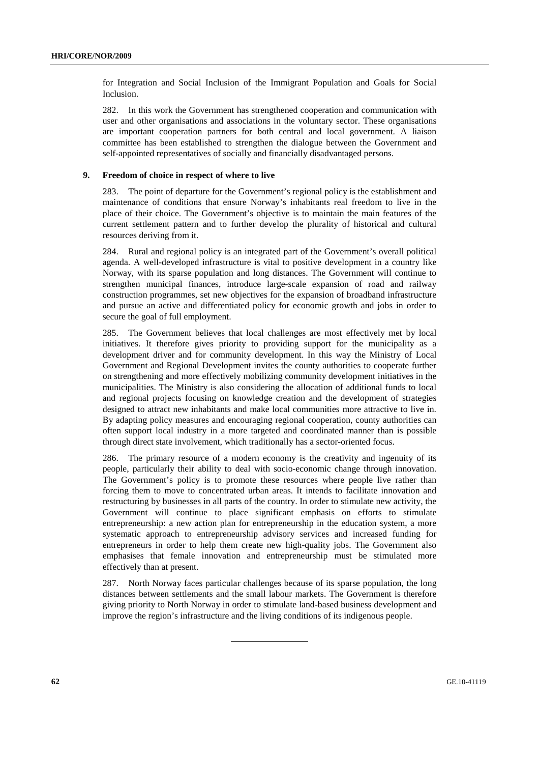for Integration and Social Inclusion of the Immigrant Population and Goals for Social Inclusion.

282. In this work the Government has strengthened cooperation and communication with user and other organisations and associations in the voluntary sector. These organisations are important cooperation partners for both central and local government. A liaison committee has been established to strengthen the dialogue between the Government and self-appointed representatives of socially and financially disadvantaged persons.

### 9. Freedom of choice in respect of where to live

283. The point of departure for the Government's regional policy is the establishment and maintenance of conditions that ensure Norway's inhabitants real freedom to live in the place of their choice. The Government's objective is to maintain the main features of the current settlement pattern and to further develop the plurality of historical and cultural resources deriving from it.

284. Rural and regional policy is an integrated part of the Government's overall political agenda. A well-developed infrastructure is vital to positive development in a country like Norway, with its sparse population and long distances. The Government will continue to strengthen municipal finances, introduce large-scale expansion of road and railway construction programmes, set new objectives for the expansion of broadband infrastructure and pursue an active and differentiated policy for economic growth and jobs in order to secure the goal of full employment.

285. The Government believes that local challenges are most effectively met by local initiatives. It therefore gives priority to providing support for the municipality as a development driver and for community development. In this way the Ministry of Local Government and Regional Development invites the county authorities to cooperate further on strengthening and more effectively mobilizing community development initiatives in the municipalities. The Ministry is also considering the allocation of additional funds to local and regional projects focusing on knowledge creation and the development of strategies designed to attract new inhabitants and make local communities more attractive to live in. By adapting policy measures and encouraging regional cooperation, county authorities can often support local industry in a more targeted and coordinated manner than is possible through direct state involvement, which traditionally has a sector-oriented focus.

286. The primary resource of a modern economy is the creativity and ingenuity of its people, particularly their ability to deal with socio-economic change through innovation. The Government's policy is to promote these resources where people live rather than forcing them to move to concentrated urban areas. It intends to facilitate innovation and restructuring by businesses in all parts of the country. In order to stimulate new activity, the Government will continue to place significant emphasis on efforts to stimulate entrepreneurship: a new action plan for entrepreneurship in the education system, a more systematic approach to entrepreneurship advisory services and increased funding for entrepreneurs in order to help them create new high-quality jobs. The Government also emphasises that female innovation and entrepreneurship must be stimulated more effectively than at present.

287. North Norway faces particular challenges because of its sparse population, the long distances between settlements and the small labour markets. The Government is therefore giving priority to North Norway in order to stimulate land-based business development and improve the region's infrastructure and the living conditions of its indigenous people.